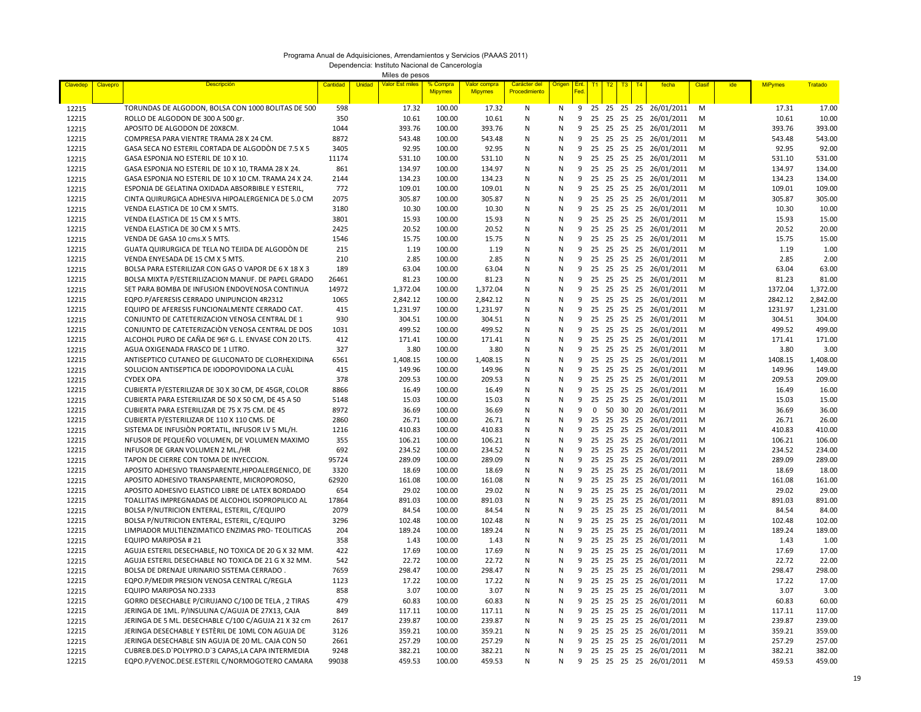Programa Anual de Adquisiciones, Arrendamientos y Servicios (PAAAS 2011)

Dependencia: Instituto Nacional de Cancerología

Miles de pesos

| Clavedep | Clavepro | Descripción | Cantidad | Unidad | Valor Est miles | % Compra Mipymes | Valor compra Mipymes | Carácter del Procedimiento | Origen | Ent. Fed. | T1 | T2 | T3 | T4 | fecha | Clasif | ide | MiPymes | Tratado |
|---|---|---|---|---|---|---|---|---|---|---|---|---|---|---|---|---|---|---|---|
| 12215 | | TORUNDAS DE ALGODON, BOLSA CON 1000 BOLITAS DE 500 | 598 | | 17.32 | 100.00 | 17.32 | N | N | 9 | 25 | 25 | 25 | 25 | 26/01/2011 | M | | 17.31 | 17.00 |
| 12215 | | ROLLO DE ALGODON DE 300 A 500 gr. | 350 | | 10.61 | 100.00 | 10.61 | N | N | 9 | 25 | 25 | 25 | 25 | 26/01/2011 | M | | 10.61 | 10.00 |
| 12215 | | APOSITO DE ALGODON DE 20X8CM. | 1044 | | 393.76 | 100.00 | 393.76 | N | N | 9 | 25 | 25 | 25 | 25 | 26/01/2011 | M | | 393.76 | 393.00 |
| 12215 | | COMPRESA PARA VIENTRE TRAMA 28 X 24 CM. | 8872 | | 543.48 | 100.00 | 543.48 | N | N | 9 | 25 | 25 | 25 | 25 | 26/01/2011 | M | | 543.48 | 543.00 |
| 12215 | | GASA SECA NO ESTERIL CORTADA DE ALGODÒN DE 7.5 X 5 | 3405 | | 92.95 | 100.00 | 92.95 | N | N | 9 | 25 | 25 | 25 | 25 | 26/01/2011 | M | | 92.95 | 92.00 |
| 12215 | | GASA ESPONJA NO ESTERIL DE 10 X 10. | 11174 | | 531.10 | 100.00 | 531.10 | N | N | 9 | 25 | 25 | 25 | 25 | 26/01/2011 | M | | 531.10 | 531.00 |
| 12215 | | GASA ESPONJA NO ESTERIL DE 10 X 10, TRAMA 28 X 24. | 861 | | 134.97 | 100.00 | 134.97 | N | N | 9 | 25 | 25 | 25 | 25 | 26/01/2011 | M | | 134.97 | 134.00 |
| 12215 | | GASA ESPONJA NO ESTERIL DE 10 X 10 CM. TRAMA 24 X 24. | 2144 | | 134.23 | 100.00 | 134.23 | N | N | 9 | 25 | 25 | 25 | 25 | 26/01/2011 | M | | 134.23 | 134.00 |
| 12215 | | ESPONJA DE GELATINA OXIDADA ABSORBIBLE Y ESTERIL, | 772 | | 109.01 | 100.00 | 109.01 | N | N | 9 | 25 | 25 | 25 | 25 | 26/01/2011 | M | | 109.01 | 109.00 |
| 12215 | | CINTA QUIRURGICA ADHESIVA HIPOALERGENICA DE 5.0 CM | 2075 | | 305.87 | 100.00 | 305.87 | N | N | 9 | 25 | 25 | 25 | 25 | 26/01/2011 | M | | 305.87 | 305.00 |
| 12215 | | VENDA ELASTICA DE 10 CM X 5MTS. | 3180 | | 10.30 | 100.00 | 10.30 | N | N | 9 | 25 | 25 | 25 | 25 | 26/01/2011 | M | | 10.30 | 10.00 |
| 12215 | | VENDA ELASTICA DE 15 CM X 5 MTS. | 3801 | | 15.93 | 100.00 | 15.93 | N | N | 9 | 25 | 25 | 25 | 25 | 26/01/2011 | M | | 15.93 | 15.00 |
| 12215 | | VENDA ELASTICA DE 30 CM X 5 MTS. | 2425 | | 20.52 | 100.00 | 20.52 | N | N | 9 | 25 | 25 | 25 | 25 | 26/01/2011 | M | | 20.52 | 20.00 |
| 12215 | | VENDA DE GASA 10 cms.X 5 MTS. | 1546 | | 15.75 | 100.00 | 15.75 | N | N | 9 | 25 | 25 | 25 | 25 | 26/01/2011 | M | | 15.75 | 15.00 |
| 12215 | | GUATA QUIRURGICA DE TELA NO TEJIDA DE ALGODÒN DE | 215 | | 1.19 | 100.00 | 1.19 | N | N | 9 | 25 | 25 | 25 | 25 | 26/01/2011 | M | | 1.19 | 1.00 |
| 12215 | | VENDA ENYESADA DE 15 CM X 5 MTS. | 210 | | 2.85 | 100.00 | 2.85 | N | N | 9 | 25 | 25 | 25 | 25 | 26/01/2011 | M | | 2.85 | 2.00 |
| 12215 | | BOLSA PARA ESTERILIZAR CON GAS O VAPOR DE 6 X 18 X 3 | 189 | | 63.04 | 100.00 | 63.04 | N | N | 9 | 25 | 25 | 25 | 25 | 26/01/2011 | M | | 63.04 | 63.00 |
| 12215 | | BOLSA MIXTA P/ESTERILIZACION MANUF. DE PAPEL GRADO | 26461 | | 81.23 | 100.00 | 81.23 | N | N | 9 | 25 | 25 | 25 | 25 | 26/01/2011 | M | | 81.23 | 81.00 |
| 12215 | | SET PARA BOMBA DE INFUSION ENDOVENOSA CONTINUA | 14972 | | 1,372.04 | 100.00 | 1,372.04 | N | N | 9 | 25 | 25 | 25 | 25 | 26/01/2011 | M | | 1372.04 | 1,372.00 |
| 12215 | | EQPO.P/AFERESIS CERRADO UNIPUNCION 4R2312 | 1065 | | 2,842.12 | 100.00 | 2,842.12 | N | N | 9 | 25 | 25 | 25 | 25 | 26/01/2011 | M | | 2842.12 | 2,842.00 |
| 12215 | | EQUIPO DE AFERESIS FUNCIONALMENTE CERRADO CAT. | 415 | | 1,231.97 | 100.00 | 1,231.97 | N | N | 9 | 25 | 25 | 25 | 25 | 26/01/2011 | M | | 1231.97 | 1,231.00 |
| 12215 | | CONJUNTO DE CATETERIZACION VENOSA CENTRAL DE 1 | 930 | | 304.51 | 100.00 | 304.51 | N | N | 9 | 25 | 25 | 25 | 25 | 26/01/2011 | M | | 304.51 | 304.00 |
| 12215 | | CONJUNTO DE CATETERIZACIÒN VENOSA CENTRAL DE DOS | 1031 | | 499.52 | 100.00 | 499.52 | N | N | 9 | 25 | 25 | 25 | 25 | 26/01/2011 | M | | 499.52 | 499.00 |
| 12215 | | ALCOHOL PURO DE CAÑA DE 96º G. L. ENVASE CON 20 LTS. | 412 | | 171.41 | 100.00 | 171.41 | N | N | 9 | 25 | 25 | 25 | 25 | 26/01/2011 | M | | 171.41 | 171.00 |
| 12215 | | AGUA OXIGENADA FRASCO DE 1 LITRO. | 327 | | 3.80 | 100.00 | 3.80 | N | N | 9 | 25 | 25 | 25 | 25 | 26/01/2011 | M | | 3.80 | 3.00 |
| 12215 | | ANTISEPTICO CUTANEO DE GLUCONATO DE CLORHEXIDINA | 6561 | | 1,408.15 | 100.00 | 1,408.15 | N | N | 9 | 25 | 25 | 25 | 25 | 26/01/2011 | M | | 1408.15 | 1,408.00 |
| 12215 | | SOLUCION ANTISEPTICA DE IODOPOVIDONA LA CUÀL | 415 | | 149.96 | 100.00 | 149.96 | N | N | 9 | 25 | 25 | 25 | 25 | 26/01/2011 | M | | 149.96 | 149.00 |
| 12215 | | CYDEX OPA | 378 | | 209.53 | 100.00 | 209.53 | N | N | 9 | 25 | 25 | 25 | 25 | 26/01/2011 | M | | 209.53 | 209.00 |
| 12215 | | CUBIERTA P/ESTERILIZAR DE 30 X 30 CM, DE 45GR, COLOR | 8866 | | 16.49 | 100.00 | 16.49 | N | N | 9 | 25 | 25 | 25 | 25 | 26/01/2011 | M | | 16.49 | 16.00 |
| 12215 | | CUBIERTA PARA ESTERILIZAR DE 50 X 50 CM, DE 45 A 50 | 5148 | | 15.03 | 100.00 | 15.03 | N | N | 9 | 25 | 25 | 25 | 25 | 26/01/2011 | M | | 15.03 | 15.00 |
| 12215 | | CUBIERTA PARA ESTERILIZAR DE 75 X 75 CM. DE 45 | 8972 | | 36.69 | 100.00 | 36.69 | N | N | 9 | 0 | 50 | 30 | 20 | 26/01/2011 | M | | 36.69 | 36.00 |
| 12215 | | CUBIERTA P/ESTERILIZAR DE 110 X 110 CMS. DE | 2860 | | 26.71 | 100.00 | 26.71 | N | N | 9 | 25 | 25 | 25 | 25 | 26/01/2011 | M | | 26.71 | 26.00 |
| 12215 | | SISTEMA DE INFUSIÒN PORTATIL, INFUSOR LV 5 ML/H. | 1216 | | 410.83 | 100.00 | 410.83 | N | N | 9 | 25 | 25 | 25 | 25 | 26/01/2011 | M | | 410.83 | 410.00 |
| 12215 | | NFUSOR DE PEQUEÑO VOLUMEN, DE VOLUMEN MAXIMO | 355 | | 106.21 | 100.00 | 106.21 | N | N | 9 | 25 | 25 | 25 | 25 | 26/01/2011 | M | | 106.21 | 106.00 |
| 12215 | | INFUSOR DE GRAN VOLUMEN 2 ML./HR | 692 | | 234.52 | 100.00 | 234.52 | N | N | 9 | 25 | 25 | 25 | 25 | 26/01/2011 | M | | 234.52 | 234.00 |
| 12215 | | TAPON DE CIERRE CON TOMA DE INYECCION. | 95724 | | 289.09 | 100.00 | 289.09 | N | N | 9 | 25 | 25 | 25 | 25 | 26/01/2011 | M | | 289.09 | 289.00 |
| 12215 | | APOSITO ADHESIVO TRANSPARENTE,HIPOALERGENICO, DE | 3320 | | 18.69 | 100.00 | 18.69 | N | N | 9 | 25 | 25 | 25 | 25 | 26/01/2011 | M | | 18.69 | 18.00 |
| 12215 | | APOSITO ADHESIVO TRANSPARENTE, MICROPOROSO, | 62920 | | 161.08 | 100.00 | 161.08 | N | N | 9 | 25 | 25 | 25 | 25 | 26/01/2011 | M | | 161.08 | 161.00 |
| 12215 | | APOSITO ADHESIVO ELASTICO LIBRE DE LATEX BORDADO | 654 | | 29.02 | 100.00 | 29.02 | N | N | 9 | 25 | 25 | 25 | 25 | 26/01/2011 | M | | 29.02 | 29.00 |
| 12215 | | TOALLITAS IMPREGNADAS DE ALCOHOL ISOPROPILICO AL | 17864 | | 891.03 | 100.00 | 891.03 | N | N | 9 | 25 | 25 | 25 | 25 | 26/01/2011 | M | | 891.03 | 891.00 |
| 12215 | | BOLSA P/NUTRICION ENTERAL, ESTERIL, C/EQUIPO | 2079 | | 84.54 | 100.00 | 84.54 | N | N | 9 | 25 | 25 | 25 | 25 | 26/01/2011 | M | | 84.54 | 84.00 |
| 12215 | | BOLSA P/NUTRICION ENTERAL, ESTERIL, C/EQUIPO | 3296 | | 102.48 | 100.00 | 102.48 | N | N | 9 | 25 | 25 | 25 | 25 | 26/01/2011 | M | | 102.48 | 102.00 |
| 12215 | | LIMPIADOR MULTIENZIMATICO ENZIMAS PRO- TEOLITICAS | 204 | | 189.24 | 100.00 | 189.24 | N | N | 9 | 25 | 25 | 25 | 25 | 26/01/2011 | M | | 189.24 | 189.00 |
| 12215 | | EQUIPO MARIPOSA # 21 | 358 | | 1.43 | 100.00 | 1.43 | N | N | 9 | 25 | 25 | 25 | 25 | 26/01/2011 | M | | 1.43 | 1.00 |
| 12215 | | AGUJA ESTERIL DESECHABLE, NO TOXICA DE 20 G X 32 MM. | 422 | | 17.69 | 100.00 | 17.69 | N | N | 9 | 25 | 25 | 25 | 25 | 26/01/2011 | M | | 17.69 | 17.00 |
| 12215 | | AGUJA ESTERIL DESECHABLE NO TOXICA DE 21 G X 32 MM. | 542 | | 22.72 | 100.00 | 22.72 | N | N | 9 | 25 | 25 | 25 | 25 | 26/01/2011 | M | | 22.72 | 22.00 |
| 12215 | | BOLSA DE DRENAJE URINARIO SISTEMA CERRADO . | 7659 | | 298.47 | 100.00 | 298.47 | N | N | 9 | 25 | 25 | 25 | 25 | 26/01/2011 | M | | 298.47 | 298.00 |
| 12215 | | EQPO.P/MEDIR PRESION VENOSA CENTRAL C/REGLA | 1123 | | 17.22 | 100.00 | 17.22 | N | N | 9 | 25 | 25 | 25 | 25 | 26/01/2011 | M | | 17.22 | 17.00 |
| 12215 | | EQUIPO MARIPOSA NO.2333 | 858 | | 3.07 | 100.00 | 3.07 | N | N | 9 | 25 | 25 | 25 | 25 | 26/01/2011 | M | | 3.07 | 3.00 |
| 12215 | | GORRO DESECHABLE P/CIRUJANO C/100 DE TELA , 2 TIRAS | 479 | | 60.83 | 100.00 | 60.83 | N | N | 9 | 25 | 25 | 25 | 25 | 26/01/2011 | M | | 60.83 | 60.00 |
| 12215 | | JERINGA DE 1ML. P/INSULINA C/AGUJA DE 27X13, CAJA | 849 | | 117.11 | 100.00 | 117.11 | N | N | 9 | 25 | 25 | 25 | 25 | 26/01/2011 | M | | 117.11 | 117.00 |
| 12215 | | JERINGA DE 5 ML. DESECHABLE C/100 C/AGUJA 21 X 32 cm | 2617 | | 239.87 | 100.00 | 239.87 | N | N | 9 | 25 | 25 | 25 | 25 | 26/01/2011 | M | | 239.87 | 239.00 |
| 12215 | | JERINGA DESECHABLE Y ESTÈRIL DE 10ML CON AGUJA DE | 3126 | | 359.21 | 100.00 | 359.21 | N | N | 9 | 25 | 25 | 25 | 25 | 26/01/2011 | M | | 359.21 | 359.00 |
| 12215 | | JERINGA DESECHABLE SIN AGUJA DE 20 ML. CAJA CON 50 | 2661 | | 257.29 | 100.00 | 257.29 | N | N | 9 | 25 | 25 | 25 | 25 | 26/01/2011 | M | | 257.29 | 257.00 |
| 12215 | | CUBREB.DES.D`POLYPRO.D`3 CAPAS,LA CAPA INTERMEDIA | 9248 | | 382.21 | 100.00 | 382.21 | N | N | 9 | 25 | 25 | 25 | 25 | 26/01/2011 | M | | 382.21 | 382.00 |
| 12215 | | EQPO.P/VENOC.DESE.ESTERIL C/NORMOGOTERO CAMARA | 99038 | | 459.53 | 100.00 | 459.53 | N | N | 9 | 25 | 25 | 25 | 25 | 26/01/2011 | M | | 459.53 | 459.00 |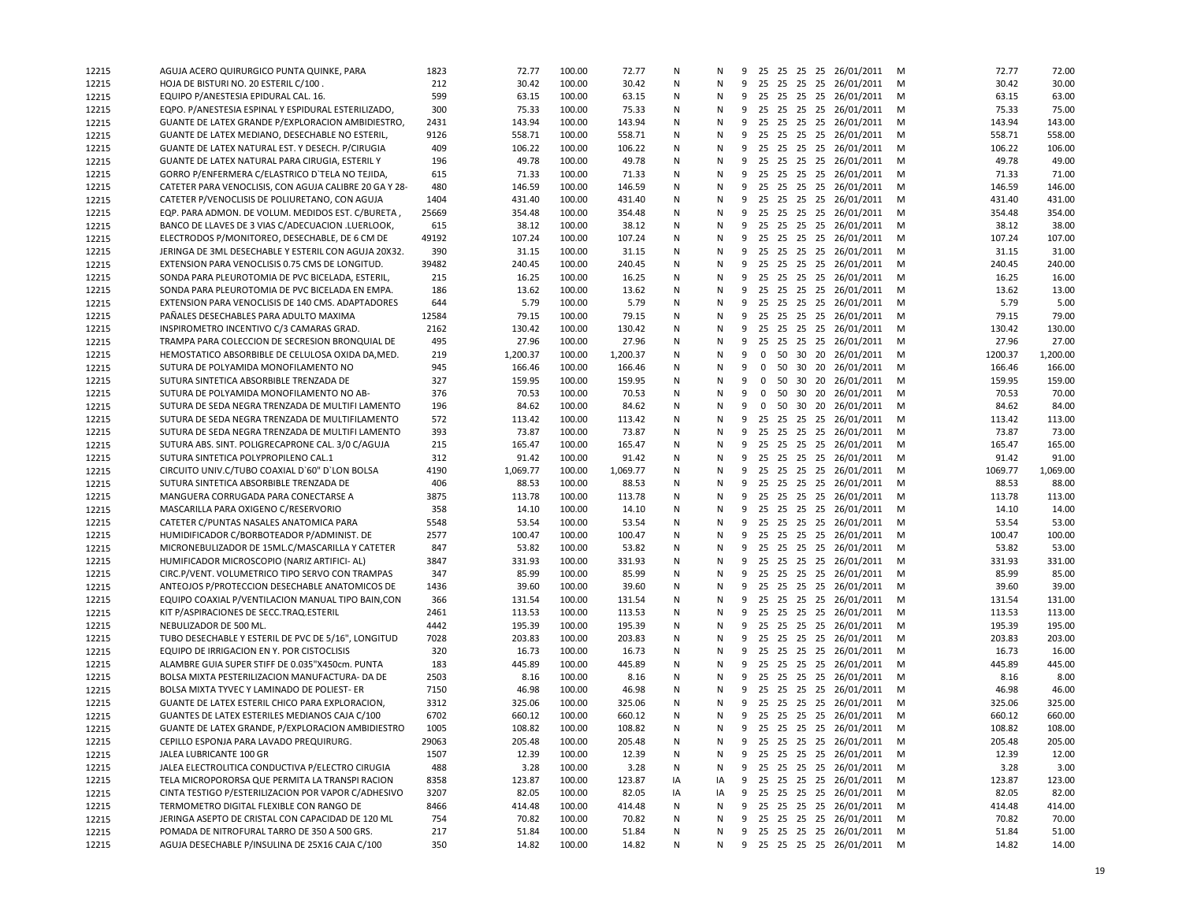| | | | | | | | | | | | | | | | | | |
|---|---|---|---|---|---|---|---|---|---|---|---|---|---|---|---|---|---|
| 12215 | AGUJA ACERO QUIRURGICO PUNTA QUINKE, PARA | 1823 | 72.77 | 100.00 | 72.77 | N | N | 9 | 25 | 25 | 25 | 25 | 26/01/2011 | M | 72.77 | 72.00 |
| 12215 | HOJA DE BISTURI NO. 20 ESTERIL C/100 . | 212 | 30.42 | 100.00 | 30.42 | N | N | 9 | 25 | 25 | 25 | 25 | 26/01/2011 | M | 30.42 | 30.00 |
| 12215 | EQUIPO P/ANESTESIA EPIDURAL CAL. 16. | 599 | 63.15 | 100.00 | 63.15 | N | N | 9 | 25 | 25 | 25 | 25 | 26/01/2011 | M | 63.15 | 63.00 |
| 12215 | EQPO. P/ANESTESIA ESPINAL Y ESPIDURAL ESTERILIZADO, | 300 | 75.33 | 100.00 | 75.33 | N | N | 9 | 25 | 25 | 25 | 25 | 26/01/2011 | M | 75.33 | 75.00 |
| 12215 | GUANTE DE LATEX GRANDE P/EXPLORACION AMBIDIESTRO, | 2431 | 143.94 | 100.00 | 143.94 | N | N | 9 | 25 | 25 | 25 | 25 | 26/01/2011 | M | 143.94 | 143.00 |
| 12215 | GUANTE DE LATEX MEDIANO, DESECHABLE NO ESTERIL, | 9126 | 558.71 | 100.00 | 558.71 | N | N | 9 | 25 | 25 | 25 | 25 | 26/01/2011 | M | 558.71 | 558.00 |
| 12215 | GUANTE DE LATEX NATURAL EST. Y DESECH. P/CIRUGIA | 409 | 106.22 | 100.00 | 106.22 | N | N | 9 | 25 | 25 | 25 | 25 | 26/01/2011 | M | 106.22 | 106.00 |
| 12215 | GUANTE DE LATEX NATURAL PARA CIRUGIA, ESTERIL Y | 196 | 49.78 | 100.00 | 49.78 | N | N | 9 | 25 | 25 | 25 | 25 | 26/01/2011 | M | 49.78 | 49.00 |
| 12215 | GORRO P/ENFERMERA C/ELASTRICO D`TELA NO TEJIDA, | 615 | 71.33 | 100.00 | 71.33 | N | N | 9 | 25 | 25 | 25 | 25 | 26/01/2011 | M | 71.33 | 71.00 |
| 12215 | CATETER PARA VENOCLISIS, CON AGUJA CALIBRE 20 GA Y 28- | 480 | 146.59 | 100.00 | 146.59 | N | N | 9 | 25 | 25 | 25 | 25 | 26/01/2011 | M | 146.59 | 146.00 |
| 12215 | CATETER P/VENOCLISIS DE POLIURETANO, CON AGUJA | 1404 | 431.40 | 100.00 | 431.40 | N | N | 9 | 25 | 25 | 25 | 25 | 26/01/2011 | M | 431.40 | 431.00 |
| 12215 | EQP. PARA ADMON. DE VOLUM. MEDIDOS EST. C/BURETA , | 25669 | 354.48 | 100.00 | 354.48 | N | N | 9 | 25 | 25 | 25 | 25 | 26/01/2011 | M | 354.48 | 354.00 |
| 12215 | BANCO DE LLAVES DE 3 VIAS C/ADECUACION .LUERLOOK, | 615 | 38.12 | 100.00 | 38.12 | N | N | 9 | 25 | 25 | 25 | 25 | 26/01/2011 | M | 38.12 | 38.00 |
| 12215 | ELECTRODOS P/MONITOREO, DESECHABLE, DE 6 CM DE | 49192 | 107.24 | 100.00 | 107.24 | N | N | 9 | 25 | 25 | 25 | 25 | 26/01/2011 | M | 107.24 | 107.00 |
| 12215 | JERINGA DE 3ML DESECHABLE Y ESTERIL CON AGUJA 20X32. | 390 | 31.15 | 100.00 | 31.15 | N | N | 9 | 25 | 25 | 25 | 25 | 26/01/2011 | M | 31.15 | 31.00 |
| 12215 | EXTENSION PARA VENOCLISIS 0.75 CMS DE LONGITUD. | 39482 | 240.45 | 100.00 | 240.45 | N | N | 9 | 25 | 25 | 25 | 25 | 26/01/2011 | M | 240.45 | 240.00 |
| 12215 | SONDA PARA PLEUROTOMIA DE PVC BICELADA, ESTERIL, | 215 | 16.25 | 100.00 | 16.25 | N | N | 9 | 25 | 25 | 25 | 25 | 26/01/2011 | M | 16.25 | 16.00 |
| 12215 | SONDA PARA PLEUROTOMIA DE PVC BICELADA EN EMPA. | 186 | 13.62 | 100.00 | 13.62 | N | N | 9 | 25 | 25 | 25 | 25 | 26/01/2011 | M | 13.62 | 13.00 |
| 12215 | EXTENSION PARA VENOCLISIS DE 140 CMS. ADAPTADORES | 644 | 5.79 | 100.00 | 5.79 | N | N | 9 | 25 | 25 | 25 | 25 | 26/01/2011 | M | 5.79 | 5.00 |
| 12215 | PAÑALES DESECHABLES PARA ADULTO MAXIMA | 12584 | 79.15 | 100.00 | 79.15 | N | N | 9 | 25 | 25 | 25 | 25 | 26/01/2011 | M | 79.15 | 79.00 |
| 12215 | INSPIROMETRO INCENTIVO C/3 CAMARAS GRAD. | 2162 | 130.42 | 100.00 | 130.42 | N | N | 9 | 25 | 25 | 25 | 25 | 26/01/2011 | M | 130.42 | 130.00 |
| 12215 | TRAMPA PARA COLECCION DE SECRESION BRONQUIAL DE | 495 | 27.96 | 100.00 | 27.96 | N | N | 9 | 25 | 25 | 25 | 25 | 26/01/2011 | M | 27.96 | 27.00 |
| 12215 | HEMOSTATICO ABSORBIBLE DE CELULOSA OXIDA DA,MED. | 219 | 1,200.37 | 100.00 | 1,200.37 | N | N | 9 | 0 | 50 | 30 | 20 | 26/01/2011 | M | 1200.37 | 1,200.00 |
| 12215 | SUTURA DE POLYAMIDA MONOFILAMENTO NO | 945 | 166.46 | 100.00 | 166.46 | N | N | 9 | 0 | 50 | 30 | 20 | 26/01/2011 | M | 166.46 | 166.00 |
| 12215 | SUTURA SINTETICA ABSORBIBLE TRENZADA DE | 327 | 159.95 | 100.00 | 159.95 | N | N | 9 | 0 | 50 | 30 | 20 | 26/01/2011 | M | 159.95 | 159.00 |
| 12215 | SUTURA DE POLYAMIDA MONOFILAMENTO NO AB- | 376 | 70.53 | 100.00 | 70.53 | N | N | 9 | 0 | 50 | 30 | 20 | 26/01/2011 | M | 70.53 | 70.00 |
| 12215 | SUTURA DE SEDA NEGRA TRENZADA DE MULTIFI LAMENTO | 196 | 84.62 | 100.00 | 84.62 | N | N | 9 | 0 | 50 | 30 | 20 | 26/01/2011 | M | 84.62 | 84.00 |
| 12215 | SUTURA DE SEDA NEGRA TRENZADA DE MULTIFILAMENTO | 572 | 113.42 | 100.00 | 113.42 | N | N | 9 | 25 | 25 | 25 | 25 | 26/01/2011 | M | 113.42 | 113.00 |
| 12215 | SUTURA DE SEDA NEGRA TRENZADA DE MULTIFI LAMENTO | 393 | 73.87 | 100.00 | 73.87 | N | N | 9 | 25 | 25 | 25 | 25 | 26/01/2011 | M | 73.87 | 73.00 |
| 12215 | SUTURA ABS. SINT. POLIGRECAPRONE CAL. 3/0 C/AGUJA | 215 | 165.47 | 100.00 | 165.47 | N | N | 9 | 25 | 25 | 25 | 25 | 26/01/2011 | M | 165.47 | 165.00 |
| 12215 | SUTURA SINTETICA POLYPROPILENO CAL.1 | 312 | 91.42 | 100.00 | 91.42 | N | N | 9 | 25 | 25 | 25 | 25 | 26/01/2011 | M | 91.42 | 91.00 |
| 12215 | CIRCUITO UNIV.C/TUBO COAXIAL D`60" D`LON BOLSA | 4190 | 1,069.77 | 100.00 | 1,069.77 | N | N | 9 | 25 | 25 | 25 | 25 | 26/01/2011 | M | 1069.77 | 1,069.00 |
| 12215 | SUTURA SINTETICA ABSORBIBLE TRENZADA DE | 406 | 88.53 | 100.00 | 88.53 | N | N | 9 | 25 | 25 | 25 | 25 | 26/01/2011 | M | 88.53 | 88.00 |
| 12215 | MANGUERA CORRUGADA PARA CONECTARSE A | 3875 | 113.78 | 100.00 | 113.78 | N | N | 9 | 25 | 25 | 25 | 25 | 26/01/2011 | M | 113.78 | 113.00 |
| 12215 | MASCARILLA PARA OXIGENO C/RESERVORIO | 358 | 14.10 | 100.00 | 14.10 | N | N | 9 | 25 | 25 | 25 | 25 | 26/01/2011 | M | 14.10 | 14.00 |
| 12215 | CATETER C/PUNTAS NASALES ANATOMICA PARA | 5548 | 53.54 | 100.00 | 53.54 | N | N | 9 | 25 | 25 | 25 | 25 | 26/01/2011 | M | 53.54 | 53.00 |
| 12215 | HUMIDIFICADOR C/BORBOTEADOR P/ADMINIST. DE | 2577 | 100.47 | 100.00 | 100.47 | N | N | 9 | 25 | 25 | 25 | 25 | 26/01/2011 | M | 100.47 | 100.00 |
| 12215 | MICRONEBULIZADOR DE 15ML.C/MASCARILLA Y CATETER | 847 | 53.82 | 100.00 | 53.82 | N | N | 9 | 25 | 25 | 25 | 25 | 26/01/2011 | M | 53.82 | 53.00 |
| 12215 | HUMIFICADOR MICROSCOPIO (NARIZ ARTIFICI- AL) | 3847 | 331.93 | 100.00 | 331.93 | N | N | 9 | 25 | 25 | 25 | 25 | 26/01/2011 | M | 331.93 | 331.00 |
| 12215 | CIRC.P/VENT. VOLUMETRICO TIPO SERVO CON TRAMPAS | 347 | 85.99 | 100.00 | 85.99 | N | N | 9 | 25 | 25 | 25 | 25 | 26/01/2011 | M | 85.99 | 85.00 |
| 12215 | ANTEOJOS P/PROTECCION DESECHABLE ANATOMICOS DE | 1436 | 39.60 | 100.00 | 39.60 | N | N | 9 | 25 | 25 | 25 | 25 | 26/01/2011 | M | 39.60 | 39.00 |
| 12215 | EQUIPO COAXIAL P/VENTILACION MANUAL TIPO BAIN,CON | 366 | 131.54 | 100.00 | 131.54 | N | N | 9 | 25 | 25 | 25 | 25 | 26/01/2011 | M | 131.54 | 131.00 |
| 12215 | KIT P/ASPIRACIONES DE SECC.TRAQ.ESTERIL | 2461 | 113.53 | 100.00 | 113.53 | N | N | 9 | 25 | 25 | 25 | 25 | 26/01/2011 | M | 113.53 | 113.00 |
| 12215 | NEBULIZADOR DE 500 ML. | 4442 | 195.39 | 100.00 | 195.39 | N | N | 9 | 25 | 25 | 25 | 25 | 26/01/2011 | M | 195.39 | 195.00 |
| 12215 | TUBO DESECHABLE Y ESTERIL DE PVC DE 5/16", LONGITUD | 7028 | 203.83 | 100.00 | 203.83 | N | N | 9 | 25 | 25 | 25 | 25 | 26/01/2011 | M | 203.83 | 203.00 |
| 12215 | EQUIPO DE IRRIGACION EN Y. POR CISTOCLISIS | 320 | 16.73 | 100.00 | 16.73 | N | N | 9 | 25 | 25 | 25 | 25 | 26/01/2011 | M | 16.73 | 16.00 |
| 12215 | ALAMBRE GUIA SUPER STIFF DE 0.035"X450cm. PUNTA | 183 | 445.89 | 100.00 | 445.89 | N | N | 9 | 25 | 25 | 25 | 25 | 26/01/2011 | M | 445.89 | 445.00 |
| 12215 | BOLSA MIXTA PESTERILIZACION MANUFACTURA- DA DE | 2503 | 8.16 | 100.00 | 8.16 | N | N | 9 | 25 | 25 | 25 | 25 | 26/01/2011 | M | 8.16 | 8.00 |
| 12215 | BOLSA MIXTA TYVEC Y LAMINADO DE POLIEST- ER | 7150 | 46.98 | 100.00 | 46.98 | N | N | 9 | 25 | 25 | 25 | 25 | 26/01/2011 | M | 46.98 | 46.00 |
| 12215 | GUANTE DE LATEX ESTERIL CHICO PARA EXPLORACION, | 3312 | 325.06 | 100.00 | 325.06 | N | N | 9 | 25 | 25 | 25 | 25 | 26/01/2011 | M | 325.06 | 325.00 |
| 12215 | GUANTES DE LATEX ESTERILES MEDIANOS CAJA C/100 | 6702 | 660.12 | 100.00 | 660.12 | N | N | 9 | 25 | 25 | 25 | 25 | 26/01/2011 | M | 660.12 | 660.00 |
| 12215 | GUANTE DE LATEX GRANDE, P/EXPLORACION AMBIDIESTRO | 1005 | 108.82 | 100.00 | 108.82 | N | N | 9 | 25 | 25 | 25 | 25 | 26/01/2011 | M | 108.82 | 108.00 |
| 12215 | CEPILLO ESPONJA PARA LAVADO PREQUIRURG. | 29063 | 205.48 | 100.00 | 205.48 | N | N | 9 | 25 | 25 | 25 | 25 | 26/01/2011 | M | 205.48 | 205.00 |
| 12215 | JALEA LUBRICANTE 100 GR | 1507 | 12.39 | 100.00 | 12.39 | N | N | 9 | 25 | 25 | 25 | 25 | 26/01/2011 | M | 12.39 | 12.00 |
| 12215 | JALEA ELECTROLITICA CONDUCTIVA P/ELECTRO CIRUGIA | 488 | 3.28 | 100.00 | 3.28 | N | N | 9 | 25 | 25 | 25 | 25 | 26/01/2011 | M | 3.28 | 3.00 |
| 12215 | TELA MICROPORORSA QUE PERMITA LA TRANSPI RACION | 8358 | 123.87 | 100.00 | 123.87 | IA | IA | 9 | 25 | 25 | 25 | 25 | 26/01/2011 | M | 123.87 | 123.00 |
| 12215 | CINTA TESTIGO P/ESTERILIZACION POR VAPOR C/ADHESIVO | 3207 | 82.05 | 100.00 | 82.05 | IA | IA | 9 | 25 | 25 | 25 | 25 | 26/01/2011 | M | 82.05 | 82.00 |
| 12215 | TERMOMETRO DIGITAL FLEXIBLE CON RANGO DE | 8466 | 414.48 | 100.00 | 414.48 | N | N | 9 | 25 | 25 | 25 | 25 | 26/01/2011 | M | 414.48 | 414.00 |
| 12215 | JERINGA ASEPTO DE CRISTAL CON CAPACIDAD DE 120 ML | 754 | 70.82 | 100.00 | 70.82 | N | N | 9 | 25 | 25 | 25 | 25 | 26/01/2011 | M | 70.82 | 70.00 |
| 12215 | POMADA DE NITROFURAL TARRO DE 350 A 500 GRS. | 217 | 51.84 | 100.00 | 51.84 | N | N | 9 | 25 | 25 | 25 | 25 | 26/01/2011 | M | 51.84 | 51.00 |
| 12215 | AGUJA DESECHABLE P/INSULINA DE 25X16 CAJA C/100 | 350 | 14.82 | 100.00 | 14.82 | N | N | 9 | 25 | 25 | 25 | 25 | 26/01/2011 | M | 14.82 | 14.00 |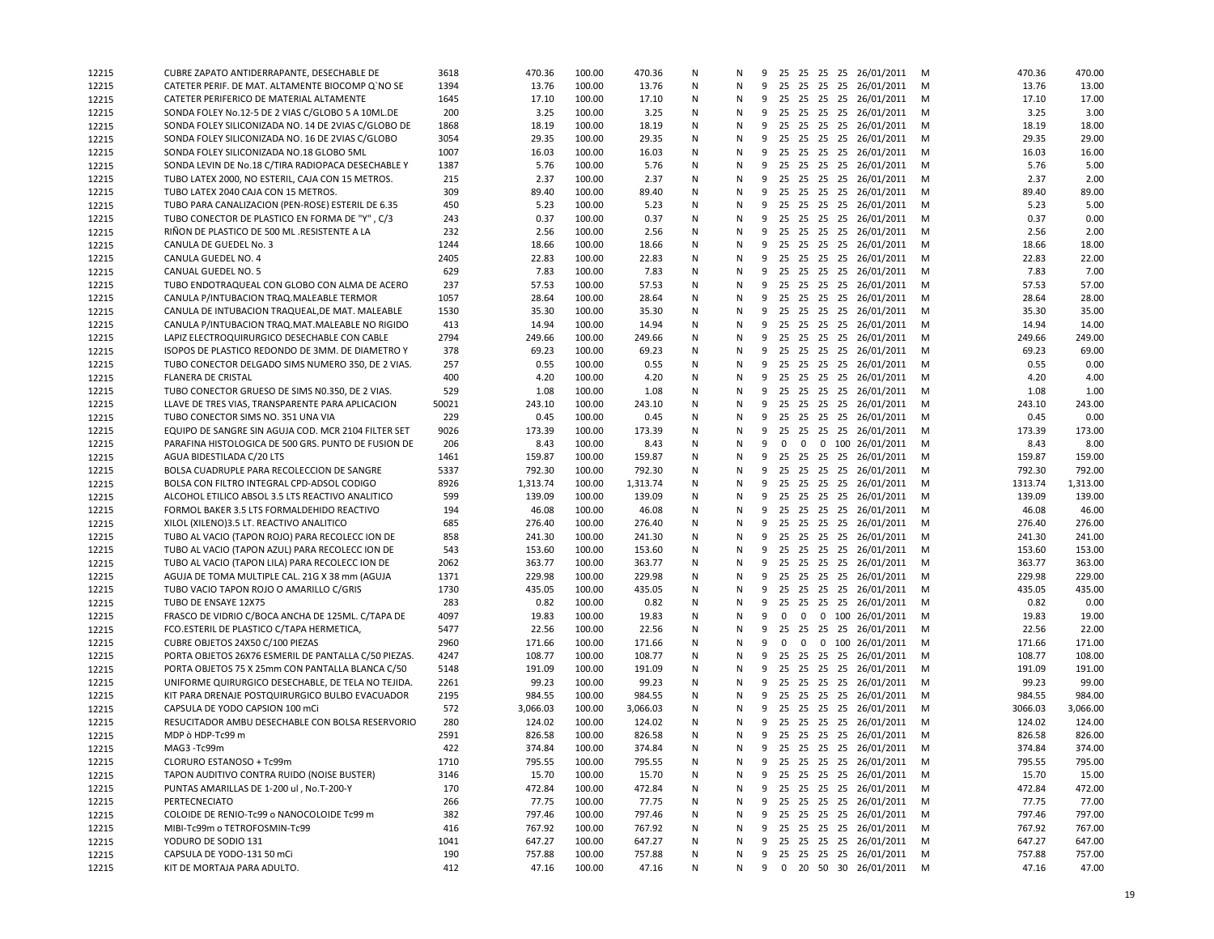| | | | | | | | | | | | | | | | | | |
|---|---|---|---|---|---|---|---|---|---|---|---|---|---|---|---|---|---|
| 12215 | CUBRE ZAPATO ANTIDERRAPANTE, DESECHABLE DE | 3618 | 470.36 | 100.00 | 470.36 | N | N | 9 | 25 | 25 | 25 | 25 | 26/01/2011 | M | 470.36 | 470.00 |
| 12215 | CATETER PERIF. DE MAT. ALTAMENTE BIOCOMP Q`NO SE | 1394 | 13.76 | 100.00 | 13.76 | N | N | 9 | 25 | 25 | 25 | 25 | 26/01/2011 | M | 13.76 | 13.00 |
| 12215 | CATETER PERIFERICO DE MATERIAL ALTAMENTE | 1645 | 17.10 | 100.00 | 17.10 | N | N | 9 | 25 | 25 | 25 | 25 | 26/01/2011 | M | 17.10 | 17.00 |
| 12215 | SONDA FOLEY No.12-5 DE 2 VIAS C/GLOBO 5 A 10ML.DE | 200 | 3.25 | 100.00 | 3.25 | N | N | 9 | 25 | 25 | 25 | 25 | 26/01/2011 | M | 3.25 | 3.00 |
| 12215 | SONDA FOLEY SILICONIZADA NO. 14 DE 2VIAS C/GLOBO DE | 1868 | 18.19 | 100.00 | 18.19 | N | N | 9 | 25 | 25 | 25 | 25 | 26/01/2011 | M | 18.19 | 18.00 |
| 12215 | SONDA FOLEY SILICONIZADA NO. 16 DE 2VIAS C/GLOBO | 3054 | 29.35 | 100.00 | 29.35 | N | N | 9 | 25 | 25 | 25 | 25 | 26/01/2011 | M | 29.35 | 29.00 |
| 12215 | SONDA FOLEY SILICONIZADA NO.18 GLOBO 5ML | 1007 | 16.03 | 100.00 | 16.03 | N | N | 9 | 25 | 25 | 25 | 25 | 26/01/2011 | M | 16.03 | 16.00 |
| 12215 | SONDA LEVIN DE No.18 C/TIRA RADIOPACA DESECHABLE Y | 1387 | 5.76 | 100.00 | 5.76 | N | N | 9 | 25 | 25 | 25 | 25 | 26/01/2011 | M | 5.76 | 5.00 |
| 12215 | TUBO LATEX 2000, NO ESTERIL, CAJA CON 15 METROS. | 215 | 2.37 | 100.00 | 2.37 | N | N | 9 | 25 | 25 | 25 | 25 | 26/01/2011 | M | 2.37 | 2.00 |
| 12215 | TUBO LATEX 2040 CAJA CON 15 METROS. | 309 | 89.40 | 100.00 | 89.40 | N | N | 9 | 25 | 25 | 25 | 25 | 26/01/2011 | M | 89.40 | 89.00 |
| 12215 | TUBO PARA CANALIZACION (PEN-ROSE) ESTERIL DE 6.35 | 450 | 5.23 | 100.00 | 5.23 | N | N | 9 | 25 | 25 | 25 | 25 | 26/01/2011 | M | 5.23 | 5.00 |
| 12215 | TUBO CONECTOR DE PLASTICO EN FORMA DE "Y" , C/3 | 243 | 0.37 | 100.00 | 0.37 | N | N | 9 | 25 | 25 | 25 | 25 | 26/01/2011 | M | 0.37 | 0.00 |
| 12215 | RIÑON DE PLASTICO DE 500 ML .RESISTENTE A LA | 232 | 2.56 | 100.00 | 2.56 | N | N | 9 | 25 | 25 | 25 | 25 | 26/01/2011 | M | 2.56 | 2.00 |
| 12215 | CANULA DE GUEDEL No. 3 | 1244 | 18.66 | 100.00 | 18.66 | N | N | 9 | 25 | 25 | 25 | 25 | 26/01/2011 | M | 18.66 | 18.00 |
| 12215 | CANULA GUEDEL NO. 4 | 2405 | 22.83 | 100.00 | 22.83 | N | N | 9 | 25 | 25 | 25 | 25 | 26/01/2011 | M | 22.83 | 22.00 |
| 12215 | CANUAL GUEDEL NO. 5 | 629 | 7.83 | 100.00 | 7.83 | N | N | 9 | 25 | 25 | 25 | 25 | 26/01/2011 | M | 7.83 | 7.00 |
| 12215 | TUBO ENDOTRAQUEAL CON GLOBO CON ALMA DE ACERO | 237 | 57.53 | 100.00 | 57.53 | N | N | 9 | 25 | 25 | 25 | 25 | 26/01/2011 | M | 57.53 | 57.00 |
| 12215 | CANULA P/INTUBACION TRAQ.MALEABLE TERMOR | 1057 | 28.64 | 100.00 | 28.64 | N | N | 9 | 25 | 25 | 25 | 25 | 26/01/2011 | M | 28.64 | 28.00 |
| 12215 | CANULA DE INTUBACION TRAQUEAL,DE MAT. MALEABLE | 1530 | 35.30 | 100.00 | 35.30 | N | N | 9 | 25 | 25 | 25 | 25 | 26/01/2011 | M | 35.30 | 35.00 |
| 12215 | CANULA P/INTUBACION TRAQ.MAT.MALEABLE NO RIGIDO | 413 | 14.94 | 100.00 | 14.94 | N | N | 9 | 25 | 25 | 25 | 25 | 26/01/2011 | M | 14.94 | 14.00 |
| 12215 | LAPIZ ELECTROQUIRURGICO DESECHABLE CON CABLE | 2794 | 249.66 | 100.00 | 249.66 | N | N | 9 | 25 | 25 | 25 | 25 | 26/01/2011 | M | 249.66 | 249.00 |
| 12215 | ISOPOS DE PLASTICO REDONDO DE 3MM. DE DIAMETRO Y | 378 | 69.23 | 100.00 | 69.23 | N | N | 9 | 25 | 25 | 25 | 25 | 26/01/2011 | M | 69.23 | 69.00 |
| 12215 | TUBO CONECTOR DELGADO SIMS NUMERO 350, DE 2 VIAS. | 257 | 0.55 | 100.00 | 0.55 | N | N | 9 | 25 | 25 | 25 | 25 | 26/01/2011 | M | 0.55 | 0.00 |
| 12215 | FLANERA DE CRISTAL | 400 | 4.20 | 100.00 | 4.20 | N | N | 9 | 25 | 25 | 25 | 25 | 26/01/2011 | M | 4.20 | 4.00 |
| 12215 | TUBO CONECTOR GRUESO DE SIMS N0.350, DE 2 VIAS. | 529 | 1.08 | 100.00 | 1.08 | N | N | 9 | 25 | 25 | 25 | 25 | 26/01/2011 | M | 1.08 | 1.00 |
| 12215 | LLAVE DE TRES VIAS, TRANSPARENTE PARA APLICACION | 50021 | 243.10 | 100.00 | 243.10 | N | N | 9 | 25 | 25 | 25 | 25 | 26/01/2011 | M | 243.10 | 243.00 |
| 12215 | TUBO CONECTOR SIMS NO. 351 UNA VIA | 229 | 0.45 | 100.00 | 0.45 | N | N | 9 | 25 | 25 | 25 | 25 | 26/01/2011 | M | 0.45 | 0.00 |
| 12215 | EQUIPO DE SANGRE SIN AGUJA COD. MCR 2104 FILTER SET | 9026 | 173.39 | 100.00 | 173.39 | N | N | 9 | 25 | 25 | 25 | 25 | 26/01/2011 | M | 173.39 | 173.00 |
| 12215 | PARAFINA HISTOLOGICA DE 500 GRS. PUNTO DE FUSION DE | 206 | 8.43 | 100.00 | 8.43 | N | N | 9 | 0 | 0 | 0 | 100 | 26/01/2011 | M | 8.43 | 8.00 |
| 12215 | AGUA BIDESTILADA C/20 LTS | 1461 | 159.87 | 100.00 | 159.87 | N | N | 9 | 25 | 25 | 25 | 25 | 26/01/2011 | M | 159.87 | 159.00 |
| 12215 | BOLSA CUADRUPLE PARA RECOLECCION DE SANGRE | 5337 | 792.30 | 100.00 | 792.30 | N | N | 9 | 25 | 25 | 25 | 25 | 26/01/2011 | M | 792.30 | 792.00 |
| 12215 | BOLSA CON FILTRO INTEGRAL CPD-ADSOL CODIGO | 8926 | 1,313.74 | 100.00 | 1,313.74 | N | N | 9 | 25 | 25 | 25 | 25 | 26/01/2011 | M | 1313.74 | 1,313.00 |
| 12215 | ALCOHOL ETILICO ABSOL 3.5 LTS REACTIVO ANALITICO | 599 | 139.09 | 100.00 | 139.09 | N | N | 9 | 25 | 25 | 25 | 25 | 26/01/2011 | M | 139.09 | 139.00 |
| 12215 | FORMOL BAKER 3.5 LTS FORMALDEHIDO REACTIVO | 194 | 46.08 | 100.00 | 46.08 | N | N | 9 | 25 | 25 | 25 | 25 | 26/01/2011 | M | 46.08 | 46.00 |
| 12215 | XILOL (XILENO)3.5 LT. REACTIVO ANALITICO | 685 | 276.40 | 100.00 | 276.40 | N | N | 9 | 25 | 25 | 25 | 25 | 26/01/2011 | M | 276.40 | 276.00 |
| 12215 | TUBO AL VACIO (TAPON ROJO) PARA RECOLECC ION DE | 858 | 241.30 | 100.00 | 241.30 | N | N | 9 | 25 | 25 | 25 | 25 | 26/01/2011 | M | 241.30 | 241.00 |
| 12215 | TUBO AL VACIO (TAPON AZUL) PARA RECOLECC ION DE | 543 | 153.60 | 100.00 | 153.60 | N | N | 9 | 25 | 25 | 25 | 25 | 26/01/2011 | M | 153.60 | 153.00 |
| 12215 | TUBO AL VACIO (TAPON LILA) PARA RECOLECC ION DE | 2062 | 363.77 | 100.00 | 363.77 | N | N | 9 | 25 | 25 | 25 | 25 | 26/01/2011 | M | 363.77 | 363.00 |
| 12215 | AGUJA DE TOMA MULTIPLE CAL. 21G X 38 mm (AGUJA | 1371 | 229.98 | 100.00 | 229.98 | N | N | 9 | 25 | 25 | 25 | 25 | 26/01/2011 | M | 229.98 | 229.00 |
| 12215 | TUBO VACIO TAPON ROJO O AMARILLO C/GRIS | 1730 | 435.05 | 100.00 | 435.05 | N | N | 9 | 25 | 25 | 25 | 25 | 26/01/2011 | M | 435.05 | 435.00 |
| 12215 | TUBO DE ENSAYE 12X75 | 283 | 0.82 | 100.00 | 0.82 | N | N | 9 | 25 | 25 | 25 | 25 | 26/01/2011 | M | 0.82 | 0.00 |
| 12215 | FRASCO DE VIDRIO C/BOCA ANCHA DE 125ML. C/TAPA DE | 4097 | 19.83 | 100.00 | 19.83 | N | N | 9 | 0 | 0 | 0 | 100 | 26/01/2011 | M | 19.83 | 19.00 |
| 12215 | FCO.ESTERIL DE PLASTICO C/TAPA HERMETICA, | 5477 | 22.56 | 100.00 | 22.56 | N | N | 9 | 25 | 25 | 25 | 25 | 26/01/2011 | M | 22.56 | 22.00 |
| 12215 | CUBRE OBJETOS 24X50 C/100 PIEZAS | 2960 | 171.66 | 100.00 | 171.66 | N | N | 9 | 0 | 0 | 0 | 100 | 26/01/2011 | M | 171.66 | 171.00 |
| 12215 | PORTA OBJETOS 26X76 ESMERIL DE PANTALLA C/50 PIEZAS. | 4247 | 108.77 | 100.00 | 108.77 | N | N | 9 | 25 | 25 | 25 | 25 | 26/01/2011 | M | 108.77 | 108.00 |
| 12215 | PORTA OBJETOS 75 X 25mm CON PANTALLA BLANCA C/50 | 5148 | 191.09 | 100.00 | 191.09 | N | N | 9 | 25 | 25 | 25 | 25 | 26/01/2011 | M | 191.09 | 191.00 |
| 12215 | UNIFORME QUIRURGICO DESECHABLE, DE TELA NO TEJIDA. | 2261 | 99.23 | 100.00 | 99.23 | N | N | 9 | 25 | 25 | 25 | 25 | 26/01/2011 | M | 99.23 | 99.00 |
| 12215 | KIT PARA DRENAJE POSTQUIRURGICO BULBO EVACUADOR | 2195 | 984.55 | 100.00 | 984.55 | N | N | 9 | 25 | 25 | 25 | 25 | 26/01/2011 | M | 984.55 | 984.00 |
| 12215 | CAPSULA DE YODO CAPSION 100 mCi | 572 | 3,066.03 | 100.00 | 3,066.03 | N | N | 9 | 25 | 25 | 25 | 25 | 26/01/2011 | M | 3066.03 | 3,066.00 |
| 12215 | RESUCITADOR AMBU DESECHABLE CON BOLSA RESERVORIO | 280 | 124.02 | 100.00 | 124.02 | N | N | 9 | 25 | 25 | 25 | 25 | 26/01/2011 | M | 124.02 | 124.00 |
| 12215 | MDP ò HDP-Tc99 m | 2591 | 826.58 | 100.00 | 826.58 | N | N | 9 | 25 | 25 | 25 | 25 | 26/01/2011 | M | 826.58 | 826.00 |
| 12215 | MAG3 -Tc99m | 422 | 374.84 | 100.00 | 374.84 | N | N | 9 | 25 | 25 | 25 | 25 | 26/01/2011 | M | 374.84 | 374.00 |
| 12215 | CLORURO ESTANOSO + Tc99m | 1710 | 795.55 | 100.00 | 795.55 | N | N | 9 | 25 | 25 | 25 | 25 | 26/01/2011 | M | 795.55 | 795.00 |
| 12215 | TAPON AUDITIVO CONTRA RUIDO (NOISE BUSTER) | 3146 | 15.70 | 100.00 | 15.70 | N | N | 9 | 25 | 25 | 25 | 25 | 26/01/2011 | M | 15.70 | 15.00 |
| 12215 | PUNTAS AMARILLAS DE 1-200 ul , No.T-200-Y | 170 | 472.84 | 100.00 | 472.84 | N | N | 9 | 25 | 25 | 25 | 25 | 26/01/2011 | M | 472.84 | 472.00 |
| 12215 | PERTECNECIATO | 266 | 77.75 | 100.00 | 77.75 | N | N | 9 | 25 | 25 | 25 | 25 | 26/01/2011 | M | 77.75 | 77.00 |
| 12215 | COLOIDE DE RENIO-Tc99 o NANOCOLOIDE Tc99 m | 382 | 797.46 | 100.00 | 797.46 | N | N | 9 | 25 | 25 | 25 | 25 | 26/01/2011 | M | 797.46 | 797.00 |
| 12215 | MIBI-Tc99m o TETROFOSMIN-Tc99 | 416 | 767.92 | 100.00 | 767.92 | N | N | 9 | 25 | 25 | 25 | 25 | 26/01/2011 | M | 767.92 | 767.00 |
| 12215 | YODURO DE SODIO 131 | 1041 | 647.27 | 100.00 | 647.27 | N | N | 9 | 25 | 25 | 25 | 25 | 26/01/2011 | M | 647.27 | 647.00 |
| 12215 | CAPSULA DE YODO-131 50 mCi | 190 | 757.88 | 100.00 | 757.88 | N | N | 9 | 25 | 25 | 25 | 25 | 26/01/2011 | M | 757.88 | 757.00 |
| 12215 | KIT DE MORTAJA PARA ADULTO. | 412 | 47.16 | 100.00 | 47.16 | N | N | 9 | 0 | 20 | 50 | 30 | 26/01/2011 | M | 47.16 | 47.00 |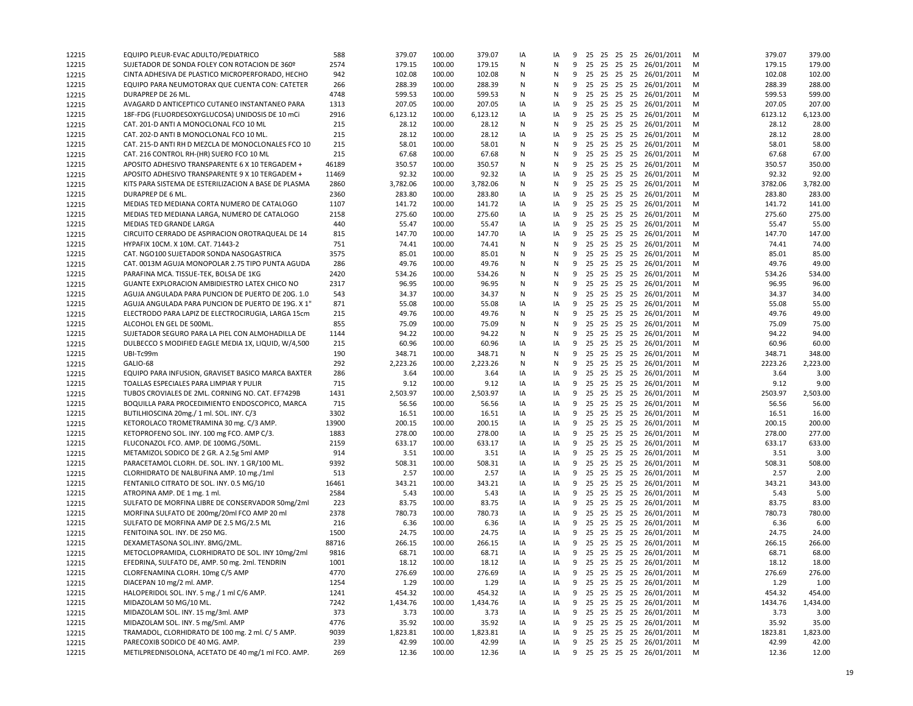| 12215 | EQUIPO PLEUR-EVAC ADULTO/PEDIATRICO | 588 | 379.07 | 100.00 | 379.07 | IA | IA | 9 | 25 | 25 | 25 | 25 | 26/01/2011 | M | 379.07 | 379.00 |
|---|---|---|---|---|---|---|---|---|---|---|---|---|---|---|---|---|
| 12215 | SUJETADOR DE SONDA FOLEY CON ROTACION DE 360º | 2574 | 179.15 | 100.00 | 179.15 | N | N | 9 | 25 | 25 | 25 | 25 | 26/01/2011 | M | 179.15 | 179.00 |
| 12215 | CINTA ADHESIVA DE PLASTICO MICROPERFORADO, HECHO | 942 | 102.08 | 100.00 | 102.08 | N | N | 9 | 25 | 25 | 25 | 25 | 26/01/2011 | M | 102.08 | 102.00 |
| 12215 | EQUIPO PARA NEUMOTORAX QUE CUENTA CON: CATETER | 266 | 288.39 | 100.00 | 288.39 | N | N | 9 | 25 | 25 | 25 | 25 | 26/01/2011 | M | 288.39 | 288.00 |
| 12215 | DURAPREP DE 26 ML. | 4748 | 599.53 | 100.00 | 599.53 | N | N | 9 | 25 | 25 | 25 | 25 | 26/01/2011 | M | 599.53 | 599.00 |
| 12215 | AVAGARD D ANTICEPTICO CUTANEO INSTANTANEO PARA | 1313 | 207.05 | 100.00 | 207.05 | IA | IA | 9 | 25 | 25 | 25 | 25 | 26/01/2011 | M | 207.05 | 207.00 |
| 12215 | 18F-FDG (FLUORDESOXYGLUCOSA) UNIDOSIS DE 10 mCi | 2916 | 6,123.12 | 100.00 | 6,123.12 | IA | IA | 9 | 25 | 25 | 25 | 25 | 26/01/2011 | M | 6123.12 | 6,123.00 |
| 12215 | CAT. 201-D ANTI A MONOCLONAL FCO 10 ML | 215 | 28.12 | 100.00 | 28.12 | N | N | 9 | 25 | 25 | 25 | 25 | 26/01/2011 | M | 28.12 | 28.00 |
| 12215 | CAT. 202-D ANTI B MONOCLONAL FCO 10 ML. | 215 | 28.12 | 100.00 | 28.12 | IA | IA | 9 | 25 | 25 | 25 | 25 | 26/01/2011 | M | 28.12 | 28.00 |
| 12215 | CAT. 215-D ANTI RH D MEZCLA DE MONOCLONALES FCO 10 | 215 | 58.01 | 100.00 | 58.01 | N | N | 9 | 25 | 25 | 25 | 25 | 26/01/2011 | M | 58.01 | 58.00 |
| 12215 | CAT. 216 CONTROL RH-(HR) SUERO FCO 10 ML | 215 | 67.68 | 100.00 | 67.68 | N | N | 9 | 25 | 25 | 25 | 25 | 26/01/2011 | M | 67.68 | 67.00 |
| 12215 | APOSITO ADHESIVO TRANSPARENTE 6 X 10 TERGADEM + | 46189 | 350.57 | 100.00 | 350.57 | N | N | 9 | 25 | 25 | 25 | 25 | 26/01/2011 | M | 350.57 | 350.00 |
| 12215 | APOSITO ADHESIVO TRANSPARENTE 9 X 10 TERGADEM + | 11469 | 92.32 | 100.00 | 92.32 | IA | IA | 9 | 25 | 25 | 25 | 25 | 26/01/2011 | M | 92.32 | 92.00 |
| 12215 | KITS PARA SISTEMA DE ESTERILIZACION A BASE DE PLASMA | 2860 | 3,782.06 | 100.00 | 3,782.06 | N | N | 9 | 25 | 25 | 25 | 25 | 26/01/2011 | M | 3782.06 | 3,782.00 |
| 12215 | DURAPREP DE 6 ML. | 2360 | 283.80 | 100.00 | 283.80 | IA | IA | 9 | 25 | 25 | 25 | 25 | 26/01/2011 | M | 283.80 | 283.00 |
| 12215 | MEDIAS TED MEDIANA CORTA NUMERO DE CATALOGO | 1107 | 141.72 | 100.00 | 141.72 | IA | IA | 9 | 25 | 25 | 25 | 25 | 26/01/2011 | M | 141.72 | 141.00 |
| 12215 | MEDIAS TED MEDIANA LARGA, NUMERO DE CATALOGO | 2158 | 275.60 | 100.00 | 275.60 | IA | IA | 9 | 25 | 25 | 25 | 25 | 26/01/2011 | M | 275.60 | 275.00 |
| 12215 | MEDIAS TED GRANDE LARGA | 440 | 55.47 | 100.00 | 55.47 | IA | IA | 9 | 25 | 25 | 25 | 25 | 26/01/2011 | M | 55.47 | 55.00 |
| 12215 | CIRCUITO CERRADO DE ASPIRACION OROTRAQUEAL DE 14 | 815 | 147.70 | 100.00 | 147.70 | IA | IA | 9 | 25 | 25 | 25 | 25 | 26/01/2011 | M | 147.70 | 147.00 |
| 12215 | HYPAFIX 10CM. X 10M. CAT. 71443-2 | 751 | 74.41 | 100.00 | 74.41 | N | N | 9 | 25 | 25 | 25 | 25 | 26/01/2011 | M | 74.41 | 74.00 |
| 12215 | CAT. NGO100 SUJETADOR SONDA NASOGASTRICA | 3575 | 85.01 | 100.00 | 85.01 | N | N | 9 | 25 | 25 | 25 | 25 | 26/01/2011 | M | 85.01 | 85.00 |
| 12215 | CAT. 0013M AGUJA MONOPOLAR 2.75 TIPO PUNTA AGUDA | 286 | 49.76 | 100.00 | 49.76 | N | N | 9 | 25 | 25 | 25 | 25 | 26/01/2011 | M | 49.76 | 49.00 |
| 12215 | PARAFINA MCA. TISSUE-TEK, BOLSA DE 1KG | 2420 | 534.26 | 100.00 | 534.26 | N | N | 9 | 25 | 25 | 25 | 25 | 26/01/2011 | M | 534.26 | 534.00 |
| 12215 | GUANTE EXPLORACION AMBIDIESTRO LATEX CHICO NO | 2317 | 96.95 | 100.00 | 96.95 | N | N | 9 | 25 | 25 | 25 | 25 | 26/01/2011 | M | 96.95 | 96.00 |
| 12215 | AGUJA ANGULADA PARA PUNCION DE PUERTO DE 20G. 1.0 | 543 | 34.37 | 100.00 | 34.37 | N | N | 9 | 25 | 25 | 25 | 25 | 26/01/2011 | M | 34.37 | 34.00 |
| 12215 | AGUJA ANGULADA PARA PUNCION DE PUERTO DE 19G. X 1" | 871 | 55.08 | 100.00 | 55.08 | IA | IA | 9 | 25 | 25 | 25 | 25 | 26/01/2011 | M | 55.08 | 55.00 |
| 12215 | ELECTRODO PARA LAPIZ DE ELECTROCIRUGIA, LARGA 15cm | 215 | 49.76 | 100.00 | 49.76 | N | N | 9 | 25 | 25 | 25 | 25 | 26/01/2011 | M | 49.76 | 49.00 |
| 12215 | ALCOHOL EN GEL DE 500ML. | 855 | 75.09 | 100.00 | 75.09 | N | N | 9 | 25 | 25 | 25 | 25 | 26/01/2011 | M | 75.09 | 75.00 |
| 12215 | SUJETADOR SEGURO PARA LA PIEL CON ALMOHADILLA DE | 1144 | 94.22 | 100.00 | 94.22 | N | N | 9 | 25 | 25 | 25 | 25 | 26/01/2011 | M | 94.22 | 94.00 |
| 12215 | DULBECCO S MODIFIED EAGLE MEDIA 1X, LIQUID, W/4,500 | 215 | 60.96 | 100.00 | 60.96 | IA | IA | 9 | 25 | 25 | 25 | 25 | 26/01/2011 | M | 60.96 | 60.00 |
| 12215 | UBI-Tc99m | 190 | 348.71 | 100.00 | 348.71 | N | N | 9 | 25 | 25 | 25 | 25 | 26/01/2011 | M | 348.71 | 348.00 |
| 12215 | GALIO-68 | 292 | 2,223.26 | 100.00 | 2,223.26 | N | N | 9 | 25 | 25 | 25 | 25 | 26/01/2011 | M | 2223.26 | 2,223.00 |
| 12215 | EQUIPO PARA INFUSION, GRAVISET BASICO MARCA BAXTER | 286 | 3.64 | 100.00 | 3.64 | IA | IA | 9 | 25 | 25 | 25 | 25 | 26/01/2011 | M | 3.64 | 3.00 |
| 12215 | TOALLAS ESPECIALES PARA LIMPIAR Y PULIR | 715 | 9.12 | 100.00 | 9.12 | IA | IA | 9 | 25 | 25 | 25 | 25 | 26/01/2011 | M | 9.12 | 9.00 |
| 12215 | TUBOS CROVIALES DE 2ML. CORNING NO. CAT. EF7429B | 1431 | 2,503.97 | 100.00 | 2,503.97 | IA | IA | 9 | 25 | 25 | 25 | 25 | 26/01/2011 | M | 2503.97 | 2,503.00 |
| 12215 | BOQUILLA PARA PROCEDIMIENTO ENDOSCOPICO, MARCA | 715 | 56.56 | 100.00 | 56.56 | IA | IA | 9 | 25 | 25 | 25 | 25 | 26/01/2011 | M | 56.56 | 56.00 |
| 12215 | BUTILHIOSCINA 20mg./ 1 ml. SOL. INY. C/3 | 3302 | 16.51 | 100.00 | 16.51 | IA | IA | 9 | 25 | 25 | 25 | 25 | 26/01/2011 | M | 16.51 | 16.00 |
| 12215 | KETOROLACO TROMETRAMINA 30 mg. C/3 AMP. | 13900 | 200.15 | 100.00 | 200.15 | IA | IA | 9 | 25 | 25 | 25 | 25 | 26/01/2011 | M | 200.15 | 200.00 |
| 12215 | KETOPROFENO SOL. INY. 100 mg FCO. AMP C/3. | 1883 | 278.00 | 100.00 | 278.00 | IA | IA | 9 | 25 | 25 | 25 | 25 | 26/01/2011 | M | 278.00 | 277.00 |
| 12215 | FLUCONAZOL FCO. AMP. DE 100MG./50ML. | 2159 | 633.17 | 100.00 | 633.17 | IA | IA | 9 | 25 | 25 | 25 | 25 | 26/01/2011 | M | 633.17 | 633.00 |
| 12215 | METAMIZOL SODICO DE 2 GR. A 2.5g 5ml AMP | 914 | 3.51 | 100.00 | 3.51 | IA | IA | 9 | 25 | 25 | 25 | 25 | 26/01/2011 | M | 3.51 | 3.00 |
| 12215 | PARACETAMOL CLORH. DE. SOL. INY. 1 GR/100 ML. | 9392 | 508.31 | 100.00 | 508.31 | IA | IA | 9 | 25 | 25 | 25 | 25 | 26/01/2011 | M | 508.31 | 508.00 |
| 12215 | CLORHIDRATO DE NALBUFINA AMP. 10 mg./1ml | 513 | 2.57 | 100.00 | 2.57 | IA | IA | 9 | 25 | 25 | 25 | 25 | 26/01/2011 | M | 2.57 | 2.00 |
| 12215 | FENTANILO CITRATO DE SOL. INY. 0.5 MG/10 | 16461 | 343.21 | 100.00 | 343.21 | IA | IA | 9 | 25 | 25 | 25 | 25 | 26/01/2011 | M | 343.21 | 343.00 |
| 12215 | ATROPINA AMP. DE 1 mg. 1 ml. | 2584 | 5.43 | 100.00 | 5.43 | IA | IA | 9 | 25 | 25 | 25 | 25 | 26/01/2011 | M | 5.43 | 5.00 |
| 12215 | SULFATO DE MORFINA LIBRE DE CONSERVADOR 50mg/2ml | 223 | 83.75 | 100.00 | 83.75 | IA | IA | 9 | 25 | 25 | 25 | 25 | 26/01/2011 | M | 83.75 | 83.00 |
| 12215 | MORFINA SULFATO DE 200mg/20ml FCO AMP 20 ml | 2378 | 780.73 | 100.00 | 780.73 | IA | IA | 9 | 25 | 25 | 25 | 25 | 26/01/2011 | M | 780.73 | 780.00 |
| 12215 | SULFATO DE MORFINA AMP DE 2.5 MG/2.5 ML | 216 | 6.36 | 100.00 | 6.36 | IA | IA | 9 | 25 | 25 | 25 | 25 | 26/01/2011 | M | 6.36 | 6.00 |
| 12215 | FENITOINA SOL. INY. DE 250 MG. | 1500 | 24.75 | 100.00 | 24.75 | IA | IA | 9 | 25 | 25 | 25 | 25 | 26/01/2011 | M | 24.75 | 24.00 |
| 12215 | DEXAMETASONA SOL.INY. 8MG/2ML. | 88716 | 266.15 | 100.00 | 266.15 | IA | IA | 9 | 25 | 25 | 25 | 25 | 26/01/2011 | M | 266.15 | 266.00 |
| 12215 | METOCLOPRAMIDA, CLORHIDRATO DE SOL. INY 10mg/2ml | 9816 | 68.71 | 100.00 | 68.71 | IA | IA | 9 | 25 | 25 | 25 | 25 | 26/01/2011 | M | 68.71 | 68.00 |
| 12215 | EFEDRINA, SULFATO DE, AMP. 50 mg. 2ml. TENDRIN | 1001 | 18.12 | 100.00 | 18.12 | IA | IA | 9 | 25 | 25 | 25 | 25 | 26/01/2011 | M | 18.12 | 18.00 |
| 12215 | CLORFENAMINA CLORH. 10mg C/5 AMP | 4770 | 276.69 | 100.00 | 276.69 | IA | IA | 9 | 25 | 25 | 25 | 25 | 26/01/2011 | M | 276.69 | 276.00 |
| 12215 | DIACEPAN 10 mg/2 ml. AMP. | 1254 | 1.29 | 100.00 | 1.29 | IA | IA | 9 | 25 | 25 | 25 | 25 | 26/01/2011 | M | 1.29 | 1.00 |
| 12215 | HALOPERIDOL SOL. INY. 5 mg./ 1 ml C/6 AMP. | 1241 | 454.32 | 100.00 | 454.32 | IA | IA | 9 | 25 | 25 | 25 | 25 | 26/01/2011 | M | 454.32 | 454.00 |
| 12215 | MIDAZOLAM 50 MG/10 ML. | 7242 | 1,434.76 | 100.00 | 1,434.76 | IA | IA | 9 | 25 | 25 | 25 | 25 | 26/01/2011 | M | 1434.76 | 1,434.00 |
| 12215 | MIDAZOLAM SOL. INY. 15 mg/3ml. AMP | 373 | 3.73 | 100.00 | 3.73 | IA | IA | 9 | 25 | 25 | 25 | 25 | 26/01/2011 | M | 3.73 | 3.00 |
| 12215 | MIDAZOLAM SOL. INY. 5 mg/5ml. AMP | 4776 | 35.92 | 100.00 | 35.92 | IA | IA | 9 | 25 | 25 | 25 | 25 | 26/01/2011 | M | 35.92 | 35.00 |
| 12215 | TRAMADOL, CLORHIDRATO DE 100 mg. 2 ml. C/ 5 AMP. | 9039 | 1,823.81 | 100.00 | 1,823.81 | IA | IA | 9 | 25 | 25 | 25 | 25 | 26/01/2011 | M | 1823.81 | 1,823.00 |
| 12215 | PARECOXIB SODICO DE 40 MG. AMP. | 239 | 42.99 | 100.00 | 42.99 | IA | IA | 9 | 25 | 25 | 25 | 25 | 26/01/2011 | M | 42.99 | 42.00 |
| 12215 | METILPREDNISOLONA, ACETATO DE 40 mg/1 ml FCO. AMP. | 269 | 12.36 | 100.00 | 12.36 | IA | IA | 9 | 25 | 25 | 25 | 25 | 26/01/2011 | M | 12.36 | 12.00 |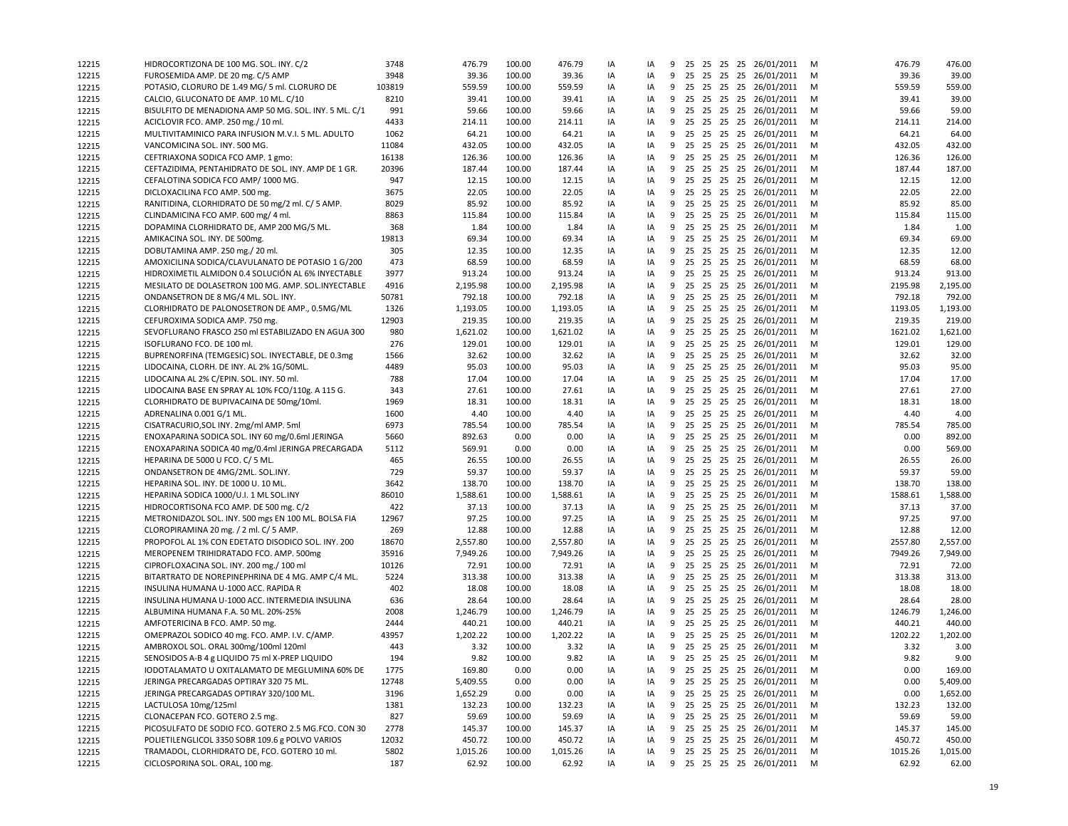| | | | | | | | | | | | | | | | | | |
|---|---|---|---|---|---|---|---|---|---|---|---|---|---|---|---|---|---|
| 12215 | HIDROCORTIZONA DE 100 MG. SOL. INY. C/2 | 3748 | 476.79 | 100.00 | 476.79 | IA | IA | 9 | 25 | 25 | 25 | 25 | 26/01/2011 | M | 476.79 | 476.00 |
| 12215 | FUROSEMIDA AMP. DE 20 mg. C/5 AMP | 3948 | 39.36 | 100.00 | 39.36 | IA | IA | 9 | 25 | 25 | 25 | 25 | 26/01/2011 | M | 39.36 | 39.00 |
| 12215 | POTASIO, CLORURO DE 1.49 MG/ 5 ml. CLORURO DE | 103819 | 559.59 | 100.00 | 559.59 | IA | IA | 9 | 25 | 25 | 25 | 25 | 26/01/2011 | M | 559.59 | 559.00 |
| 12215 | CALCIO, GLUCONATO DE AMP. 10 ML. C/10 | 8210 | 39.41 | 100.00 | 39.41 | IA | IA | 9 | 25 | 25 | 25 | 25 | 26/01/2011 | M | 39.41 | 39.00 |
| 12215 | BISULFITO DE MENADIONA AMP 50 MG. SOL. INY. 5 ML. C/1 | 991 | 59.66 | 100.00 | 59.66 | IA | IA | 9 | 25 | 25 | 25 | 25 | 26/01/2011 | M | 59.66 | 59.00 |
| 12215 | ACICLOVIR FCO. AMP. 250 mg./ 10 ml. | 4433 | 214.11 | 100.00 | 214.11 | IA | IA | 9 | 25 | 25 | 25 | 25 | 26/01/2011 | M | 214.11 | 214.00 |
| 12215 | MULTIVITAMINICO PARA INFUSION M.V.I. 5 ML. ADULTO | 1062 | 64.21 | 100.00 | 64.21 | IA | IA | 9 | 25 | 25 | 25 | 25 | 26/01/2011 | M | 64.21 | 64.00 |
| 12215 | VANCOMICINA SOL. INY. 500 MG. | 11084 | 432.05 | 100.00 | 432.05 | IA | IA | 9 | 25 | 25 | 25 | 25 | 26/01/2011 | M | 432.05 | 432.00 |
| 12215 | CEFTRIAXONA SODICA FCO AMP. 1 gmo: | 16138 | 126.36 | 100.00 | 126.36 | IA | IA | 9 | 25 | 25 | 25 | 25 | 26/01/2011 | M | 126.36 | 126.00 |
| 12215 | CEFTAZIDIMA, PENTAHIDRATO DE SOL. INY. AMP DE 1 GR. | 20396 | 187.44 | 100.00 | 187.44 | IA | IA | 9 | 25 | 25 | 25 | 25 | 26/01/2011 | M | 187.44 | 187.00 |
| 12215 | CEFALOTINA SODICA FCO AMP/ 1000 MG. | 947 | 12.15 | 100.00 | 12.15 | IA | IA | 9 | 25 | 25 | 25 | 25 | 26/01/2011 | M | 12.15 | 12.00 |
| 12215 | DICLOXACILINA FCO AMP. 500 mg. | 3675 | 22.05 | 100.00 | 22.05 | IA | IA | 9 | 25 | 25 | 25 | 25 | 26/01/2011 | M | 22.05 | 22.00 |
| 12215 | RANITIDINA, CLORHIDRATO DE 50 mg/2 ml. C/ 5 AMP. | 8029 | 85.92 | 100.00 | 85.92 | IA | IA | 9 | 25 | 25 | 25 | 25 | 26/01/2011 | M | 85.92 | 85.00 |
| 12215 | CLINDAMICINA FCO AMP. 600 mg/ 4 ml. | 8863 | 115.84 | 100.00 | 115.84 | IA | IA | 9 | 25 | 25 | 25 | 25 | 26/01/2011 | M | 115.84 | 115.00 |
| 12215 | DOPAMINA CLORHIDRATO DE, AMP 200 MG/5 ML. | 368 | 1.84 | 100.00 | 1.84 | IA | IA | 9 | 25 | 25 | 25 | 25 | 26/01/2011 | M | 1.84 | 1.00 |
| 12215 | AMIKACINA SOL. INY. DE 500mg. | 19813 | 69.34 | 100.00 | 69.34 | IA | IA | 9 | 25 | 25 | 25 | 25 | 26/01/2011 | M | 69.34 | 69.00 |
| 12215 | DOBUTAMINA AMP. 250 mg./ 20 ml. | 305 | 12.35 | 100.00 | 12.35 | IA | IA | 9 | 25 | 25 | 25 | 25 | 26/01/2011 | M | 12.35 | 12.00 |
| 12215 | AMOXICILINA SODICA/CLAVULANATO DE POTASIO 1 G/200 | 473 | 68.59 | 100.00 | 68.59 | IA | IA | 9 | 25 | 25 | 25 | 25 | 26/01/2011 | M | 68.59 | 68.00 |
| 12215 | HIDROXIMETIL ALMIDON 0.4 SOLUCIÓN AL 6% INYECTABLE | 3977 | 913.24 | 100.00 | 913.24 | IA | IA | 9 | 25 | 25 | 25 | 25 | 26/01/2011 | M | 913.24 | 913.00 |
| 12215 | MESILATO DE DOLASETRON 100 MG. AMP. SOL.INYECTABLE | 4916 | 2,195.98 | 100.00 | 2,195.98 | IA | IA | 9 | 25 | 25 | 25 | 25 | 26/01/2011 | M | 2195.98 | 2,195.00 |
| 12215 | ONDANSETRON DE 8 MG/4 ML. SOL. INY. | 50781 | 792.18 | 100.00 | 792.18 | IA | IA | 9 | 25 | 25 | 25 | 25 | 26/01/2011 | M | 792.18 | 792.00 |
| 12215 | CLORHIDRATO DE PALONOSETRON DE AMP., 0.5MG/ML | 1326 | 1,193.05 | 100.00 | 1,193.05 | IA | IA | 9 | 25 | 25 | 25 | 25 | 26/01/2011 | M | 1193.05 | 1,193.00 |
| 12215 | CEFUROXIMA SODICA AMP. 750 mg. | 12903 | 219.35 | 100.00 | 219.35 | IA | IA | 9 | 25 | 25 | 25 | 25 | 26/01/2011 | M | 219.35 | 219.00 |
| 12215 | SEVOFLURANO FRASCO 250 ml ESTABILIZADO EN AGUA 300 | 980 | 1,621.02 | 100.00 | 1,621.02 | IA | IA | 9 | 25 | 25 | 25 | 25 | 26/01/2011 | M | 1621.02 | 1,621.00 |
| 12215 | ISOFLURANO FCO. DE 100 ml. | 276 | 129.01 | 100.00 | 129.01 | IA | IA | 9 | 25 | 25 | 25 | 25 | 26/01/2011 | M | 129.01 | 129.00 |
| 12215 | BUPRENORFINA (TEMGESIC) SOL. INYECTABLE, DE 0.3mg | 1566 | 32.62 | 100.00 | 32.62 | IA | IA | 9 | 25 | 25 | 25 | 25 | 26/01/2011 | M | 32.62 | 32.00 |
| 12215 | LIDOCAINA, CLORH. DE INY. AL 2% 1G/50ML. | 4489 | 95.03 | 100.00 | 95.03 | IA | IA | 9 | 25 | 25 | 25 | 25 | 26/01/2011 | M | 95.03 | 95.00 |
| 12215 | LIDOCAINA AL 2% C/EPIN. SOL. INY. 50 ml. | 788 | 17.04 | 100.00 | 17.04 | IA | IA | 9 | 25 | 25 | 25 | 25 | 26/01/2011 | M | 17.04 | 17.00 |
| 12215 | LIDOCAINA BASE EN SPRAY AL 10% FCO/110g. A 115 G. | 343 | 27.61 | 100.00 | 27.61 | IA | IA | 9 | 25 | 25 | 25 | 25 | 26/01/2011 | M | 27.61 | 27.00 |
| 12215 | CLORHIDRATO DE BUPIVACAINA DE 50mg/10ml. | 1969 | 18.31 | 100.00 | 18.31 | IA | IA | 9 | 25 | 25 | 25 | 25 | 26/01/2011 | M | 18.31 | 18.00 |
| 12215 | ADRENALINA 0.001 G/1 ML. | 1600 | 4.40 | 100.00 | 4.40 | IA | IA | 9 | 25 | 25 | 25 | 25 | 26/01/2011 | M | 4.40 | 4.00 |
| 12215 | CISATRACURIO,SOL INY. 2mg/ml AMP. 5ml | 6973 | 785.54 | 100.00 | 785.54 | IA | IA | 9 | 25 | 25 | 25 | 25 | 26/01/2011 | M | 785.54 | 785.00 |
| 12215 | ENOXAPARINA SODICA SOL. INY 60 mg/0.6ml JERINGA | 5660 | 892.63 | 0.00 | 0.00 | IA | IA | 9 | 25 | 25 | 25 | 25 | 26/01/2011 | M | 0.00 | 892.00 |
| 12215 | ENOXAPARINA SODICA 40 mg/0.4ml JERINGA PRECARGADA | 5112 | 569.91 | 0.00 | 0.00 | IA | IA | 9 | 25 | 25 | 25 | 25 | 26/01/2011 | M | 0.00 | 569.00 |
| 12215 | HEPARINA DE 5000 U FCO. C/ 5 ML. | 465 | 26.55 | 100.00 | 26.55 | IA | IA | 9 | 25 | 25 | 25 | 25 | 26/01/2011 | M | 26.55 | 26.00 |
| 12215 | ONDANSETRON DE 4MG/2ML. SOL.INY. | 729 | 59.37 | 100.00 | 59.37 | IA | IA | 9 | 25 | 25 | 25 | 25 | 26/01/2011 | M | 59.37 | 59.00 |
| 12215 | HEPARINA SOL. INY. DE 1000 U. 10 ML. | 3642 | 138.70 | 100.00 | 138.70 | IA | IA | 9 | 25 | 25 | 25 | 25 | 26/01/2011 | M | 138.70 | 138.00 |
| 12215 | HEPARINA SODICA 1000/U.I. 1 ML SOL.INY | 86010 | 1,588.61 | 100.00 | 1,588.61 | IA | IA | 9 | 25 | 25 | 25 | 25 | 26/01/2011 | M | 1588.61 | 1,588.00 |
| 12215 | HIDROCORTISONA FCO AMP. DE 500 mg. C/2 | 422 | 37.13 | 100.00 | 37.13 | IA | IA | 9 | 25 | 25 | 25 | 25 | 26/01/2011 | M | 37.13 | 37.00 |
| 12215 | METRONIDAZOL SOL. INY. 500 mgs EN 100 ML. BOLSA FIA | 12967 | 97.25 | 100.00 | 97.25 | IA | IA | 9 | 25 | 25 | 25 | 25 | 26/01/2011 | M | 97.25 | 97.00 |
| 12215 | CLOROPIRAMINA 20 mg. / 2 ml. C/ 5 AMP. | 269 | 12.88 | 100.00 | 12.88 | IA | IA | 9 | 25 | 25 | 25 | 25 | 26/01/2011 | M | 12.88 | 12.00 |
| 12215 | PROPOFOL AL 1% CON EDETATO DISODICO SOL. INY. 200 | 18670 | 2,557.80 | 100.00 | 2,557.80 | IA | IA | 9 | 25 | 25 | 25 | 25 | 26/01/2011 | M | 2557.80 | 2,557.00 |
| 12215 | MEROPENEM TRIHIDRATADO FCO. AMP. 500mg | 35916 | 7,949.26 | 100.00 | 7,949.26 | IA | IA | 9 | 25 | 25 | 25 | 25 | 26/01/2011 | M | 7949.26 | 7,949.00 |
| 12215 | CIPROFLOXACINA SOL. INY. 200 mg./ 100 ml | 10126 | 72.91 | 100.00 | 72.91 | IA | IA | 9 | 25 | 25 | 25 | 25 | 26/01/2011 | M | 72.91 | 72.00 |
| 12215 | BITARTRATO DE NOREPINEPHRINA DE 4 MG. AMP C/4 ML. | 5224 | 313.38 | 100.00 | 313.38 | IA | IA | 9 | 25 | 25 | 25 | 25 | 26/01/2011 | M | 313.38 | 313.00 |
| 12215 | INSULINA HUMANA U-1000 ACC. RAPIDA R | 402 | 18.08 | 100.00 | 18.08 | IA | IA | 9 | 25 | 25 | 25 | 25 | 26/01/2011 | M | 18.08 | 18.00 |
| 12215 | INSULINA HUMANA U-1000 ACC. INTERMEDIA INSULINA | 636 | 28.64 | 100.00 | 28.64 | IA | IA | 9 | 25 | 25 | 25 | 25 | 26/01/2011 | M | 28.64 | 28.00 |
| 12215 | ALBUMINA HUMANA F.A. 50 ML. 20%-25% | 2008 | 1,246.79 | 100.00 | 1,246.79 | IA | IA | 9 | 25 | 25 | 25 | 25 | 26/01/2011 | M | 1246.79 | 1,246.00 |
| 12215 | AMFOTERICINA B FCO. AMP. 50 mg. | 2444 | 440.21 | 100.00 | 440.21 | IA | IA | 9 | 25 | 25 | 25 | 25 | 26/01/2011 | M | 440.21 | 440.00 |
| 12215 | OMEPRAZOL SODICO 40 mg. FCO. AMP. I.V. C/AMP. | 43957 | 1,202.22 | 100.00 | 1,202.22 | IA | IA | 9 | 25 | 25 | 25 | 25 | 26/01/2011 | M | 1202.22 | 1,202.00 |
| 12215 | AMBROXOL SOL. ORAL 300mg/100ml 120ml | 443 | 3.32 | 100.00 | 3.32 | IA | IA | 9 | 25 | 25 | 25 | 25 | 26/01/2011 | M | 3.32 | 3.00 |
| 12215 | SENOSIDOS A-B 4 g LIQUIDO 75 ml X-PREP LIQUIDO | 194 | 9.82 | 100.00 | 9.82 | IA | IA | 9 | 25 | 25 | 25 | 25 | 26/01/2011 | M | 9.82 | 9.00 |
| 12215 | IODOTALAMATO U OXITALAMATO DE MEGLUMINA 60% DE | 1775 | 169.80 | 0.00 | 0.00 | IA | IA | 9 | 25 | 25 | 25 | 25 | 26/01/2011 | M | 0.00 | 169.00 |
| 12215 | JERINGA PRECARGADAS OPTIRAY 320 75 ML. | 12748 | 5,409.55 | 0.00 | 0.00 | IA | IA | 9 | 25 | 25 | 25 | 25 | 26/01/2011 | M | 0.00 | 5,409.00 |
| 12215 | JERINGA PRECARGADAS OPTIRAY 320/100 ML. | 3196 | 1,652.29 | 0.00 | 0.00 | IA | IA | 9 | 25 | 25 | 25 | 25 | 26/01/2011 | M | 0.00 | 1,652.00 |
| 12215 | LACTULOSA 10mg/125ml | 1381 | 132.23 | 100.00 | 132.23 | IA | IA | 9 | 25 | 25 | 25 | 25 | 26/01/2011 | M | 132.23 | 132.00 |
| 12215 | CLONACEPAN FCO. GOTERO 2.5 mg. | 827 | 59.69 | 100.00 | 59.69 | IA | IA | 9 | 25 | 25 | 25 | 25 | 26/01/2011 | M | 59.69 | 59.00 |
| 12215 | PICOSULFATO DE SODIO FCO. GOTERO 2.5 MG.FCO. CON 30 | 2778 | 145.37 | 100.00 | 145.37 | IA | IA | 9 | 25 | 25 | 25 | 25 | 26/01/2011 | M | 145.37 | 145.00 |
| 12215 | POLIETILENGLICOL 3350 SOBR 109.6 g POLVO VARIOS | 12032 | 450.72 | 100.00 | 450.72 | IA | IA | 9 | 25 | 25 | 25 | 25 | 26/01/2011 | M | 450.72 | 450.00 |
| 12215 | TRAMADOL, CLORHIDRATO DE, FCO. GOTERO 10 ml. | 5802 | 1,015.26 | 100.00 | 1,015.26 | IA | IA | 9 | 25 | 25 | 25 | 25 | 26/01/2011 | M | 1015.26 | 1,015.00 |
| 12215 | CICLOSPORINA SOL. ORAL, 100 mg. | 187 | 62.92 | 100.00 | 62.92 | IA | IA | 9 | 25 | 25 | 25 | 25 | 26/01/2011 | M | 62.92 | 62.00 |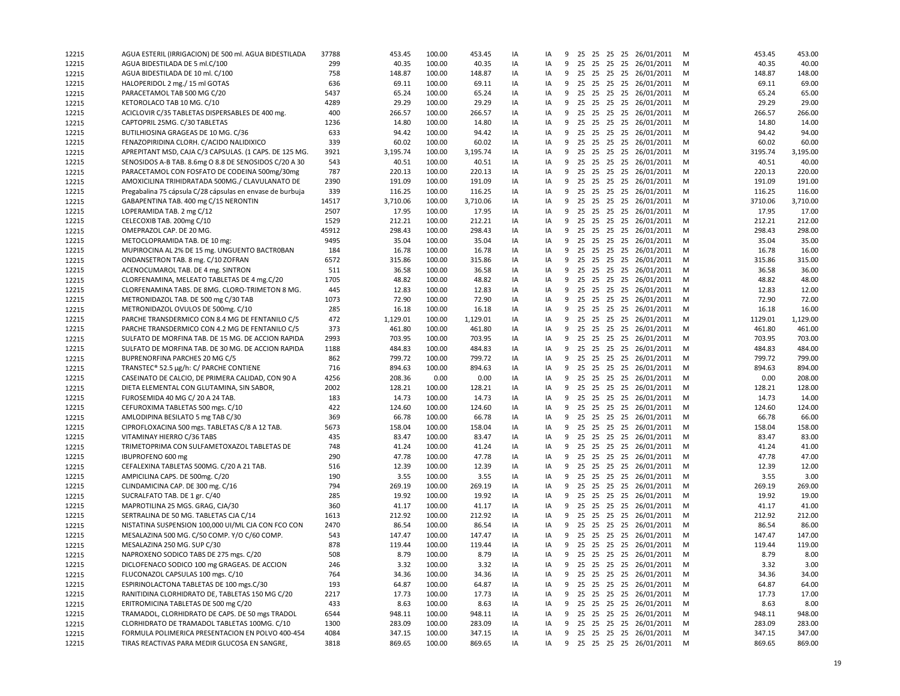| | | | | | | | | | | | | | | | | | |
|---|---|---|---|---|---|---|---|---|---|---|---|---|---|---|---|---|---|
| 12215 | AGUA ESTERIL (IRRIGACION) DE 500 ml. AGUA BIDESTILADA | 37788 | 453.45 | 100.00 | 453.45 | IA | IA | 9 | 25 | 25 | 25 | 25 | 26/01/2011 | M | 453.45 | 453.00 |
| 12215 | AGUA BIDESTILADA DE 5 ml.C/100 | 299 | 40.35 | 100.00 | 40.35 | IA | IA | 9 | 25 | 25 | 25 | 25 | 26/01/2011 | M | 40.35 | 40.00 |
| 12215 | AGUA BIDESTILADA DE 10 ml. C/100 | 758 | 148.87 | 100.00 | 148.87 | IA | IA | 9 | 25 | 25 | 25 | 25 | 26/01/2011 | M | 148.87 | 148.00 |
| 12215 | HALOPERIDOL 2 mg./ 15 ml GOTAS | 636 | 69.11 | 100.00 | 69.11 | IA | IA | 9 | 25 | 25 | 25 | 25 | 26/01/2011 | M | 69.11 | 69.00 |
| 12215 | PARACETAMOL TAB 500 MG C/20 | 5437 | 65.24 | 100.00 | 65.24 | IA | IA | 9 | 25 | 25 | 25 | 25 | 26/01/2011 | M | 65.24 | 65.00 |
| 12215 | KETOROLACO TAB 10 MG. C/10 | 4289 | 29.29 | 100.00 | 29.29 | IA | IA | 9 | 25 | 25 | 25 | 25 | 26/01/2011 | M | 29.29 | 29.00 |
| 12215 | ACICLOVIR C/35 TABLETAS DISPERSABLES DE 400 mg. | 400 | 266.57 | 100.00 | 266.57 | IA | IA | 9 | 25 | 25 | 25 | 25 | 26/01/2011 | M | 266.57 | 266.00 |
| 12215 | CAPTOPRIL 25MG. C/30 TABLETAS | 1236 | 14.80 | 100.00 | 14.80 | IA | IA | 9 | 25 | 25 | 25 | 25 | 26/01/2011 | M | 14.80 | 14.00 |
| 12215 | BUTILHIOSINA GRAGEAS DE 10 MG. C/36 | 633 | 94.42 | 100.00 | 94.42 | IA | IA | 9 | 25 | 25 | 25 | 25 | 26/01/2011 | M | 94.42 | 94.00 |
| 12215 | FENAZOPIRIDINA CLORH. C/ACIDO NALIDIXICO | 339 | 60.02 | 100.00 | 60.02 | IA | IA | 9 | 25 | 25 | 25 | 25 | 26/01/2011 | M | 60.02 | 60.00 |
| 12215 | APREPITANT MSD, CAJA C/3 CAPSULAS. (1 CAPS. DE 125 MG. | 3921 | 3,195.74 | 100.00 | 3,195.74 | IA | IA | 9 | 25 | 25 | 25 | 25 | 26/01/2011 | M | 3195.74 | 3,195.00 |
| 12215 | SENOSIDOS A-B TAB. 8.6mg O 8.8 DE SENOSIDOS C/20 A 30 | 543 | 40.51 | 100.00 | 40.51 | IA | IA | 9 | 25 | 25 | 25 | 25 | 26/01/2011 | M | 40.51 | 40.00 |
| 12215 | PARACETAMOL CON FOSFATO DE CODEINA 500mg/30mg | 787 | 220.13 | 100.00 | 220.13 | IA | IA | 9 | 25 | 25 | 25 | 25 | 26/01/2011 | M | 220.13 | 220.00 |
| 12215 | AMOXICILINA TRIHIDRATADA 500MG./ CLAVULANATO DE | 2390 | 191.09 | 100.00 | 191.09 | IA | IA | 9 | 25 | 25 | 25 | 25 | 26/01/2011 | M | 191.09 | 191.00 |
| 12215 | Pregabalina 75 cápsula C/28 cápsulas en envase de burbuja | 339 | 116.25 | 100.00 | 116.25 | IA | IA | 9 | 25 | 25 | 25 | 25 | 26/01/2011 | M | 116.25 | 116.00 |
| 12215 | GABAPENTINA TAB. 400 mg C/15 NERONTIN | 14517 | 3,710.06 | 100.00 | 3,710.06 | IA | IA | 9 | 25 | 25 | 25 | 25 | 26/01/2011 | M | 3710.06 | 3,710.00 |
| 12215 | LOPERAMIDA TAB. 2 mg C/12 | 2507 | 17.95 | 100.00 | 17.95 | IA | IA | 9 | 25 | 25 | 25 | 25 | 26/01/2011 | M | 17.95 | 17.00 |
| 12215 | CELECOXIB TAB. 200mg C/10 | 1529 | 212.21 | 100.00 | 212.21 | IA | IA | 9 | 25 | 25 | 25 | 25 | 26/01/2011 | M | 212.21 | 212.00 |
| 12215 | OMEPRAZOL CAP. DE 20 MG. | 45912 | 298.43 | 100.00 | 298.43 | IA | IA | 9 | 25 | 25 | 25 | 25 | 26/01/2011 | M | 298.43 | 298.00 |
| 12215 | METOCLOPRAMIDA TAB. DE 10 mg: | 9495 | 35.04 | 100.00 | 35.04 | IA | IA | 9 | 25 | 25 | 25 | 25 | 26/01/2011 | M | 35.04 | 35.00 |
| 12215 | MUPIROCINA AL 2% DE 15 mg. UNGUENTO BACTR0BAN | 184 | 16.78 | 100.00 | 16.78 | IA | IA | 9 | 25 | 25 | 25 | 25 | 26/01/2011 | M | 16.78 | 16.00 |
| 12215 | ONDANSETRON TAB. 8 mg. C/10 ZOFRAN | 6572 | 315.86 | 100.00 | 315.86 | IA | IA | 9 | 25 | 25 | 25 | 25 | 26/01/2011 | M | 315.86 | 315.00 |
| 12215 | ACENOCUMAROL TAB. DE 4 mg. SINTRON | 511 | 36.58 | 100.00 | 36.58 | IA | IA | 9 | 25 | 25 | 25 | 25 | 26/01/2011 | M | 36.58 | 36.00 |
| 12215 | CLORFENAMINA, MELEATO TABLETAS DE 4 mg.C/20 | 1705 | 48.82 | 100.00 | 48.82 | IA | IA | 9 | 25 | 25 | 25 | 25 | 26/01/2011 | M | 48.82 | 48.00 |
| 12215 | CLORFENAMINA TABS. DE 8MG. CLORO-TRIMETON 8 MG. | 445 | 12.83 | 100.00 | 12.83 | IA | IA | 9 | 25 | 25 | 25 | 25 | 26/01/2011 | M | 12.83 | 12.00 |
| 12215 | METRONIDAZOL TAB. DE 500 mg C/30 TAB | 1073 | 72.90 | 100.00 | 72.90 | IA | IA | 9 | 25 | 25 | 25 | 25 | 26/01/2011 | M | 72.90 | 72.00 |
| 12215 | METRONIDAZOL OVULOS DE 500mg. C/10 | 285 | 16.18 | 100.00 | 16.18 | IA | IA | 9 | 25 | 25 | 25 | 25 | 26/01/2011 | M | 16.18 | 16.00 |
| 12215 | PARCHE TRANSDERMICO CON 8.4 MG DE FENTANILO C/5 | 472 | 1,129.01 | 100.00 | 1,129.01 | IA | IA | 9 | 25 | 25 | 25 | 25 | 26/01/2011 | M | 1129.01 | 1,129.00 |
| 12215 | PARCHE TRANSDERMICO CON 4.2 MG DE FENTANILO C/5 | 373 | 461.80 | 100.00 | 461.80 | IA | IA | 9 | 25 | 25 | 25 | 25 | 26/01/2011 | M | 461.80 | 461.00 |
| 12215 | SULFATO DE MORFINA TAB. DE 15 MG. DE ACCION RAPIDA | 2993 | 703.95 | 100.00 | 703.95 | IA | IA | 9 | 25 | 25 | 25 | 25 | 26/01/2011 | M | 703.95 | 703.00 |
| 12215 | SULFATO DE MORFINA TAB. DE 30 MG. DE ACCION RAPIDA | 1188 | 484.83 | 100.00 | 484.83 | IA | IA | 9 | 25 | 25 | 25 | 25 | 26/01/2011 | M | 484.83 | 484.00 |
| 12215 | BUPRENORFINA PARCHES 20 MG C/5 | 862 | 799.72 | 100.00 | 799.72 | IA | IA | 9 | 25 | 25 | 25 | 25 | 26/01/2011 | M | 799.72 | 799.00 |
| 12215 | TRANSTEC® 52.5 µg/h: C/ PARCHE CONTIENE | 716 | 894.63 | 100.00 | 894.63 | IA | IA | 9 | 25 | 25 | 25 | 25 | 26/01/2011 | M | 894.63 | 894.00 |
| 12215 | CASEINATO DE CALCIO, DE PRIMERA CALIDAD, CON 90 A | 4256 | 208.36 | 0.00 | 0.00 | IA | IA | 9 | 25 | 25 | 25 | 25 | 26/01/2011 | M | 0.00 | 208.00 |
| 12215 | DIETA ELEMENTAL CON GLUTAMINA, SIN SABOR, | 2002 | 128.21 | 100.00 | 128.21 | IA | IA | 9 | 25 | 25 | 25 | 25 | 26/01/2011 | M | 128.21 | 128.00 |
| 12215 | FUROSEMIDA 40 MG C/ 20 A 24 TAB. | 183 | 14.73 | 100.00 | 14.73 | IA | IA | 9 | 25 | 25 | 25 | 25 | 26/01/2011 | M | 14.73 | 14.00 |
| 12215 | CEFUROXIMA TABLETAS 500 mgs. C/10 | 422 | 124.60 | 100.00 | 124.60 | IA | IA | 9 | 25 | 25 | 25 | 25 | 26/01/2011 | M | 124.60 | 124.00 |
| 12215 | AMLODIPINA BESILATO 5 mg TAB C/30 | 369 | 66.78 | 100.00 | 66.78 | IA | IA | 9 | 25 | 25 | 25 | 25 | 26/01/2011 | M | 66.78 | 66.00 |
| 12215 | CIPROFLOXACINA 500 mgs. TABLETAS C/8 A 12 TAB. | 5673 | 158.04 | 100.00 | 158.04 | IA | IA | 9 | 25 | 25 | 25 | 25 | 26/01/2011 | M | 158.04 | 158.00 |
| 12215 | VITAMINAY HIERRO C/36 TABS | 435 | 83.47 | 100.00 | 83.47 | IA | IA | 9 | 25 | 25 | 25 | 25 | 26/01/2011 | M | 83.47 | 83.00 |
| 12215 | TRIMETOPRIMA CON SULFAMETOXAZOL TABLETAS DE | 748 | 41.24 | 100.00 | 41.24 | IA | IA | 9 | 25 | 25 | 25 | 25 | 26/01/2011 | M | 41.24 | 41.00 |
| 12215 | IBUPROFENO 600 mg | 290 | 47.78 | 100.00 | 47.78 | IA | IA | 9 | 25 | 25 | 25 | 25 | 26/01/2011 | M | 47.78 | 47.00 |
| 12215 | CEFALEXINA TABLETAS 500MG. C/20 A 21 TAB. | 516 | 12.39 | 100.00 | 12.39 | IA | IA | 9 | 25 | 25 | 25 | 25 | 26/01/2011 | M | 12.39 | 12.00 |
| 12215 | AMPICILINA CAPS. DE 500mg. C/20 | 190 | 3.55 | 100.00 | 3.55 | IA | IA | 9 | 25 | 25 | 25 | 25 | 26/01/2011 | M | 3.55 | 3.00 |
| 12215 | CLINDAMICINA CAP. DE 300 mg. C/16 | 794 | 269.19 | 100.00 | 269.19 | IA | IA | 9 | 25 | 25 | 25 | 25 | 26/01/2011 | M | 269.19 | 269.00 |
| 12215 | SUCRALFATO TAB. DE 1 gr. C/40 | 285 | 19.92 | 100.00 | 19.92 | IA | IA | 9 | 25 | 25 | 25 | 25 | 26/01/2011 | M | 19.92 | 19.00 |
| 12215 | MAPROTILINA 25 MGS. GRAG, CJA/30 | 360 | 41.17 | 100.00 | 41.17 | IA | IA | 9 | 25 | 25 | 25 | 25 | 26/01/2011 | M | 41.17 | 41.00 |
| 12215 | SERTRALINA DE 50 MG. TABLETAS CJA C/14 | 1613 | 212.92 | 100.00 | 212.92 | IA | IA | 9 | 25 | 25 | 25 | 25 | 26/01/2011 | M | 212.92 | 212.00 |
| 12215 | NISTATINA SUSPENSION 100,000 UI/ML CJA CON FCO CON | 2470 | 86.54 | 100.00 | 86.54 | IA | IA | 9 | 25 | 25 | 25 | 25 | 26/01/2011 | M | 86.54 | 86.00 |
| 12215 | MESALAZINA 500 MG. C/50 COMP. Y/O C/60 COMP. | 543 | 147.47 | 100.00 | 147.47 | IA | IA | 9 | 25 | 25 | 25 | 25 | 26/01/2011 | M | 147.47 | 147.00 |
| 12215 | MESALAZINA 250 MG. SUP C/30 | 878 | 119.44 | 100.00 | 119.44 | IA | IA | 9 | 25 | 25 | 25 | 25 | 26/01/2011 | M | 119.44 | 119.00 |
| 12215 | NAPROXENO SODICO TABS DE 275 mgs. C/20 | 508 | 8.79 | 100.00 | 8.79 | IA | IA | 9 | 25 | 25 | 25 | 25 | 26/01/2011 | M | 8.79 | 8.00 |
| 12215 | DICLOFENACO SODICO 100 mg GRAGEAS. DE ACCION | 246 | 3.32 | 100.00 | 3.32 | IA | IA | 9 | 25 | 25 | 25 | 25 | 26/01/2011 | M | 3.32 | 3.00 |
| 12215 | FLUCONAZOL CAPSULAS 100 mgs. C/10 | 764 | 34.36 | 100.00 | 34.36 | IA | IA | 9 | 25 | 25 | 25 | 25 | 26/01/2011 | M | 34.36 | 34.00 |
| 12215 | ESPIRINOLACTONA TABLETAS DE 100 mgs.C/30 | 193 | 64.87 | 100.00 | 64.87 | IA | IA | 9 | 25 | 25 | 25 | 25 | 26/01/2011 | M | 64.87 | 64.00 |
| 12215 | RANITIDINA CLORHIDRATO DE, TABLETAS 150 MG C/20 | 2217 | 17.73 | 100.00 | 17.73 | IA | IA | 9 | 25 | 25 | 25 | 25 | 26/01/2011 | M | 17.73 | 17.00 |
| 12215 | ERITROMICINA TABLETAS DE 500 mg C/20 | 433 | 8.63 | 100.00 | 8.63 | IA | IA | 9 | 25 | 25 | 25 | 25 | 26/01/2011 | M | 8.63 | 8.00 |
| 12215 | TRAMADOL, CLORHIDRATO DE CAPS. DE 50 mgs TRADOL | 6544 | 948.11 | 100.00 | 948.11 | IA | IA | 9 | 25 | 25 | 25 | 25 | 26/01/2011 | M | 948.11 | 948.00 |
| 12215 | CLORHIDRATO DE TRAMADOL TABLETAS 100MG. C/10 | 1300 | 283.09 | 100.00 | 283.09 | IA | IA | 9 | 25 | 25 | 25 | 25 | 26/01/2011 | M | 283.09 | 283.00 |
| 12215 | FORMULA POLIMERICA PRESENTACION EN POLVO 400-454 | 4084 | 347.15 | 100.00 | 347.15 | IA | IA | 9 | 25 | 25 | 25 | 25 | 26/01/2011 | M | 347.15 | 347.00 |
| 12215 | TIRAS REACTIVAS PARA MEDIR GLUCOSA EN SANGRE, | 3818 | 869.65 | 100.00 | 869.65 | IA | IA | 9 | 25 | 25 | 25 | 25 | 26/01/2011 | M | 869.65 | 869.00 |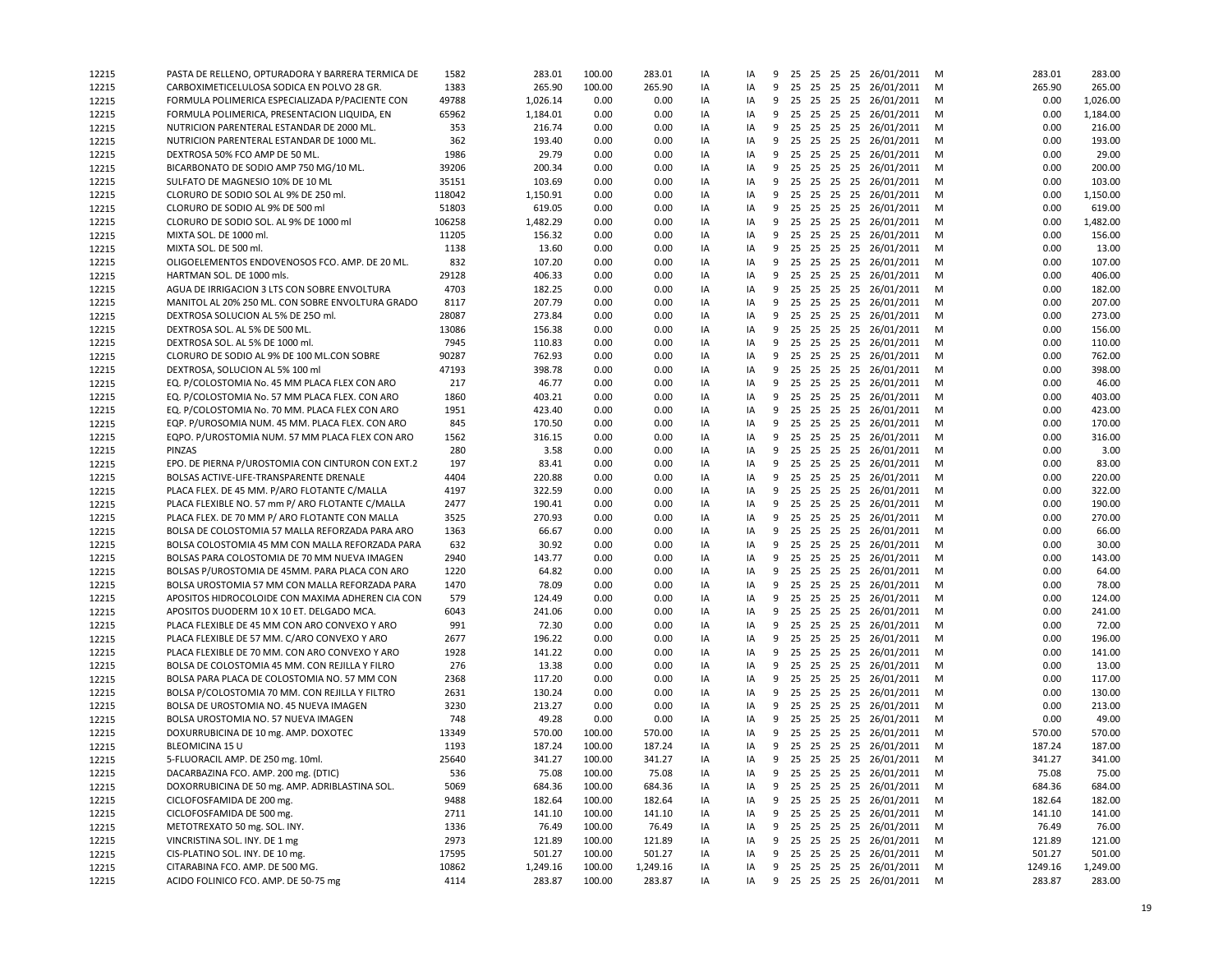| | | | | | | | | | | | | | | | | | |
|---|---|---|---|---|---|---|---|---|---|---|---|---|---|---|---|---|---|
| 12215 | PASTA DE RELLENO, OPTURADORA Y BARRERA TERMICA DE | 1582 | 283.01 | 100.00 | 283.01 | IA | IA | 9 | 25 | 25 | 25 | 25 | 26/01/2011 | M | 283.01 | 283.00 |
| 12215 | CARBOXIMETICELULOSA SODICA EN POLVO 28 GR. | 1383 | 265.90 | 100.00 | 265.90 | IA | IA | 9 | 25 | 25 | 25 | 25 | 26/01/2011 | M | 265.90 | 265.00 |
| 12215 | FORMULA POLIMERICA ESPECIALIZADA P/PACIENTE CON | 49788 | 1,026.14 | 0.00 | 0.00 | IA | IA | 9 | 25 | 25 | 25 | 25 | 26/01/2011 | M | 0.00 | 1,026.00 |
| 12215 | FORMULA POLIMERICA, PRESENTACION LIQUIDA, EN | 65962 | 1,184.01 | 0.00 | 0.00 | IA | IA | 9 | 25 | 25 | 25 | 25 | 26/01/2011 | M | 0.00 | 1,184.00 |
| 12215 | NUTRICION PARENTERAL ESTANDAR DE 2000 ML. | 353 | 216.74 | 0.00 | 0.00 | IA | IA | 9 | 25 | 25 | 25 | 25 | 26/01/2011 | M | 0.00 | 216.00 |
| 12215 | NUTRICION PARENTERAL ESTANDAR DE 1000 ML. | 362 | 193.40 | 0.00 | 0.00 | IA | IA | 9 | 25 | 25 | 25 | 25 | 26/01/2011 | M | 0.00 | 193.00 |
| 12215 | DEXTROSA 50% FCO AMP DE 50 ML. | 1986 | 29.79 | 0.00 | 0.00 | IA | IA | 9 | 25 | 25 | 25 | 25 | 26/01/2011 | M | 0.00 | 29.00 |
| 12215 | BICARBONATO DE SODIO AMP 750 MG/10 ML. | 39206 | 200.34 | 0.00 | 0.00 | IA | IA | 9 | 25 | 25 | 25 | 25 | 26/01/2011 | M | 0.00 | 200.00 |
| 12215 | SULFATO DE MAGNESIO 10% DE 10 ML | 35151 | 103.69 | 0.00 | 0.00 | IA | IA | 9 | 25 | 25 | 25 | 25 | 26/01/2011 | M | 0.00 | 103.00 |
| 12215 | CLORURO DE SODIO SOL AL 9% DE 250 ml. | 118042 | 1,150.91 | 0.00 | 0.00 | IA | IA | 9 | 25 | 25 | 25 | 25 | 26/01/2011 | M | 0.00 | 1,150.00 |
| 12215 | CLORURO DE SODIO AL 9% DE 500 ml | 51803 | 619.05 | 0.00 | 0.00 | IA | IA | 9 | 25 | 25 | 25 | 25 | 26/01/2011 | M | 0.00 | 619.00 |
| 12215 | CLORURO DE SODIO SOL. AL 9% DE 1000 ml | 106258 | 1,482.29 | 0.00 | 0.00 | IA | IA | 9 | 25 | 25 | 25 | 25 | 26/01/2011 | M | 0.00 | 1,482.00 |
| 12215 | MIXTA SOL. DE 1000 ml. | 11205 | 156.32 | 0.00 | 0.00 | IA | IA | 9 | 25 | 25 | 25 | 25 | 26/01/2011 | M | 0.00 | 156.00 |
| 12215 | MIXTA SOL. DE 500 ml. | 1138 | 13.60 | 0.00 | 0.00 | IA | IA | 9 | 25 | 25 | 25 | 25 | 26/01/2011 | M | 0.00 | 13.00 |
| 12215 | OLIGOELEMENTOS ENDOVENOSOS FCO. AMP. DE 20 ML. | 832 | 107.20 | 0.00 | 0.00 | IA | IA | 9 | 25 | 25 | 25 | 25 | 26/01/2011 | M | 0.00 | 107.00 |
| 12215 | HARTMAN SOL. DE 1000 mls. | 29128 | 406.33 | 0.00 | 0.00 | IA | IA | 9 | 25 | 25 | 25 | 25 | 26/01/2011 | M | 0.00 | 406.00 |
| 12215 | AGUA DE IRRIGACION 3 LTS CON SOBRE ENVOLTURA | 4703 | 182.25 | 0.00 | 0.00 | IA | IA | 9 | 25 | 25 | 25 | 25 | 26/01/2011 | M | 0.00 | 182.00 |
| 12215 | MANITOL AL 20% 250 ML. CON SOBRE ENVOLTURA GRADO | 8117 | 207.79 | 0.00 | 0.00 | IA | IA | 9 | 25 | 25 | 25 | 25 | 26/01/2011 | M | 0.00 | 207.00 |
| 12215 | DEXTROSA SOLUCION AL 5% DE 25O ml. | 28087 | 273.84 | 0.00 | 0.00 | IA | IA | 9 | 25 | 25 | 25 | 25 | 26/01/2011 | M | 0.00 | 273.00 |
| 12215 | DEXTROSA SOL. AL 5% DE 500 ML. | 13086 | 156.38 | 0.00 | 0.00 | IA | IA | 9 | 25 | 25 | 25 | 25 | 26/01/2011 | M | 0.00 | 156.00 |
| 12215 | DEXTROSA SOL. AL 5% DE 1000 ml. | 7945 | 110.83 | 0.00 | 0.00 | IA | IA | 9 | 25 | 25 | 25 | 25 | 26/01/2011 | M | 0.00 | 110.00 |
| 12215 | CLORURO DE SODIO AL 9% DE 100 ML.CON SOBRE | 90287 | 762.93 | 0.00 | 0.00 | IA | IA | 9 | 25 | 25 | 25 | 25 | 26/01/2011 | M | 0.00 | 762.00 |
| 12215 | DEXTROSA, SOLUCION AL 5% 100 ml | 47193 | 398.78 | 0.00 | 0.00 | IA | IA | 9 | 25 | 25 | 25 | 25 | 26/01/2011 | M | 0.00 | 398.00 |
| 12215 | EQ. P/COLOSTOMIA No. 45 MM PLACA FLEX CON ARO | 217 | 46.77 | 0.00 | 0.00 | IA | IA | 9 | 25 | 25 | 25 | 25 | 26/01/2011 | M | 0.00 | 46.00 |
| 12215 | EQ. P/COLOSTOMIA No. 57 MM PLACA FLEX. CON ARO | 1860 | 403.21 | 0.00 | 0.00 | IA | IA | 9 | 25 | 25 | 25 | 25 | 26/01/2011 | M | 0.00 | 403.00 |
| 12215 | EQ. P/COLOSTOMIA No. 70 MM. PLACA FLEX CON ARO | 1951 | 423.40 | 0.00 | 0.00 | IA | IA | 9 | 25 | 25 | 25 | 25 | 26/01/2011 | M | 0.00 | 423.00 |
| 12215 | EQP. P/UROSOMIA NUM. 45 MM. PLACA FLEX. CON ARO | 845 | 170.50 | 0.00 | 0.00 | IA | IA | 9 | 25 | 25 | 25 | 25 | 26/01/2011 | M | 0.00 | 170.00 |
| 12215 | EQPO. P/UROSTOMIA NUM. 57 MM PLACA FLEX CON ARO | 1562 | 316.15 | 0.00 | 0.00 | IA | IA | 9 | 25 | 25 | 25 | 25 | 26/01/2011 | M | 0.00 | 316.00 |
| 12215 | PINZAS | 280 | 3.58 | 0.00 | 0.00 | IA | IA | 9 | 25 | 25 | 25 | 25 | 26/01/2011 | M | 0.00 | 3.00 |
| 12215 | EPO. DE PIERNA P/UROSTOMIA CON CINTURON CON EXT.2 | 197 | 83.41 | 0.00 | 0.00 | IA | IA | 9 | 25 | 25 | 25 | 25 | 26/01/2011 | M | 0.00 | 83.00 |
| 12215 | BOLSAS ACTIVE-LIFE-TRANSPARENTE DRENALE | 4404 | 220.88 | 0.00 | 0.00 | IA | IA | 9 | 25 | 25 | 25 | 25 | 26/01/2011 | M | 0.00 | 220.00 |
| 12215 | PLACA FLEX. DE 45 MM. P/ARO FLOTANTE C/MALLA | 4197 | 322.59 | 0.00 | 0.00 | IA | IA | 9 | 25 | 25 | 25 | 25 | 26/01/2011 | M | 0.00 | 322.00 |
| 12215 | PLACA FLEXIBLE NO. 57 mm P/ ARO FLOTANTE C/MALLA | 2477 | 190.41 | 0.00 | 0.00 | IA | IA | 9 | 25 | 25 | 25 | 25 | 26/01/2011 | M | 0.00 | 190.00 |
| 12215 | PLACA FLEX. DE 70 MM P/ ARO FLOTANTE CON MALLA | 3525 | 270.93 | 0.00 | 0.00 | IA | IA | 9 | 25 | 25 | 25 | 25 | 26/01/2011 | M | 0.00 | 270.00 |
| 12215 | BOLSA DE COLOSTOMIA 57 MALLA REFORZADA PARA ARO | 1363 | 66.67 | 0.00 | 0.00 | IA | IA | 9 | 25 | 25 | 25 | 25 | 26/01/2011 | M | 0.00 | 66.00 |
| 12215 | BOLSA COLOSTOMIA 45 MM CON MALLA REFORZADA PARA | 632 | 30.92 | 0.00 | 0.00 | IA | IA | 9 | 25 | 25 | 25 | 25 | 26/01/2011 | M | 0.00 | 30.00 |
| 12215 | BOLSAS PARA COLOSTOMIA DE 70 MM NUEVA IMAGEN | 2940 | 143.77 | 0.00 | 0.00 | IA | IA | 9 | 25 | 25 | 25 | 25 | 26/01/2011 | M | 0.00 | 143.00 |
| 12215 | BOLSAS P/UROSTOMIA DE 45MM. PARA PLACA CON ARO | 1220 | 64.82 | 0.00 | 0.00 | IA | IA | 9 | 25 | 25 | 25 | 25 | 26/01/2011 | M | 0.00 | 64.00 |
| 12215 | BOLSA UROSTOMIA 57 MM CON MALLA REFORZADA PARA | 1470 | 78.09 | 0.00 | 0.00 | IA | IA | 9 | 25 | 25 | 25 | 25 | 26/01/2011 | M | 0.00 | 78.00 |
| 12215 | APOSITOS HIDROCOLOIDE CON MAXIMA ADHEREN CIA CON | 579 | 124.49 | 0.00 | 0.00 | IA | IA | 9 | 25 | 25 | 25 | 25 | 26/01/2011 | M | 0.00 | 124.00 |
| 12215 | APOSITOS DUODERM 10 X 10 ET. DELGADO MCA. | 6043 | 241.06 | 0.00 | 0.00 | IA | IA | 9 | 25 | 25 | 25 | 25 | 26/01/2011 | M | 0.00 | 241.00 |
| 12215 | PLACA FLEXIBLE DE 45 MM CON ARO CONVEXO Y ARO | 991 | 72.30 | 0.00 | 0.00 | IA | IA | 9 | 25 | 25 | 25 | 25 | 26/01/2011 | M | 0.00 | 72.00 |
| 12215 | PLACA FLEXIBLE DE 57 MM. C/ARO CONVEXO Y ARO | 2677 | 196.22 | 0.00 | 0.00 | IA | IA | 9 | 25 | 25 | 25 | 25 | 26/01/2011 | M | 0.00 | 196.00 |
| 12215 | PLACA FLEXIBLE DE 70 MM. CON ARO CONVEXO Y ARO | 1928 | 141.22 | 0.00 | 0.00 | IA | IA | 9 | 25 | 25 | 25 | 25 | 26/01/2011 | M | 0.00 | 141.00 |
| 12215 | BOLSA DE COLOSTOMIA 45 MM. CON REJILLA Y FILRO | 276 | 13.38 | 0.00 | 0.00 | IA | IA | 9 | 25 | 25 | 25 | 25 | 26/01/2011 | M | 0.00 | 13.00 |
| 12215 | BOLSA PARA PLACA DE COLOSTOMIA NO. 57 MM CON | 2368 | 117.20 | 0.00 | 0.00 | IA | IA | 9 | 25 | 25 | 25 | 25 | 26/01/2011 | M | 0.00 | 117.00 |
| 12215 | BOLSA P/COLOSTOMIA 70 MM. CON REJILLA Y FILTRO | 2631 | 130.24 | 0.00 | 0.00 | IA | IA | 9 | 25 | 25 | 25 | 25 | 26/01/2011 | M | 0.00 | 130.00 |
| 12215 | BOLSA DE UROSTOMIA NO. 45 NUEVA IMAGEN | 3230 | 213.27 | 0.00 | 0.00 | IA | IA | 9 | 25 | 25 | 25 | 25 | 26/01/2011 | M | 0.00 | 213.00 |
| 12215 | BOLSA UROSTOMIA NO. 57 NUEVA IMAGEN | 748 | 49.28 | 0.00 | 0.00 | IA | IA | 9 | 25 | 25 | 25 | 25 | 26/01/2011 | M | 0.00 | 49.00 |
| 12215 | DOXURRUBICINA DE 10 mg. AMP. DOXOTEC | 13349 | 570.00 | 100.00 | 570.00 | IA | IA | 9 | 25 | 25 | 25 | 25 | 26/01/2011 | M | 570.00 | 570.00 |
| 12215 | BLEOMICINA 15 U | 1193 | 187.24 | 100.00 | 187.24 | IA | IA | 9 | 25 | 25 | 25 | 25 | 26/01/2011 | M | 187.24 | 187.00 |
| 12215 | 5-FLUORACIL AMP. DE 250 mg. 10ml. | 25640 | 341.27 | 100.00 | 341.27 | IA | IA | 9 | 25 | 25 | 25 | 25 | 26/01/2011 | M | 341.27 | 341.00 |
| 12215 | DACARBAZINA FCO. AMP. 200 mg. (DTIC) | 536 | 75.08 | 100.00 | 75.08 | IA | IA | 9 | 25 | 25 | 25 | 25 | 26/01/2011 | M | 75.08 | 75.00 |
| 12215 | DOXORRUBICINA DE 50 mg. AMP. ADRIBLASTINA SOL. | 5069 | 684.36 | 100.00 | 684.36 | IA | IA | 9 | 25 | 25 | 25 | 25 | 26/01/2011 | M | 684.36 | 684.00 |
| 12215 | CICLOFOSFAMIDA DE 200 mg. | 9488 | 182.64 | 100.00 | 182.64 | IA | IA | 9 | 25 | 25 | 25 | 25 | 26/01/2011 | M | 182.64 | 182.00 |
| 12215 | CICLOFOSFAMIDA DE 500 mg. | 2711 | 141.10 | 100.00 | 141.10 | IA | IA | 9 | 25 | 25 | 25 | 25 | 26/01/2011 | M | 141.10 | 141.00 |
| 12215 | METOTREXATO 50 mg. SOL. INY. | 1336 | 76.49 | 100.00 | 76.49 | IA | IA | 9 | 25 | 25 | 25 | 25 | 26/01/2011 | M | 76.49 | 76.00 |
| 12215 | VINCRISTINA SOL. INY. DE 1 mg | 2973 | 121.89 | 100.00 | 121.89 | IA | IA | 9 | 25 | 25 | 25 | 25 | 26/01/2011 | M | 121.89 | 121.00 |
| 12215 | CIS-PLATINO SOL. INY. DE 10 mg. | 17595 | 501.27 | 100.00 | 501.27 | IA | IA | 9 | 25 | 25 | 25 | 25 | 26/01/2011 | M | 501.27 | 501.00 |
| 12215 | CITARABINA FCO. AMP. DE 500 MG. | 10862 | 1,249.16 | 100.00 | 1,249.16 | IA | IA | 9 | 25 | 25 | 25 | 25 | 26/01/2011 | M | 1249.16 | 1,249.00 |
| 12215 | ACIDO FOLINICO FCO. AMP. DE 50-75 mg | 4114 | 283.87 | 100.00 | 283.87 | IA | IA | 9 | 25 | 25 | 25 | 25 | 26/01/2011 | M | 283.87 | 283.00 |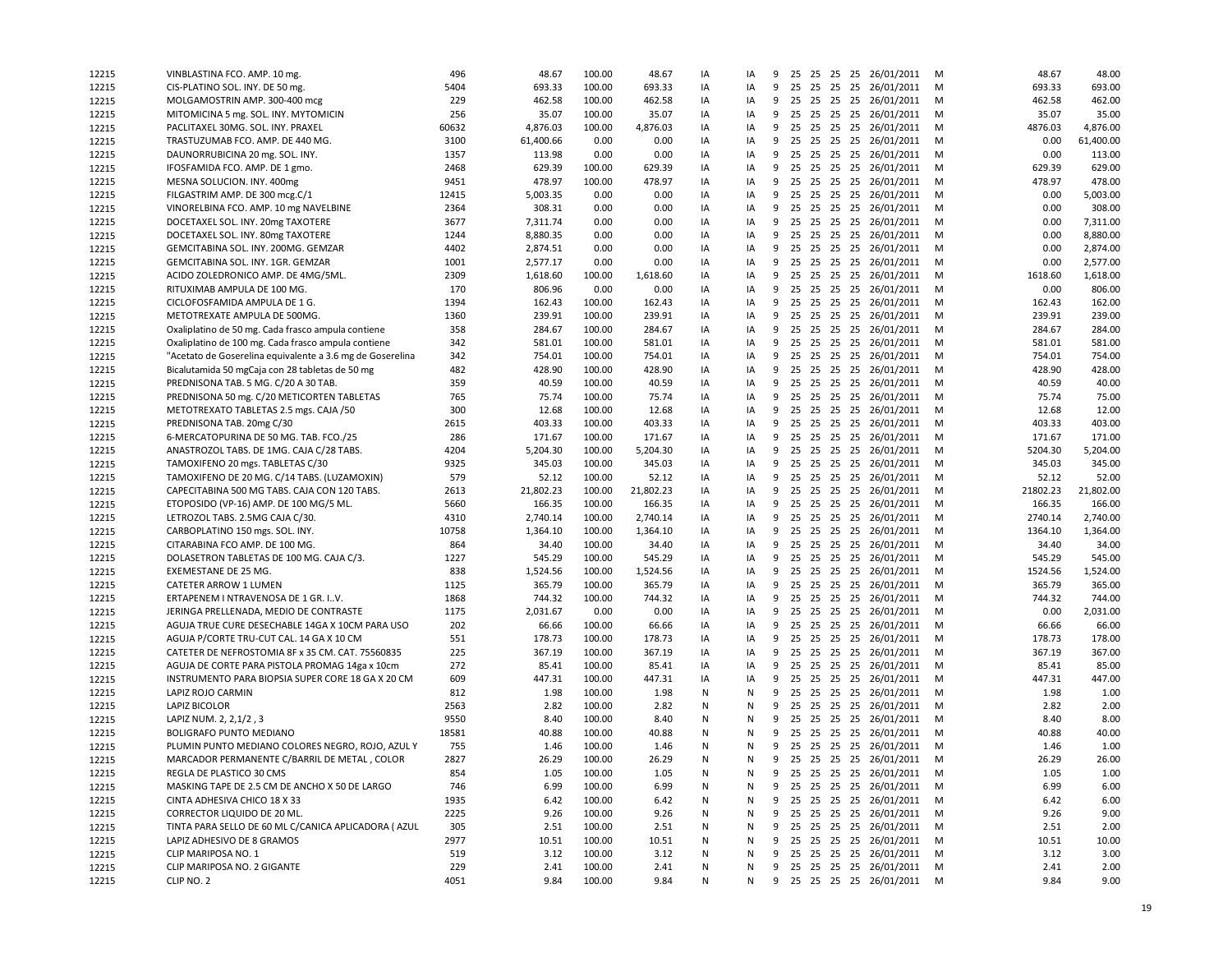| | | | | | | | | | | | | | | | | | |
|---|---|---|---|---|---|---|---|---|---|---|---|---|---|---|---|---|---|
| 12215 | VINBLASTINA FCO. AMP. 10 mg. | 496 | 48.67 | 100.00 | 48.67 | IA | IA | 9 | 25 | 25 | 25 | 25 | 26/01/2011 | M | 48.67 | 48.00 |
| 12215 | CIS-PLATINO SOL. INY. DE 50 mg. | 5404 | 693.33 | 100.00 | 693.33 | IA | IA | 9 | 25 | 25 | 25 | 25 | 26/01/2011 | M | 693.33 | 693.00 |
| 12215 | MOLGAMOSTRIN AMP. 300-400 mcg | 229 | 462.58 | 100.00 | 462.58 | IA | IA | 9 | 25 | 25 | 25 | 25 | 26/01/2011 | M | 462.58 | 462.00 |
| 12215 | MITOMICINA 5 mg. SOL. INY. MYTOMICIN | 256 | 35.07 | 100.00 | 35.07 | IA | IA | 9 | 25 | 25 | 25 | 25 | 26/01/2011 | M | 35.07 | 35.00 |
| 12215 | PACLITAXEL 30MG. SOL. INY. PRAXEL | 60632 | 4,876.03 | 100.00 | 4,876.03 | IA | IA | 9 | 25 | 25 | 25 | 25 | 26/01/2011 | M | 4876.03 | 4,876.00 |
| 12215 | TRASTUZUMAB FCO. AMP. DE 440 MG. | 3100 | 61,400.66 | 0.00 | 0.00 | IA | IA | 9 | 25 | 25 | 25 | 25 | 26/01/2011 | M | 0.00 | 61,400.00 |
| 12215 | DAUNORRUBICINA 20 mg. SOL. INY. | 1357 | 113.98 | 0.00 | 0.00 | IA | IA | 9 | 25 | 25 | 25 | 25 | 26/01/2011 | M | 0.00 | 113.00 |
| 12215 | IFOSFAMIDA FCO. AMP. DE 1 gmo. | 2468 | 629.39 | 100.00 | 629.39 | IA | IA | 9 | 25 | 25 | 25 | 25 | 26/01/2011 | M | 629.39 | 629.00 |
| 12215 | MESNA SOLUCION. INY. 400mg | 9451 | 478.97 | 100.00 | 478.97 | IA | IA | 9 | 25 | 25 | 25 | 25 | 26/01/2011 | M | 478.97 | 478.00 |
| 12215 | FILGASTRIM AMP. DE 300 mcg.C/1 | 12415 | 5,003.35 | 0.00 | 0.00 | IA | IA | 9 | 25 | 25 | 25 | 25 | 26/01/2011 | M | 0.00 | 5,003.00 |
| 12215 | VINORELBINA FCO. AMP. 10 mg NAVELBINE | 2364 | 308.31 | 0.00 | 0.00 | IA | IA | 9 | 25 | 25 | 25 | 25 | 26/01/2011 | M | 0.00 | 308.00 |
| 12215 | DOCETAXEL SOL. INY. 20mg TAXOTERE | 3677 | 7,311.74 | 0.00 | 0.00 | IA | IA | 9 | 25 | 25 | 25 | 25 | 26/01/2011 | M | 0.00 | 7,311.00 |
| 12215 | DOCETAXEL SOL. INY. 80mg TAXOTERE | 1244 | 8,880.35 | 0.00 | 0.00 | IA | IA | 9 | 25 | 25 | 25 | 25 | 26/01/2011 | M | 0.00 | 8,880.00 |
| 12215 | GEMCITABINA SOL. INY. 200MG. GEMZAR | 4402 | 2,874.51 | 0.00 | 0.00 | IA | IA | 9 | 25 | 25 | 25 | 25 | 26/01/2011 | M | 0.00 | 2,874.00 |
| 12215 | GEMCITABINA SOL. INY. 1GR. GEMZAR | 1001 | 2,577.17 | 0.00 | 0.00 | IA | IA | 9 | 25 | 25 | 25 | 25 | 26/01/2011 | M | 0.00 | 2,577.00 |
| 12215 | ACIDO ZOLEDRONICO AMP. DE 4MG/5ML. | 2309 | 1,618.60 | 100.00 | 1,618.60 | IA | IA | 9 | 25 | 25 | 25 | 25 | 26/01/2011 | M | 1618.60 | 1,618.00 |
| 12215 | RITUXIMAB AMPULA DE 100 MG. | 170 | 806.96 | 0.00 | 0.00 | IA | IA | 9 | 25 | 25 | 25 | 25 | 26/01/2011 | M | 0.00 | 806.00 |
| 12215 | CICLOFOSFAMIDA AMPULA DE 1 G. | 1394 | 162.43 | 100.00 | 162.43 | IA | IA | 9 | 25 | 25 | 25 | 25 | 26/01/2011 | M | 162.43 | 162.00 |
| 12215 | METOTREXATE AMPULA DE 500MG. | 1360 | 239.91 | 100.00 | 239.91 | IA | IA | 9 | 25 | 25 | 25 | 25 | 26/01/2011 | M | 239.91 | 239.00 |
| 12215 | Oxaliplatino de 50 mg. Cada frasco ampula contiene | 358 | 284.67 | 100.00 | 284.67 | IA | IA | 9 | 25 | 25 | 25 | 25 | 26/01/2011 | M | 284.67 | 284.00 |
| 12215 | Oxaliplatino de 100 mg. Cada frasco ampula contiene | 342 | 581.01 | 100.00 | 581.01 | IA | IA | 9 | 25 | 25 | 25 | 25 | 26/01/2011 | M | 581.01 | 581.00 |
| 12215 | "Acetato de Goserelina equivalente a 3.6 mg de Goserelina | 342 | 754.01 | 100.00 | 754.01 | IA | IA | 9 | 25 | 25 | 25 | 25 | 26/01/2011 | M | 754.01 | 754.00 |
| 12215 | Bicalutamida 50 mgCaja con 28 tabletas de 50 mg | 482 | 428.90 | 100.00 | 428.90 | IA | IA | 9 | 25 | 25 | 25 | 25 | 26/01/2011 | M | 428.90 | 428.00 |
| 12215 | PREDNISONA TAB. 5 MG. C/20 A 30 TAB. | 359 | 40.59 | 100.00 | 40.59 | IA | IA | 9 | 25 | 25 | 25 | 25 | 26/01/2011 | M | 40.59 | 40.00 |
| 12215 | PREDNISONA 50 mg. C/20 METICORTEN TABLETAS | 765 | 75.74 | 100.00 | 75.74 | IA | IA | 9 | 25 | 25 | 25 | 25 | 26/01/2011 | M | 75.74 | 75.00 |
| 12215 | METOTREXATO TABLETAS 2.5 mgs. CAJA /50 | 300 | 12.68 | 100.00 | 12.68 | IA | IA | 9 | 25 | 25 | 25 | 25 | 26/01/2011 | M | 12.68 | 12.00 |
| 12215 | PREDNISONA TAB. 20mg C/30 | 2615 | 403.33 | 100.00 | 403.33 | IA | IA | 9 | 25 | 25 | 25 | 25 | 26/01/2011 | M | 403.33 | 403.00 |
| 12215 | 6-MERCATOPURINA DE 50 MG. TAB. FCO./25 | 286 | 171.67 | 100.00 | 171.67 | IA | IA | 9 | 25 | 25 | 25 | 25 | 26/01/2011 | M | 171.67 | 171.00 |
| 12215 | ANASTROZOL TABS. DE 1MG. CAJA C/28 TABS. | 4204 | 5,204.30 | 100.00 | 5,204.30 | IA | IA | 9 | 25 | 25 | 25 | 25 | 26/01/2011 | M | 5204.30 | 5,204.00 |
| 12215 | TAMOXIFENO 20 mgs. TABLETAS C/30 | 9325 | 345.03 | 100.00 | 345.03 | IA | IA | 9 | 25 | 25 | 25 | 25 | 26/01/2011 | M | 345.03 | 345.00 |
| 12215 | TAMOXIFENO DE 20 MG. C/14 TABS. (LUZAMOXIN) | 579 | 52.12 | 100.00 | 52.12 | IA | IA | 9 | 25 | 25 | 25 | 25 | 26/01/2011 | M | 52.12 | 52.00 |
| 12215 | CAPECITABINA 500 MG TABS. CAJA CON 120 TABS. | 2613 | 21,802.23 | 100.00 | 21,802.23 | IA | IA | 9 | 25 | 25 | 25 | 25 | 26/01/2011 | M | 21802.23 | 21,802.00 |
| 12215 | ETOPOSIDO (VP-16) AMP. DE 100 MG/5 ML. | 5660 | 166.35 | 100.00 | 166.35 | IA | IA | 9 | 25 | 25 | 25 | 25 | 26/01/2011 | M | 166.35 | 166.00 |
| 12215 | LETROZOL TABS. 2.5MG CAJA C/30. | 4310 | 2,740.14 | 100.00 | 2,740.14 | IA | IA | 9 | 25 | 25 | 25 | 25 | 26/01/2011 | M | 2740.14 | 2,740.00 |
| 12215 | CARBOPLATINO 150 mgs. SOL. INY. | 10758 | 1,364.10 | 100.00 | 1,364.10 | IA | IA | 9 | 25 | 25 | 25 | 25 | 26/01/2011 | M | 1364.10 | 1,364.00 |
| 12215 | CITARABINA FCO AMP. DE 100 MG. | 864 | 34.40 | 100.00 | 34.40 | IA | IA | 9 | 25 | 25 | 25 | 25 | 26/01/2011 | M | 34.40 | 34.00 |
| 12215 | DOLASETRON TABLETAS DE 100 MG. CAJA C/3. | 1227 | 545.29 | 100.00 | 545.29 | IA | IA | 9 | 25 | 25 | 25 | 25 | 26/01/2011 | M | 545.29 | 545.00 |
| 12215 | EXEMESTANE DE 25 MG. | 838 | 1,524.56 | 100.00 | 1,524.56 | IA | IA | 9 | 25 | 25 | 25 | 25 | 26/01/2011 | M | 1524.56 | 1,524.00 |
| 12215 | CATETER ARROW 1 LUMEN | 1125 | 365.79 | 100.00 | 365.79 | IA | IA | 9 | 25 | 25 | 25 | 25 | 26/01/2011 | M | 365.79 | 365.00 |
| 12215 | ERTAPENEM I NTRAVENOSA DE 1 GR. I..V. | 1868 | 744.32 | 100.00 | 744.32 | IA | IA | 9 | 25 | 25 | 25 | 25 | 26/01/2011 | M | 744.32 | 744.00 |
| 12215 | JERINGA PRELLENADA, MEDIO DE CONTRASTE | 1175 | 2,031.67 | 0.00 | 0.00 | IA | IA | 9 | 25 | 25 | 25 | 25 | 26/01/2011 | M | 0.00 | 2,031.00 |
| 12215 | AGUJA TRUE CURE DESECHABLE 14GA X 10CM PARA USO | 202 | 66.66 | 100.00 | 66.66 | IA | IA | 9 | 25 | 25 | 25 | 25 | 26/01/2011 | M | 66.66 | 66.00 |
| 12215 | AGUJA P/CORTE TRU-CUT CAL. 14 GA X 10 CM | 551 | 178.73 | 100.00 | 178.73 | IA | IA | 9 | 25 | 25 | 25 | 25 | 26/01/2011 | M | 178.73 | 178.00 |
| 12215 | CATETER DE NEFROSTOMIA 8F x 35 CM. CAT. 75560835 | 225 | 367.19 | 100.00 | 367.19 | IA | IA | 9 | 25 | 25 | 25 | 25 | 26/01/2011 | M | 367.19 | 367.00 |
| 12215 | AGUJA DE CORTE PARA PISTOLA PROMAG 14ga x 10cm | 272 | 85.41 | 100.00 | 85.41 | IA | IA | 9 | 25 | 25 | 25 | 25 | 26/01/2011 | M | 85.41 | 85.00 |
| 12215 | INSTRUMENTO PARA BIOPSIA SUPER CORE 18 GA X 20 CM | 609 | 447.31 | 100.00 | 447.31 | IA | IA | 9 | 25 | 25 | 25 | 25 | 26/01/2011 | M | 447.31 | 447.00 |
| 12215 | LAPIZ ROJO CARMIN | 812 | 1.98 | 100.00 | 1.98 | N | N | 9 | 25 | 25 | 25 | 25 | 26/01/2011 | M | 1.98 | 1.00 |
| 12215 | LAPIZ BICOLOR | 2563 | 2.82 | 100.00 | 2.82 | N | N | 9 | 25 | 25 | 25 | 25 | 26/01/2011 | M | 2.82 | 2.00 |
| 12215 | LAPIZ NUM. 2, 2,1/2 , 3 | 9550 | 8.40 | 100.00 | 8.40 | N | N | 9 | 25 | 25 | 25 | 25 | 26/01/2011 | M | 8.40 | 8.00 |
| 12215 | BOLIGRAFO PUNTO MEDIANO | 18581 | 40.88 | 100.00 | 40.88 | N | N | 9 | 25 | 25 | 25 | 25 | 26/01/2011 | M | 40.88 | 40.00 |
| 12215 | PLUMIN PUNTO MEDIANO COLORES NEGRO, ROJO, AZUL Y | 755 | 1.46 | 100.00 | 1.46 | N | N | 9 | 25 | 25 | 25 | 25 | 26/01/2011 | M | 1.46 | 1.00 |
| 12215 | MARCADOR PERMANENTE C/BARRIL DE METAL , COLOR | 2827 | 26.29 | 100.00 | 26.29 | N | N | 9 | 25 | 25 | 25 | 25 | 26/01/2011 | M | 26.29 | 26.00 |
| 12215 | REGLA DE PLASTICO 30 CMS | 854 | 1.05 | 100.00 | 1.05 | N | N | 9 | 25 | 25 | 25 | 25 | 26/01/2011 | M | 1.05 | 1.00 |
| 12215 | MASKING TAPE DE 2.5 CM DE ANCHO X 50 DE LARGO | 746 | 6.99 | 100.00 | 6.99 | N | N | 9 | 25 | 25 | 25 | 25 | 26/01/2011 | M | 6.99 | 6.00 |
| 12215 | CINTA ADHESIVA CHICO 18 X 33 | 1935 | 6.42 | 100.00 | 6.42 | N | N | 9 | 25 | 25 | 25 | 25 | 26/01/2011 | M | 6.42 | 6.00 |
| 12215 | CORRECTOR LIQUIDO DE 20 ML. | 2225 | 9.26 | 100.00 | 9.26 | N | N | 9 | 25 | 25 | 25 | 25 | 26/01/2011 | M | 9.26 | 9.00 |
| 12215 | TINTA PARA SELLO DE 60 ML C/CANICA APLICADORA ( AZUL | 305 | 2.51 | 100.00 | 2.51 | N | N | 9 | 25 | 25 | 25 | 25 | 26/01/2011 | M | 2.51 | 2.00 |
| 12215 | LAPIZ ADHESIVO DE 8 GRAMOS | 2977 | 10.51 | 100.00 | 10.51 | N | N | 9 | 25 | 25 | 25 | 25 | 26/01/2011 | M | 10.51 | 10.00 |
| 12215 | CLIP MARIPOSA NO. 1 | 519 | 3.12 | 100.00 | 3.12 | N | N | 9 | 25 | 25 | 25 | 25 | 26/01/2011 | M | 3.12 | 3.00 |
| 12215 | CLIP MARIPOSA NO. 2 GIGANTE | 229 | 2.41 | 100.00 | 2.41 | N | N | 9 | 25 | 25 | 25 | 25 | 26/01/2011 | M | 2.41 | 2.00 |
| 12215 | CLIP NO. 2 | 4051 | 9.84 | 100.00 | 9.84 | N | N | 9 | 25 | 25 | 25 | 25 | 26/01/2011 | M | 9.84 | 9.00 |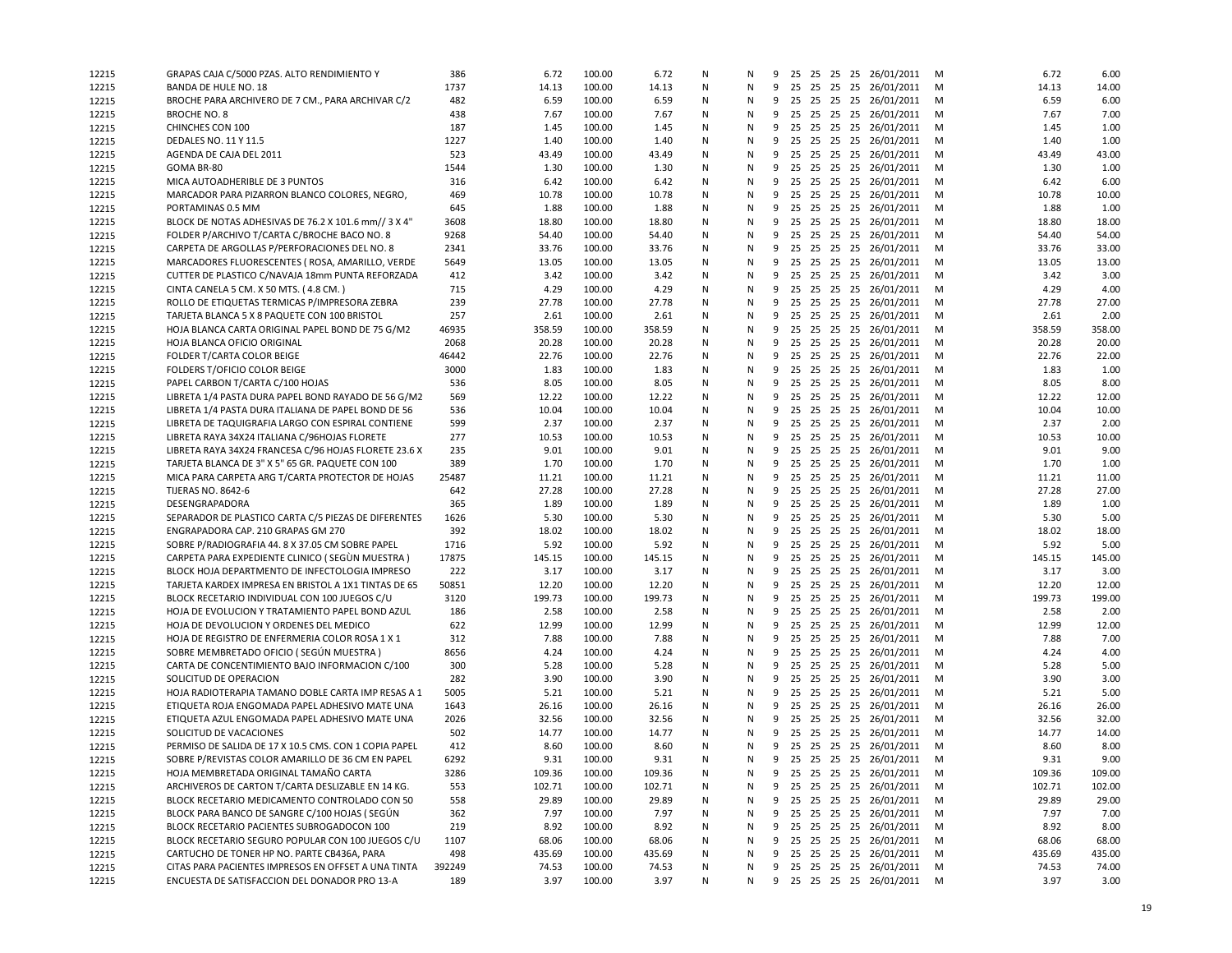| | | | | | | | | | | | | | | | | | |
|---|---|---|---|---|---|---|---|---|---|---|---|---|---|---|---|---|---|
| 12215 | GRAPAS CAJA C/5000 PZAS. ALTO RENDIMIENTO Y | 386 | 6.72 | 100.00 | 6.72 | N | N | 9 | 25 | 25 | 25 | 25 | 26/01/2011 | M | | 6.72 | 6.00 |
| 12215 | BANDA DE HULE NO. 18 | 1737 | 14.13 | 100.00 | 14.13 | N | N | 9 | 25 | 25 | 25 | 25 | 26/01/2011 | M | | 14.13 | 14.00 |
| 12215 | BROCHE PARA ARCHIVERO DE 7 CM., PARA ARCHIVAR C/2 | 482 | 6.59 | 100.00 | 6.59 | N | N | 9 | 25 | 25 | 25 | 25 | 26/01/2011 | M | | 6.59 | 6.00 |
| 12215 | BROCHE NO. 8 | 438 | 7.67 | 100.00 | 7.67 | N | N | 9 | 25 | 25 | 25 | 25 | 26/01/2011 | M | | 7.67 | 7.00 |
| 12215 | CHINCHES CON 100 | 187 | 1.45 | 100.00 | 1.45 | N | N | 9 | 25 | 25 | 25 | 25 | 26/01/2011 | M | | 1.45 | 1.00 |
| 12215 | DEDALES NO. 11 Y 11.5 | 1227 | 1.40 | 100.00 | 1.40 | N | N | 9 | 25 | 25 | 25 | 25 | 26/01/2011 | M | | 1.40 | 1.00 |
| 12215 | AGENDA DE CAJA DEL 2011 | 523 | 43.49 | 100.00 | 43.49 | N | N | 9 | 25 | 25 | 25 | 25 | 26/01/2011 | M | | 43.49 | 43.00 |
| 12215 | GOMA BR-80 | 1544 | 1.30 | 100.00 | 1.30 | N | N | 9 | 25 | 25 | 25 | 25 | 26/01/2011 | M | | 1.30 | 1.00 |
| 12215 | MICA AUTOADHERIBLE DE 3 PUNTOS | 316 | 6.42 | 100.00 | 6.42 | N | N | 9 | 25 | 25 | 25 | 25 | 26/01/2011 | M | | 6.42 | 6.00 |
| 12215 | MARCADOR PARA PIZARRON BLANCO COLORES, NEGRO, | 469 | 10.78 | 100.00 | 10.78 | N | N | 9 | 25 | 25 | 25 | 25 | 26/01/2011 | M | | 10.78 | 10.00 |
| 12215 | PORTAMINAS 0.5 MM | 645 | 1.88 | 100.00 | 1.88 | N | N | 9 | 25 | 25 | 25 | 25 | 26/01/2011 | M | | 1.88 | 1.00 |
| 12215 | BLOCK DE NOTAS ADHESIVAS DE 76.2 X 101.6 mm// 3 X 4" | 3608 | 18.80 | 100.00 | 18.80 | N | N | 9 | 25 | 25 | 25 | 25 | 26/01/2011 | M | | 18.80 | 18.00 |
| 12215 | FOLDER P/ARCHIVO T/CARTA C/BROCHE BACO NO. 8 | 9268 | 54.40 | 100.00 | 54.40 | N | N | 9 | 25 | 25 | 25 | 25 | 26/01/2011 | M | | 54.40 | 54.00 |
| 12215 | CARPETA DE ARGOLLAS P/PERFORACIONES DEL NO. 8 | 2341 | 33.76 | 100.00 | 33.76 | N | N | 9 | 25 | 25 | 25 | 25 | 26/01/2011 | M | | 33.76 | 33.00 |
| 12215 | MARCADORES FLUORESCENTES ( ROSA, AMARILLO, VERDE | 5649 | 13.05 | 100.00 | 13.05 | N | N | 9 | 25 | 25 | 25 | 25 | 26/01/2011 | M | | 13.05 | 13.00 |
| 12215 | CUTTER DE PLASTICO C/NAVAJA 18mm PUNTA REFORZADA | 412 | 3.42 | 100.00 | 3.42 | N | N | 9 | 25 | 25 | 25 | 25 | 26/01/2011 | M | | 3.42 | 3.00 |
| 12215 | CINTA CANELA 5 CM. X 50 MTS. ( 4.8 CM. ) | 715 | 4.29 | 100.00 | 4.29 | N | N | 9 | 25 | 25 | 25 | 25 | 26/01/2011 | M | | 4.29 | 4.00 |
| 12215 | ROLLO DE ETIQUETAS TERMICAS P/IMPRESORA ZEBRA | 239 | 27.78 | 100.00 | 27.78 | N | N | 9 | 25 | 25 | 25 | 25 | 26/01/2011 | M | | 27.78 | 27.00 |
| 12215 | TARJETA BLANCA 5 X 8 PAQUETE CON 100 BRISTOL | 257 | 2.61 | 100.00 | 2.61 | N | N | 9 | 25 | 25 | 25 | 25 | 26/01/2011 | M | | 2.61 | 2.00 |
| 12215 | HOJA BLANCA CARTA ORIGINAL PAPEL BOND DE 75 G/M2 | 46935 | 358.59 | 100.00 | 358.59 | N | N | 9 | 25 | 25 | 25 | 25 | 26/01/2011 | M | | 358.59 | 358.00 |
| 12215 | HOJA BLANCA OFICIO ORIGINAL | 2068 | 20.28 | 100.00 | 20.28 | N | N | 9 | 25 | 25 | 25 | 25 | 26/01/2011 | M | | 20.28 | 20.00 |
| 12215 | FOLDER T/CARTA COLOR BEIGE | 46442 | 22.76 | 100.00 | 22.76 | N | N | 9 | 25 | 25 | 25 | 25 | 26/01/2011 | M | | 22.76 | 22.00 |
| 12215 | FOLDERS T/OFICIO COLOR BEIGE | 3000 | 1.83 | 100.00 | 1.83 | N | N | 9 | 25 | 25 | 25 | 25 | 26/01/2011 | M | | 1.83 | 1.00 |
| 12215 | PAPEL CARBON T/CARTA C/100 HOJAS | 536 | 8.05 | 100.00 | 8.05 | N | N | 9 | 25 | 25 | 25 | 25 | 26/01/2011 | M | | 8.05 | 8.00 |
| 12215 | LIBRETA 1/4 PASTA DURA PAPEL BOND RAYADO DE 56 G/M2 | 569 | 12.22 | 100.00 | 12.22 | N | N | 9 | 25 | 25 | 25 | 25 | 26/01/2011 | M | | 12.22 | 12.00 |
| 12215 | LIBRETA 1/4 PASTA DURA ITALIANA DE PAPEL BOND DE 56 | 536 | 10.04 | 100.00 | 10.04 | N | N | 9 | 25 | 25 | 25 | 25 | 26/01/2011 | M | | 10.04 | 10.00 |
| 12215 | LIBRETA DE TAQUIGRAFIA LARGO CON ESPIRAL CONTIENE | 599 | 2.37 | 100.00 | 2.37 | N | N | 9 | 25 | 25 | 25 | 25 | 26/01/2011 | M | | 2.37 | 2.00 |
| 12215 | LIBRETA RAYA 34X24 ITALIANA C/96HOJAS FLORETE | 277 | 10.53 | 100.00 | 10.53 | N | N | 9 | 25 | 25 | 25 | 25 | 26/01/2011 | M | | 10.53 | 10.00 |
| 12215 | LIBRETA RAYA 34X24 FRANCESA C/96 HOJAS FLORETE 23.6 X | 235 | 9.01 | 100.00 | 9.01 | N | N | 9 | 25 | 25 | 25 | 25 | 26/01/2011 | M | | 9.01 | 9.00 |
| 12215 | TARJETA BLANCA DE 3" X 5" 65 GR. PAQUETE CON 100 | 389 | 1.70 | 100.00 | 1.70 | N | N | 9 | 25 | 25 | 25 | 25 | 26/01/2011 | M | | 1.70 | 1.00 |
| 12215 | MICA PARA CARPETA ARG T/CARTA PROTECTOR DE HOJAS | 25487 | 11.21 | 100.00 | 11.21 | N | N | 9 | 25 | 25 | 25 | 25 | 26/01/2011 | M | | 11.21 | 11.00 |
| 12215 | TIJERAS NO. 8642-6 | 642 | 27.28 | 100.00 | 27.28 | N | N | 9 | 25 | 25 | 25 | 25 | 26/01/2011 | M | | 27.28 | 27.00 |
| 12215 | DESENGRAPADORA | 365 | 1.89 | 100.00 | 1.89 | N | N | 9 | 25 | 25 | 25 | 25 | 26/01/2011 | M | | 1.89 | 1.00 |
| 12215 | SEPARADOR DE PLASTICO CARTA C/5 PIEZAS DE DIFERENTES | 1626 | 5.30 | 100.00 | 5.30 | N | N | 9 | 25 | 25 | 25 | 25 | 26/01/2011 | M | | 5.30 | 5.00 |
| 12215 | ENGRAPADORA CAP. 210 GRAPAS GM 270 | 392 | 18.02 | 100.00 | 18.02 | N | N | 9 | 25 | 25 | 25 | 25 | 26/01/2011 | M | | 18.02 | 18.00 |
| 12215 | SOBRE P/RADIOGRAFIA 44. 8 X 37.05 CM SOBRE PAPEL | 1716 | 5.92 | 100.00 | 5.92 | N | N | 9 | 25 | 25 | 25 | 25 | 26/01/2011 | M | | 5.92 | 5.00 |
| 12215 | CARPETA PARA EXPEDIENTE CLINICO ( SEGÙN MUESTRA ) | 17875 | 145.15 | 100.00 | 145.15 | N | N | 9 | 25 | 25 | 25 | 25 | 26/01/2011 | M | | 145.15 | 145.00 |
| 12215 | BLOCK HOJA DEPARTMENTO DE INFECTOLOGIA IMPRESO | 222 | 3.17 | 100.00 | 3.17 | N | N | 9 | 25 | 25 | 25 | 25 | 26/01/2011 | M | | 3.17 | 3.00 |
| 12215 | TARJETA KARDEX IMPRESA EN BRISTOL A 1X1 TINTAS DE 65 | 50851 | 12.20 | 100.00 | 12.20 | N | N | 9 | 25 | 25 | 25 | 25 | 26/01/2011 | M | | 12.20 | 12.00 |
| 12215 | BLOCK RECETARIO INDIVIDUAL CON 100 JUEGOS C/U | 3120 | 199.73 | 100.00 | 199.73 | N | N | 9 | 25 | 25 | 25 | 25 | 26/01/2011 | M | | 199.73 | 199.00 |
| 12215 | HOJA DE EVOLUCION Y TRATAMIENTO PAPEL BOND AZUL | 186 | 2.58 | 100.00 | 2.58 | N | N | 9 | 25 | 25 | 25 | 25 | 26/01/2011 | M | | 2.58 | 2.00 |
| 12215 | HOJA DE DEVOLUCION Y ORDENES DEL MEDICO | 622 | 12.99 | 100.00 | 12.99 | N | N | 9 | 25 | 25 | 25 | 25 | 26/01/2011 | M | | 12.99 | 12.00 |
| 12215 | HOJA DE REGISTRO DE ENFERMERIA COLOR ROSA 1 X 1 | 312 | 7.88 | 100.00 | 7.88 | N | N | 9 | 25 | 25 | 25 | 25 | 26/01/2011 | M | | 7.88 | 7.00 |
| 12215 | SOBRE MEMBRETADO OFICIO ( SEGÚN MUESTRA ) | 8656 | 4.24 | 100.00 | 4.24 | N | N | 9 | 25 | 25 | 25 | 25 | 26/01/2011 | M | | 4.24 | 4.00 |
| 12215 | CARTA DE CONCENTIMIENTO BAJO INFORMACION C/100 | 300 | 5.28 | 100.00 | 5.28 | N | N | 9 | 25 | 25 | 25 | 25 | 26/01/2011 | M | | 5.28 | 5.00 |
| 12215 | SOLICITUD DE OPERACION | 282 | 3.90 | 100.00 | 3.90 | N | N | 9 | 25 | 25 | 25 | 25 | 26/01/2011 | M | | 3.90 | 3.00 |
| 12215 | HOJA RADIOTERAPIA TAMANO DOBLE CARTA IMP RESAS A 1 | 5005 | 5.21 | 100.00 | 5.21 | N | N | 9 | 25 | 25 | 25 | 25 | 26/01/2011 | M | | 5.21 | 5.00 |
| 12215 | ETIQUETA ROJA ENGOMADA PAPEL ADHESIVO MATE UNA | 1643 | 26.16 | 100.00 | 26.16 | N | N | 9 | 25 | 25 | 25 | 25 | 26/01/2011 | M | | 26.16 | 26.00 |
| 12215 | ETIQUETA AZUL ENGOMADA PAPEL ADHESIVO MATE UNA | 2026 | 32.56 | 100.00 | 32.56 | N | N | 9 | 25 | 25 | 25 | 25 | 26/01/2011 | M | | 32.56 | 32.00 |
| 12215 | SOLICITUD DE VACACIONES | 502 | 14.77 | 100.00 | 14.77 | N | N | 9 | 25 | 25 | 25 | 25 | 26/01/2011 | M | | 14.77 | 14.00 |
| 12215 | PERMISO DE SALIDA DE 17 X 10.5 CMS. CON 1 COPIA PAPEL | 412 | 8.60 | 100.00 | 8.60 | N | N | 9 | 25 | 25 | 25 | 25 | 26/01/2011 | M | | 8.60 | 8.00 |
| 12215 | SOBRE P/REVISTAS COLOR AMARILLO DE 36 CM EN PAPEL | 6292 | 9.31 | 100.00 | 9.31 | N | N | 9 | 25 | 25 | 25 | 25 | 26/01/2011 | M | | 9.31 | 9.00 |
| 12215 | HOJA MEMBRETADA ORIGINAL TAMAÑO CARTA | 3286 | 109.36 | 100.00 | 109.36 | N | N | 9 | 25 | 25 | 25 | 25 | 26/01/2011 | M | | 109.36 | 109.00 |
| 12215 | ARCHIVEROS DE CARTON T/CARTA DESLIZABLE EN 14 KG. | 553 | 102.71 | 100.00 | 102.71 | N | N | 9 | 25 | 25 | 25 | 25 | 26/01/2011 | M | | 102.71 | 102.00 |
| 12215 | BLOCK RECETARIO MEDICAMENTO CONTROLADO CON 50 | 558 | 29.89 | 100.00 | 29.89 | N | N | 9 | 25 | 25 | 25 | 25 | 26/01/2011 | M | | 29.89 | 29.00 |
| 12215 | BLOCK PARA BANCO DE SANGRE C/100 HOJAS ( SEGÚN | 362 | 7.97 | 100.00 | 7.97 | N | N | 9 | 25 | 25 | 25 | 25 | 26/01/2011 | M | | 7.97 | 7.00 |
| 12215 | BLOCK RECETARIO PACIENTES SUBROGADOCON 100 | 219 | 8.92 | 100.00 | 8.92 | N | N | 9 | 25 | 25 | 25 | 25 | 26/01/2011 | M | | 8.92 | 8.00 |
| 12215 | BLOCK RECETARIO SEGURO POPULAR CON 100 JUEGOS C/U | 1107 | 68.06 | 100.00 | 68.06 | N | N | 9 | 25 | 25 | 25 | 25 | 26/01/2011 | M | | 68.06 | 68.00 |
| 12215 | CARTUCHO DE TONER HP NO. PARTE CB436A, PARA | 498 | 435.69 | 100.00 | 435.69 | N | N | 9 | 25 | 25 | 25 | 25 | 26/01/2011 | M | | 435.69 | 435.00 |
| 12215 | CITAS PARA PACIENTES IMPRESOS EN OFFSET A UNA TINTA | 392249 | 74.53 | 100.00 | 74.53 | N | N | 9 | 25 | 25 | 25 | 25 | 26/01/2011 | M | | 74.53 | 74.00 |
| 12215 | ENCUESTA DE SATISFACCION DEL DONADOR PRO 13-A | 189 | 3.97 | 100.00 | 3.97 | N | N | 9 | 25 | 25 | 25 | 25 | 26/01/2011 | M | | 3.97 | 3.00 |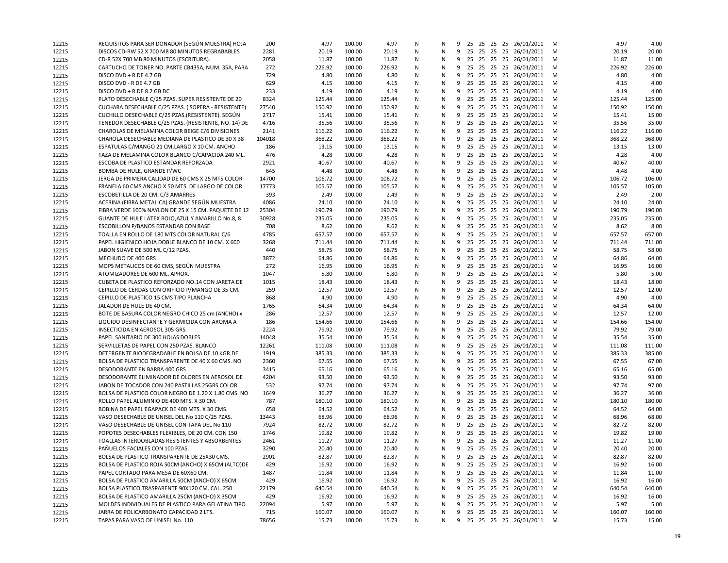| | | | | | | | | | | | | | | | | | |
|---|---|---|---|---|---|---|---|---|---|---|---|---|---|---|---|---|---|
| 12215 | REQUISITOS PARA SER DONADOR (SEGÚN MUESTRA) HOJA | 200 | 4.97 | 100.00 | 4.97 | N | N | 9 | 25 | 25 | 25 | 25 | 26/01/2011 | M | 4.97 | 4.00 |
| 12215 | DISCOS CD-RW 52 X 700 MB 80 MINUTOS REGRABABLES | 2281 | 20.19 | 100.00 | 20.19 | N | N | 9 | 25 | 25 | 25 | 25 | 26/01/2011 | M | 20.19 | 20.00 |
| 12215 | CD-R 52X 700 MB 80 MINUTOS (ESCRITURA). | 2058 | 11.87 | 100.00 | 11.87 | N | N | 9 | 25 | 25 | 25 | 25 | 26/01/2011 | M | 11.87 | 11.00 |
| 12215 | CARTUCHO DE TONER NO. PARTE CB435A, NUM. 35A, PARA | 272 | 226.92 | 100.00 | 226.92 | N | N | 9 | 25 | 25 | 25 | 25 | 26/01/2011 | M | 226.92 | 226.00 |
| 12215 | DISCO DVD + R DE 4.7 GB | 729 | 4.80 | 100.00 | 4.80 | N | N | 9 | 25 | 25 | 25 | 25 | 26/01/2011 | M | 4.80 | 4.00 |
| 12215 | DISCO DVD - R DE 4.7 GB | 629 | 4.15 | 100.00 | 4.15 | N | N | 9 | 25 | 25 | 25 | 25 | 26/01/2011 | M | 4.15 | 4.00 |
| 12215 | DISCO DVD + R DE 8.2 GB DC | 233 | 4.19 | 100.00 | 4.19 | N | N | 9 | 25 | 25 | 25 | 25 | 26/01/2011 | M | 4.19 | 4.00 |
| 12215 | PLATO DESECHABLE C/25 PZAS. SUPER RESISTENTE DE 20 | 8324 | 125.44 | 100.00 | 125.44 | N | N | 9 | 25 | 25 | 25 | 25 | 26/01/2011 | M | 125.44 | 125.00 |
| 12215 | CUCHARA DESECHABLE C/25 PZAS. ( SOPERA - RESISTENTE) | 27540 | 150.92 | 100.00 | 150.92 | N | N | 9 | 25 | 25 | 25 | 25 | 26/01/2011 | M | 150.92 | 150.00 |
| 12215 | CUCHILLO DESECHABLE C/25 PZAS.(RESISTENTE). SEGÚN | 2717 | 15.41 | 100.00 | 15.41 | N | N | 9 | 25 | 25 | 25 | 25 | 26/01/2011 | M | 15.41 | 15.00 |
| 12215 | TENEDOR DESECHABLE C/25 PZAS. (RESISTENTE, NO. 14) DE | 4716 | 35.56 | 100.00 | 35.56 | N | N | 9 | 25 | 25 | 25 | 25 | 26/01/2011 | M | 35.56 | 35.00 |
| 12215 | CHAROLAS DE MELAMINA COLOR BEIGE C/6 DIVISIONES | 2141 | 116.22 | 100.00 | 116.22 | N | N | 9 | 25 | 25 | 25 | 25 | 26/01/2011 | M | 116.22 | 116.00 |
| 12215 | CHAROLA DESECHABLE MEDIANA DE PLASTICO DE 30 X 38 | 104018 | 368.22 | 100.00 | 368.22 | N | N | 9 | 25 | 25 | 25 | 25 | 26/01/2011 | M | 368.22 | 368.00 |
| 12215 | ESPATULAS C/MANGO 21 CM.LARGO X 10 CM. ANCHO | 186 | 13.15 | 100.00 | 13.15 | N | N | 9 | 25 | 25 | 25 | 25 | 26/01/2011 | M | 13.15 | 13.00 |
| 12215 | TAZA DE MELAMINA COLOR BLANCO C/CAPACIDA 240 ML. | 476 | 4.28 | 100.00 | 4.28 | N | N | 9 | 25 | 25 | 25 | 25 | 26/01/2011 | M | 4.28 | 4.00 |
| 12215 | ESCOBA DE PLASTICO ESTANDAR REFORZADA | 2921 | 40.67 | 100.00 | 40.67 | N | N | 9 | 25 | 25 | 25 | 25 | 26/01/2011 | M | 40.67 | 40.00 |
| 12215 | BOMBA DE HULE, GRANDE P/WC | 645 | 4.48 | 100.00 | 4.48 | N | N | 9 | 25 | 25 | 25 | 25 | 26/01/2011 | M | 4.48 | 4.00 |
| 12215 | JERGA DE PRIMERA CALIDAD DE 60 CMS X 25 MTS COLOR | 14700 | 106.72 | 100.00 | 106.72 | N | N | 9 | 25 | 25 | 25 | 25 | 26/01/2011 | M | 106.72 | 106.00 |
| 12215 | FRANELA 60 CMS ANCHO X 50 MTS. DE LARGO DE COLOR | 17773 | 105.57 | 100.00 | 105.57 | N | N | 9 | 25 | 25 | 25 | 25 | 26/01/2011 | M | 105.57 | 105.00 |
| 12215 | ESCOBETILLA DE 20 CM. C/3 AMARRES | 393 | 2.49 | 100.00 | 2.49 | N | N | 9 | 25 | 25 | 25 | 25 | 26/01/2011 | M | 2.49 | 2.00 |
| 12215 | ACERINA (FIBRA METALICA) GRANDE SEGÚN MUESTRA | 4086 | 24.10 | 100.00 | 24.10 | N | N | 9 | 25 | 25 | 25 | 25 | 26/01/2011 | M | 24.10 | 24.00 |
| 12215 | FIBRA VERDE 100% NAYLON DE 25 X 15 CM. PAQUETE DE 12 | 25304 | 190.79 | 100.00 | 190.79 | N | N | 9 | 25 | 25 | 25 | 25 | 26/01/2011 | M | 190.79 | 190.00 |
| 12215 | GUANTE DE HULE LATEX ROJO,AZUL Y AMARILLO No.8, 8 | 30928 | 235.05 | 100.00 | 235.05 | N | N | 9 | 25 | 25 | 25 | 25 | 26/01/2011 | M | 235.05 | 235.00 |
| 12215 | ESCOBILLON P/BANOS ESTANDAR CON BASE | 708 | 8.62 | 100.00 | 8.62 | N | N | 9 | 25 | 25 | 25 | 25 | 26/01/2011 | M | 8.62 | 8.00 |
| 12215 | TOALLA EN ROLLO DE 180 MTS COLOR NATURAL C/6 | 4785 | 657.57 | 100.00 | 657.57 | N | N | 9 | 25 | 25 | 25 | 25 | 26/01/2011 | M | 657.57 | 657.00 |
| 12215 | PAPEL HIGIENICO HOJA DOBLE BLANCO DE 10 CM. X 600 | 3268 | 711.44 | 100.00 | 711.44 | N | N | 9 | 25 | 25 | 25 | 25 | 26/01/2011 | M | 711.44 | 711.00 |
| 12215 | JABON SUAVE DE 500 ML C/12 PZAS. | 440 | 58.75 | 100.00 | 58.75 | N | N | 9 | 25 | 25 | 25 | 25 | 26/01/2011 | M | 58.75 | 58.00 |
| 12215 | MECHUDO DE 400 GRS | 3872 | 64.86 | 100.00 | 64.86 | N | N | 9 | 25 | 25 | 25 | 25 | 26/01/2011 | M | 64.86 | 64.00 |
| 12215 | MOPS METALICOS DE 60 CMS, SEGÚN MUESTRA | 272 | 16.95 | 100.00 | 16.95 | N | N | 9 | 25 | 25 | 25 | 25 | 26/01/2011 | M | 16.95 | 16.00 |
| 12215 | ATOMIZADORES DE 600 ML. APROX. | 1047 | 5.80 | 100.00 | 5.80 | N | N | 9 | 25 | 25 | 25 | 25 | 26/01/2011 | M | 5.80 | 5.00 |
| 12215 | CUBETA DE PLASTICO REFORZADO NO.14 CON JARETA DE | 1015 | 18.43 | 100.00 | 18.43 | N | N | 9 | 25 | 25 | 25 | 25 | 26/01/2011 | M | 18.43 | 18.00 |
| 12215 | CEPILLO DE CERDAS CON ORIFICIO P/MANGO DE 35 CM. | 259 | 12.57 | 100.00 | 12.57 | N | N | 9 | 25 | 25 | 25 | 25 | 26/01/2011 | M | 12.57 | 12.00 |
| 12215 | CEPILLO DE PLASTICO 15 CMS TIPO PLANCHA | 868 | 4.90 | 100.00 | 4.90 | N | N | 9 | 25 | 25 | 25 | 25 | 26/01/2011 | M | 4.90 | 4.00 |
| 12215 | JALADOR DE HULE DE 40 CM. | 1765 | 64.34 | 100.00 | 64.34 | N | N | 9 | 25 | 25 | 25 | 25 | 26/01/2011 | M | 64.34 | 64.00 |
| 12215 | BOTE DE BASURA COLOR NEGRO CHICO 25 cm (ANCHO) x | 286 | 12.57 | 100.00 | 12.57 | N | N | 9 | 25 | 25 | 25 | 25 | 26/01/2011 | M | 12.57 | 12.00 |
| 12215 | LIQUIDO DESINFECTANTE Y GERMICIDA CON AROMA A | 186 | 154.66 | 100.00 | 154.66 | N | N | 9 | 25 | 25 | 25 | 25 | 26/01/2011 | M | 154.66 | 154.00 |
| 12215 | INSECTICIDA EN AEROSOL 305 GRS. | 2224 | 79.92 | 100.00 | 79.92 | N | N | 9 | 25 | 25 | 25 | 25 | 26/01/2011 | M | 79.92 | 79.00 |
| 12215 | PAPEL SANITARIO DE 300 HOJAS DOBLES | 14048 | 35.54 | 100.00 | 35.54 | N | N | 9 | 25 | 25 | 25 | 25 | 26/01/2011 | M | 35.54 | 35.00 |
| 12215 | SERVILLETAS DE PAPEL CON 250 PZAS. BLANCO | 12261 | 111.08 | 100.00 | 111.08 | N | N | 9 | 25 | 25 | 25 | 25 | 26/01/2011 | M | 111.08 | 111.00 |
| 12215 | DETERGENTE BIODEGRADABLE EN BOLSA DE 10 KGR.DE | 1919 | 385.33 | 100.00 | 385.33 | N | N | 9 | 25 | 25 | 25 | 25 | 26/01/2011 | M | 385.33 | 385.00 |
| 12215 | BOLSA DE PLASTICO TRANSPARENTE DE 40 X 60 CMS. NO | 2360 | 67.55 | 100.00 | 67.55 | N | N | 9 | 25 | 25 | 25 | 25 | 26/01/2011 | M | 67.55 | 67.00 |
| 12215 | DESODORANTE EN BARRA 400 GRS | 3415 | 65.16 | 100.00 | 65.16 | N | N | 9 | 25 | 25 | 25 | 25 | 26/01/2011 | M | 65.16 | 65.00 |
| 12215 | DESODORANTE ELIMINADOR DE OLORES EN AEROSOL DE | 4204 | 93.50 | 100.00 | 93.50 | N | N | 9 | 25 | 25 | 25 | 25 | 26/01/2011 | M | 93.50 | 93.00 |
| 12215 | JABON DE TOCADOR CON 240 PASTILLAS 25GRS COLOR | 532 | 97.74 | 100.00 | 97.74 | N | N | 9 | 25 | 25 | 25 | 25 | 26/01/2011 | M | 97.74 | 97.00 |
| 12215 | BOLSA DE PLASTICO COLOR NEGRO DE 1.20 X 1.80 CMS. NO | 1649 | 36.27 | 100.00 | 36.27 | N | N | 9 | 25 | 25 | 25 | 25 | 26/01/2011 | M | 36.27 | 36.00 |
| 12215 | ROLLO PAPEL ALUMINIO DE 400 MTS. X 30 CM. | 787 | 180.10 | 100.00 | 180.10 | N | N | 9 | 25 | 25 | 25 | 25 | 26/01/2011 | M | 180.10 | 180.00 |
| 12215 | BOBINA DE PAPEL EGAPACK DE 400 MTS. X 30 CMS. | 658 | 64.52 | 100.00 | 64.52 | N | N | 9 | 25 | 25 | 25 | 25 | 26/01/2011 | M | 64.52 | 64.00 |
| 12215 | VASO DESECHABLE DE UNISEL DEL No 110 C/25 PZAS. | 13443 | 68.96 | 100.00 | 68.96 | N | N | 9 | 25 | 25 | 25 | 25 | 26/01/2011 | M | 68.96 | 68.00 |
| 12215 | VASO DESECHABLE DE UNISEL CON TAPA DEL No 110 | 7924 | 82.72 | 100.00 | 82.72 | N | N | 9 | 25 | 25 | 25 | 25 | 26/01/2011 | M | 82.72 | 82.00 |
| 12215 | POPOTES DESECHABLES FLEXIBLES, DE 20 CM. CON 150 | 1746 | 19.82 | 100.00 | 19.82 | N | N | 9 | 25 | 25 | 25 | 25 | 26/01/2011 | M | 19.82 | 19.00 |
| 12215 | TOALLAS INTERDOBLADAS RESISTENTES Y ABSORBENTES | 2461 | 11.27 | 100.00 | 11.27 | N | N | 9 | 25 | 25 | 25 | 25 | 26/01/2011 | M | 11.27 | 11.00 |
| 12215 | PAÑUELOS FACIALES CON 100 PZAS. | 3290 | 20.40 | 100.00 | 20.40 | N | N | 9 | 25 | 25 | 25 | 25 | 26/01/2011 | M | 20.40 | 20.00 |
| 12215 | BOLSA DE PLASTICO TRANSPARENTE DE 25X30 CMS. | 2901 | 82.87 | 100.00 | 82.87 | N | N | 9 | 25 | 25 | 25 | 25 | 26/01/2011 | M | 82.87 | 82.00 |
| 12215 | BOLSA DE PLASTICO ROJA 50CM (ANCHO) X 65CM (ALTO)DE | 429 | 16.92 | 100.00 | 16.92 | N | N | 9 | 25 | 25 | 25 | 25 | 26/01/2011 | M | 16.92 | 16.00 |
| 12215 | PAPEL CORTADO PARA MESA DE 60X60 CM. | 1487 | 11.84 | 100.00 | 11.84 | N | N | 9 | 25 | 25 | 25 | 25 | 26/01/2011 | M | 11.84 | 11.00 |
| 12215 | BOLSA DE PLASTICO AMARILLA 50CM (ANCHO) X 65CM | 429 | 16.92 | 100.00 | 16.92 | N | N | 9 | 25 | 25 | 25 | 25 | 26/01/2011 | M | 16.92 | 16.00 |
| 12215 | BOLSA PLASTICO TRASPARENTE 90X120 CM. CAL. 250 | 22179 | 640.54 | 100.00 | 640.54 | N | N | 9 | 25 | 25 | 25 | 25 | 26/01/2011 | M | 640.54 | 640.00 |
| 12215 | BOLSA DE PLASTICO AMARILLA 25CM (ANCHO) X 35CM | 429 | 16.92 | 100.00 | 16.92 | N | N | 9 | 25 | 25 | 25 | 25 | 26/01/2011 | M | 16.92 | 16.00 |
| 12215 | MOLDES INDIVIDUALES DE PLASTICO PARA GELATINA TIPO | 22094 | 5.97 | 100.00 | 5.97 | N | N | 9 | 25 | 25 | 25 | 25 | 26/01/2011 | M | 5.97 | 5.00 |
| 12215 | JARRA DE POLICARBONATO CAPACIDAD 2 LTS. | 715 | 160.07 | 100.00 | 160.07 | N | N | 9 | 25 | 25 | 25 | 25 | 26/01/2011 | M | 160.07 | 160.00 |
| 12215 | TAPAS PARA VASO DE UNISEL No. 110 | 78656 | 15.73 | 100.00 | 15.73 | N | N | 9 | 25 | 25 | 25 | 25 | 26/01/2011 | M | 15.73 | 15.00 |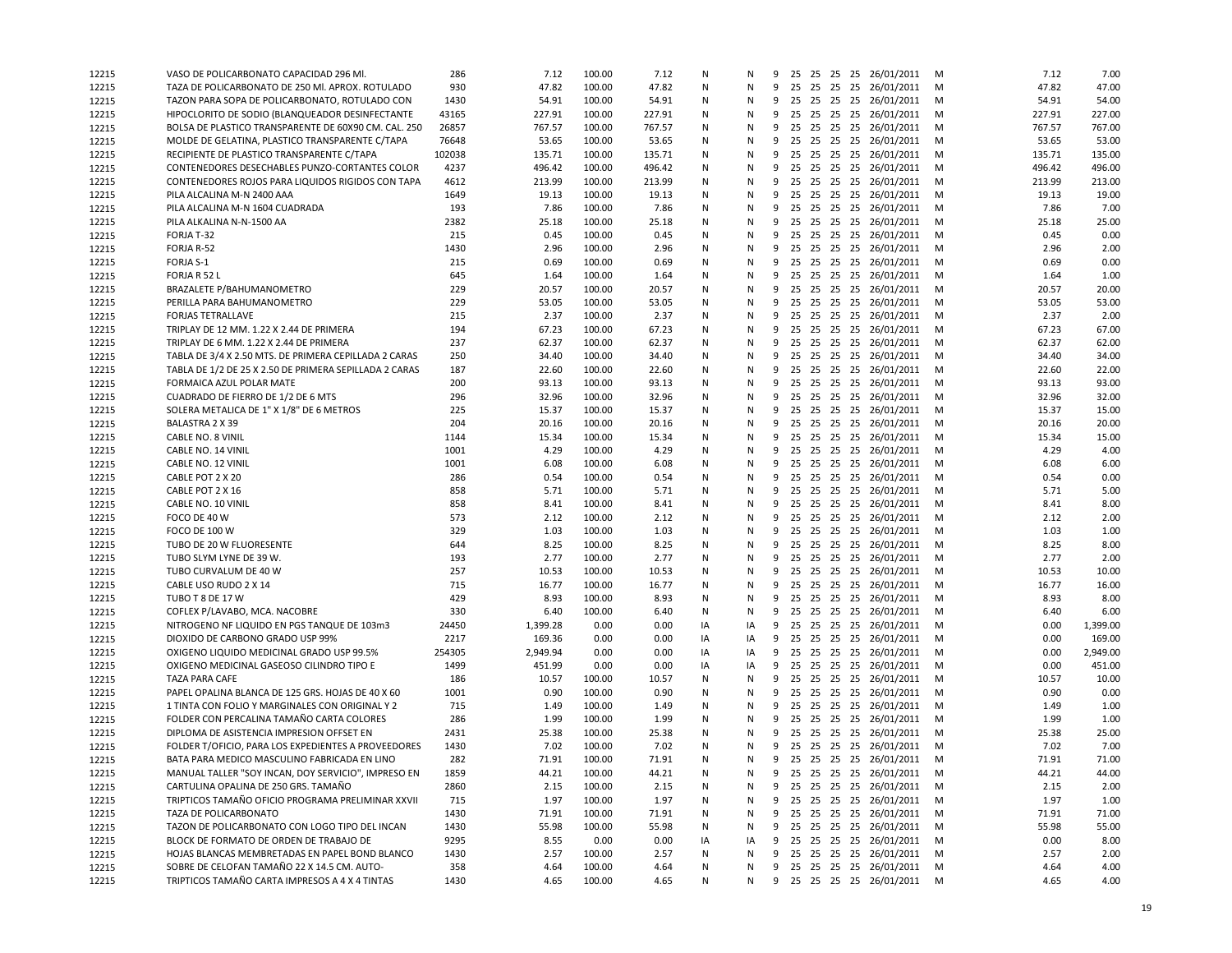| | | | | | | | | | | | | | | | | | |
|---|---|---|---|---|---|---|---|---|---|---|---|---|---|---|---|---|---|
| 12215 | VASO DE POLICARBONATO CAPACIDAD 296 Ml. | 286 | 7.12 | 100.00 | 7.12 | N | N | 9 | 25 | 25 | 25 | 25 | 26/01/2011 | M | 7.12 | 7.00 |
| 12215 | TAZA DE POLICARBONATO DE 250 Ml. APROX. ROTULADO | 930 | 47.82 | 100.00 | 47.82 | N | N | 9 | 25 | 25 | 25 | 25 | 26/01/2011 | M | 47.82 | 47.00 |
| 12215 | TAZON PARA SOPA DE POLICARBONATO, ROTULADO CON | 1430 | 54.91 | 100.00 | 54.91 | N | N | 9 | 25 | 25 | 25 | 25 | 26/01/2011 | M | 54.91 | 54.00 |
| 12215 | HIPOCLORITO DE SODIO (BLANQUEADOR DESINFECTANTE | 43165 | 227.91 | 100.00 | 227.91 | N | N | 9 | 25 | 25 | 25 | 25 | 26/01/2011 | M | 227.91 | 227.00 |
| 12215 | BOLSA DE PLASTICO TRANSPARENTE DE 60X90 CM. CAL. 250 | 26857 | 767.57 | 100.00 | 767.57 | N | N | 9 | 25 | 25 | 25 | 25 | 26/01/2011 | M | 767.57 | 767.00 |
| 12215 | MOLDE DE GELATINA, PLASTICO TRANSPARENTE C/TAPA | 76648 | 53.65 | 100.00 | 53.65 | N | N | 9 | 25 | 25 | 25 | 25 | 26/01/2011 | M | 53.65 | 53.00 |
| 12215 | RECIPIENTE DE PLASTICO TRANSPARENTE C/TAPA | 102038 | 135.71 | 100.00 | 135.71 | N | N | 9 | 25 | 25 | 25 | 25 | 26/01/2011 | M | 135.71 | 135.00 |
| 12215 | CONTENEDORES DESECHABLES PUNZO-CORTANTES COLOR | 4237 | 496.42 | 100.00 | 496.42 | N | N | 9 | 25 | 25 | 25 | 25 | 26/01/2011 | M | 496.42 | 496.00 |
| 12215 | CONTENEDORES ROJOS PARA LIQUIDOS RIGIDOS CON TAPA | 4612 | 213.99 | 100.00 | 213.99 | N | N | 9 | 25 | 25 | 25 | 25 | 26/01/2011 | M | 213.99 | 213.00 |
| 12215 | PILA ALCALINA M-N 2400 AAA | 1649 | 19.13 | 100.00 | 19.13 | N | N | 9 | 25 | 25 | 25 | 25 | 26/01/2011 | M | 19.13 | 19.00 |
| 12215 | PILA ALCALINA M-N 1604 CUADRADA | 193 | 7.86 | 100.00 | 7.86 | N | N | 9 | 25 | 25 | 25 | 25 | 26/01/2011 | M | 7.86 | 7.00 |
| 12215 | PILA ALKALINA N-N-1500 AA | 2382 | 25.18 | 100.00 | 25.18 | N | N | 9 | 25 | 25 | 25 | 25 | 26/01/2011 | M | 25.18 | 25.00 |
| 12215 | FORJA T-32 | 215 | 0.45 | 100.00 | 0.45 | N | N | 9 | 25 | 25 | 25 | 25 | 26/01/2011 | M | 0.45 | 0.00 |
| 12215 | FORJA R-52 | 1430 | 2.96 | 100.00 | 2.96 | N | N | 9 | 25 | 25 | 25 | 25 | 26/01/2011 | M | 2.96 | 2.00 |
| 12215 | FORJA S-1 | 215 | 0.69 | 100.00 | 0.69 | N | N | 9 | 25 | 25 | 25 | 25 | 26/01/2011 | M | 0.69 | 0.00 |
| 12215 | FORJA R 52 L | 645 | 1.64 | 100.00 | 1.64 | N | N | 9 | 25 | 25 | 25 | 25 | 26/01/2011 | M | 1.64 | 1.00 |
| 12215 | BRAZALETE P/BAHUMANOMETRO | 229 | 20.57 | 100.00 | 20.57 | N | N | 9 | 25 | 25 | 25 | 25 | 26/01/2011 | M | 20.57 | 20.00 |
| 12215 | PERILLA PARA BAHUMANOMETRO | 229 | 53.05 | 100.00 | 53.05 | N | N | 9 | 25 | 25 | 25 | 25 | 26/01/2011 | M | 53.05 | 53.00 |
| 12215 | FORJAS TETRALLAVE | 215 | 2.37 | 100.00 | 2.37 | N | N | 9 | 25 | 25 | 25 | 25 | 26/01/2011 | M | 2.37 | 2.00 |
| 12215 | TRIPLAY DE 12 MM. 1.22 X 2.44 DE PRIMERA | 194 | 67.23 | 100.00 | 67.23 | N | N | 9 | 25 | 25 | 25 | 25 | 26/01/2011 | M | 67.23 | 67.00 |
| 12215 | TRIPLAY DE 6 MM. 1.22 X 2.44 DE PRIMERA | 237 | 62.37 | 100.00 | 62.37 | N | N | 9 | 25 | 25 | 25 | 25 | 26/01/2011 | M | 62.37 | 62.00 |
| 12215 | TABLA DE 3/4 X 2.50 MTS. DE PRIMERA CEPILLADA 2 CARAS | 250 | 34.40 | 100.00 | 34.40 | N | N | 9 | 25 | 25 | 25 | 25 | 26/01/2011 | M | 34.40 | 34.00 |
| 12215 | TABLA DE 1/2 DE 25 X 2.50 DE PRIMERA SEPILLADA 2 CARAS | 187 | 22.60 | 100.00 | 22.60 | N | N | 9 | 25 | 25 | 25 | 25 | 26/01/2011 | M | 22.60 | 22.00 |
| 12215 | FORMAICA AZUL POLAR MATE | 200 | 93.13 | 100.00 | 93.13 | N | N | 9 | 25 | 25 | 25 | 25 | 26/01/2011 | M | 93.13 | 93.00 |
| 12215 | CUADRADO DE FIERRO DE 1/2 DE 6 MTS | 296 | 32.96 | 100.00 | 32.96 | N | N | 9 | 25 | 25 | 25 | 25 | 26/01/2011 | M | 32.96 | 32.00 |
| 12215 | SOLERA METALICA DE 1" X 1/8" DE 6 METROS | 225 | 15.37 | 100.00 | 15.37 | N | N | 9 | 25 | 25 | 25 | 25 | 26/01/2011 | M | 15.37 | 15.00 |
| 12215 | BALASTRA 2 X 39 | 204 | 20.16 | 100.00 | 20.16 | N | N | 9 | 25 | 25 | 25 | 25 | 26/01/2011 | M | 20.16 | 20.00 |
| 12215 | CABLE NO. 8 VINIL | 1144 | 15.34 | 100.00 | 15.34 | N | N | 9 | 25 | 25 | 25 | 25 | 26/01/2011 | M | 15.34 | 15.00 |
| 12215 | CABLE NO. 14 VINIL | 1001 | 4.29 | 100.00 | 4.29 | N | N | 9 | 25 | 25 | 25 | 25 | 26/01/2011 | M | 4.29 | 4.00 |
| 12215 | CABLE NO. 12 VINIL | 1001 | 6.08 | 100.00 | 6.08 | N | N | 9 | 25 | 25 | 25 | 25 | 26/01/2011 | M | 6.08 | 6.00 |
| 12215 | CABLE POT 2 X 20 | 286 | 0.54 | 100.00 | 0.54 | N | N | 9 | 25 | 25 | 25 | 25 | 26/01/2011 | M | 0.54 | 0.00 |
| 12215 | CABLE POT 2 X 16 | 858 | 5.71 | 100.00 | 5.71 | N | N | 9 | 25 | 25 | 25 | 25 | 26/01/2011 | M | 5.71 | 5.00 |
| 12215 | CABLE NO. 10 VINIL | 858 | 8.41 | 100.00 | 8.41 | N | N | 9 | 25 | 25 | 25 | 25 | 26/01/2011 | M | 8.41 | 8.00 |
| 12215 | FOCO DE 40 W | 573 | 2.12 | 100.00 | 2.12 | N | N | 9 | 25 | 25 | 25 | 25 | 26/01/2011 | M | 2.12 | 2.00 |
| 12215 | FOCO DE 100 W | 329 | 1.03 | 100.00 | 1.03 | N | N | 9 | 25 | 25 | 25 | 25 | 26/01/2011 | M | 1.03 | 1.00 |
| 12215 | TUBO DE 20 W FLUORESENTE | 644 | 8.25 | 100.00 | 8.25 | N | N | 9 | 25 | 25 | 25 | 25 | 26/01/2011 | M | 8.25 | 8.00 |
| 12215 | TUBO SLYM LYNE DE 39 W. | 193 | 2.77 | 100.00 | 2.77 | N | N | 9 | 25 | 25 | 25 | 25 | 26/01/2011 | M | 2.77 | 2.00 |
| 12215 | TUBO CURVALUM DE 40 W | 257 | 10.53 | 100.00 | 10.53 | N | N | 9 | 25 | 25 | 25 | 25 | 26/01/2011 | M | 10.53 | 10.00 |
| 12215 | CABLE USO RUDO 2 X 14 | 715 | 16.77 | 100.00 | 16.77 | N | N | 9 | 25 | 25 | 25 | 25 | 26/01/2011 | M | 16.77 | 16.00 |
| 12215 | TUBO T 8 DE 17 W | 429 | 8.93 | 100.00 | 8.93 | N | N | 9 | 25 | 25 | 25 | 25 | 26/01/2011 | M | 8.93 | 8.00 |
| 12215 | COFLEX P/LAVABO, MCA. NACOBRE | 330 | 6.40 | 100.00 | 6.40 | N | N | 9 | 25 | 25 | 25 | 25 | 26/01/2011 | M | 6.40 | 6.00 |
| 12215 | NITROGENO NF LIQUIDO EN PGS TANQUE DE 103m3 | 24450 | 1,399.28 | 0.00 | 0.00 | IA | IA | 9 | 25 | 25 | 25 | 25 | 26/01/2011 | M | 0.00 | 1,399.00 |
| 12215 | DIOXIDO DE CARBONO GRADO USP 99% | 2217 | 169.36 | 0.00 | 0.00 | IA | IA | 9 | 25 | 25 | 25 | 25 | 26/01/2011 | M | 0.00 | 169.00 |
| 12215 | OXIGENO LIQUIDO MEDICINAL GRADO USP 99.5% | 254305 | 2,949.94 | 0.00 | 0.00 | IA | IA | 9 | 25 | 25 | 25 | 25 | 26/01/2011 | M | 0.00 | 2,949.00 |
| 12215 | OXIGENO MEDICINAL GASEOSO CILINDRO TIPO E | 1499 | 451.99 | 0.00 | 0.00 | IA | IA | 9 | 25 | 25 | 25 | 25 | 26/01/2011 | M | 0.00 | 451.00 |
| 12215 | TAZA PARA CAFE | 186 | 10.57 | 100.00 | 10.57 | N | N | 9 | 25 | 25 | 25 | 25 | 26/01/2011 | M | 10.57 | 10.00 |
| 12215 | PAPEL OPALINA BLANCA DE 125 GRS. HOJAS DE 40 X 60 | 1001 | 0.90 | 100.00 | 0.90 | N | N | 9 | 25 | 25 | 25 | 25 | 26/01/2011 | M | 0.90 | 0.00 |
| 12215 | 1 TINTA CON FOLIO Y MARGINALES CON ORIGINAL Y 2 | 715 | 1.49 | 100.00 | 1.49 | N | N | 9 | 25 | 25 | 25 | 25 | 26/01/2011 | M | 1.49 | 1.00 |
| 12215 | FOLDER CON PERCALINA TAMAÑO CARTA COLORES | 286 | 1.99 | 100.00 | 1.99 | N | N | 9 | 25 | 25 | 25 | 25 | 26/01/2011 | M | 1.99 | 1.00 |
| 12215 | DIPLOMA DE ASISTENCIA IMPRESION OFFSET EN | 2431 | 25.38 | 100.00 | 25.38 | N | N | 9 | 25 | 25 | 25 | 25 | 26/01/2011 | M | 25.38 | 25.00 |
| 12215 | FOLDER T/OFICIO, PARA LOS EXPEDIENTES A PROVEEDORES | 1430 | 7.02 | 100.00 | 7.02 | N | N | 9 | 25 | 25 | 25 | 25 | 26/01/2011 | M | 7.02 | 7.00 |
| 12215 | BATA PARA MEDICO MASCULINO FABRICADA EN LINO | 282 | 71.91 | 100.00 | 71.91 | N | N | 9 | 25 | 25 | 25 | 25 | 26/01/2011 | M | 71.91 | 71.00 |
| 12215 | MANUAL TALLER "SOY INCAN, DOY SERVICIO", IMPRESO EN | 1859 | 44.21 | 100.00 | 44.21 | N | N | 9 | 25 | 25 | 25 | 25 | 26/01/2011 | M | 44.21 | 44.00 |
| 12215 | CARTULINA OPALINA DE 250 GRS. TAMAÑO | 2860 | 2.15 | 100.00 | 2.15 | N | N | 9 | 25 | 25 | 25 | 25 | 26/01/2011 | M | 2.15 | 2.00 |
| 12215 | TRIPTICOS TAMAÑO OFICIO PROGRAMA PRELIMINAR XXVII | 715 | 1.97 | 100.00 | 1.97 | N | N | 9 | 25 | 25 | 25 | 25 | 26/01/2011 | M | 1.97 | 1.00 |
| 12215 | TAZA DE POLICARBONATO | 1430 | 71.91 | 100.00 | 71.91 | N | N | 9 | 25 | 25 | 25 | 25 | 26/01/2011 | M | 71.91 | 71.00 |
| 12215 | TAZON DE POLICARBONATO CON LOGO TIPO DEL INCAN | 1430 | 55.98 | 100.00 | 55.98 | N | N | 9 | 25 | 25 | 25 | 25 | 26/01/2011 | M | 55.98 | 55.00 |
| 12215 | BLOCK DE FORMATO DE ORDEN DE TRABAJO DE | 9295 | 8.55 | 0.00 | 0.00 | IA | IA | 9 | 25 | 25 | 25 | 25 | 26/01/2011 | M | 0.00 | 8.00 |
| 12215 | HOJAS BLANCAS MEMBRETADAS EN PAPEL BOND BLANCO | 1430 | 2.57 | 100.00 | 2.57 | N | N | 9 | 25 | 25 | 25 | 25 | 26/01/2011 | M | 2.57 | 2.00 |
| 12215 | SOBRE DE CELOFAN TAMAÑO 22 X 14.5 CM. AUTO- | 358 | 4.64 | 100.00 | 4.64 | N | N | 9 | 25 | 25 | 25 | 25 | 26/01/2011 | M | 4.64 | 4.00 |
| 12215 | TRIPTICOS TAMAÑO CARTA IMPRESOS A 4 X 4 TINTAS | 1430 | 4.65 | 100.00 | 4.65 | N | N | 9 | 25 | 25 | 25 | 25 | 26/01/2011 | M | 4.65 | 4.00 |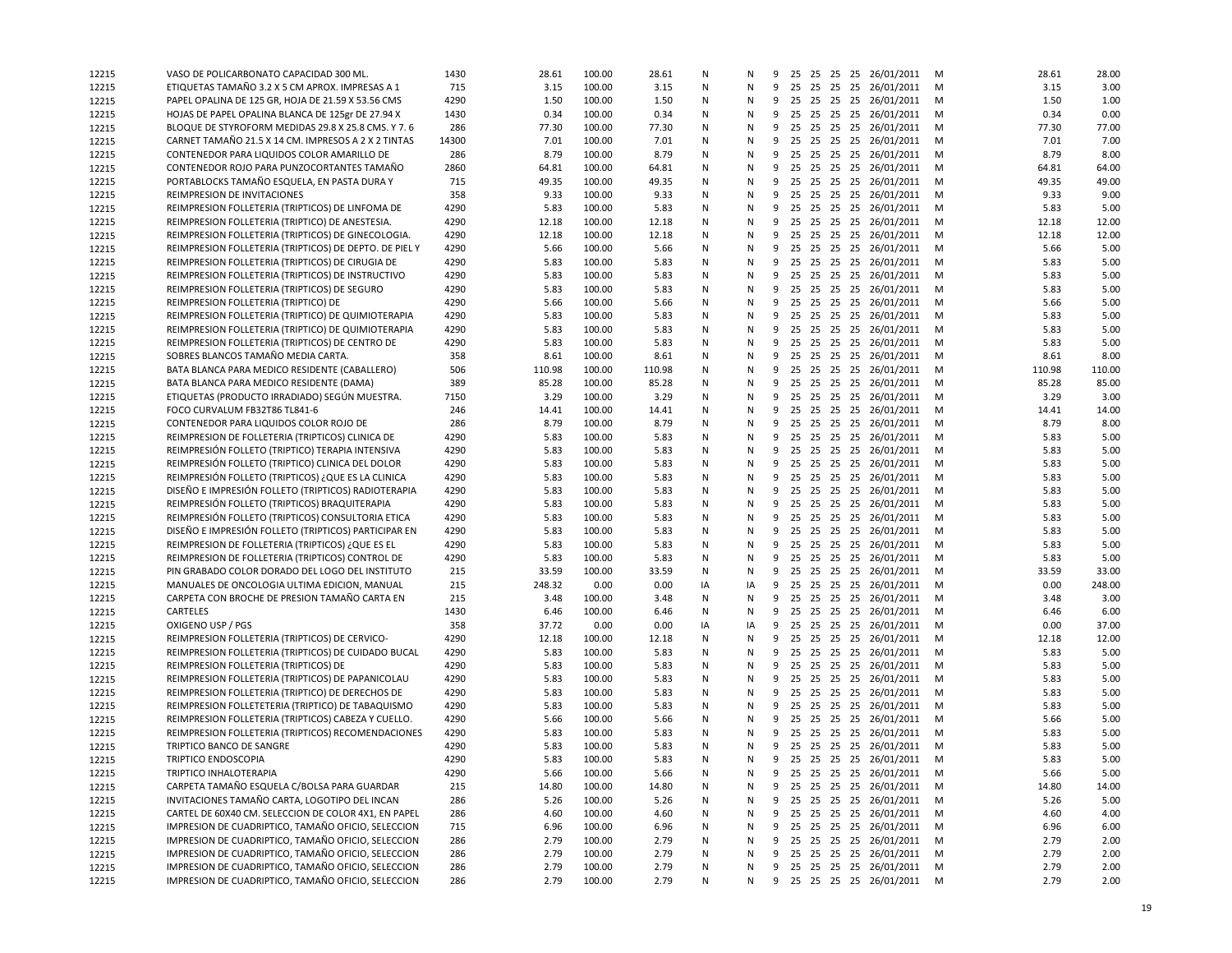| | | | | | | | | | | | | | | | | | |
|---|---|---|---|---|---|---|---|---|---|---|---|---|---|---|---|---|---|
| 12215 | VASO DE POLICARBONATO CAPACIDAD 300 ML. | 1430 | 28.61 | 100.00 | 28.61 | N | N | 9 | 25 | 25 | 25 | 25 | 26/01/2011 | M | | 28.61 | 28.00 |
| 12215 | ETIQUETAS TAMAÑO 3.2 X 5 CM APROX. IMPRESAS A 1 | 715 | 3.15 | 100.00 | 3.15 | N | N | 9 | 25 | 25 | 25 | 25 | 26/01/2011 | M | | 3.15 | 3.00 |
| 12215 | PAPEL OPALINA DE 125 GR, HOJA DE 21.59 X 53.56 CMS | 4290 | 1.50 | 100.00 | 1.50 | N | N | 9 | 25 | 25 | 25 | 25 | 26/01/2011 | M | | 1.50 | 1.00 |
| 12215 | HOJAS DE PAPEL OPALINA BLANCA DE 125gr DE 27.94 X | 1430 | 0.34 | 100.00 | 0.34 | N | N | 9 | 25 | 25 | 25 | 25 | 26/01/2011 | M | | 0.34 | 0.00 |
| 12215 | BLOQUE DE STYROFORM MEDIDAS 29.8 X 25.8 CMS. Y 7. 6 | 286 | 77.30 | 100.00 | 77.30 | N | N | 9 | 25 | 25 | 25 | 25 | 26/01/2011 | M | | 77.30 | 77.00 |
| 12215 | CARNET TAMAÑO 21.5 X 14 CM. IMPRESOS A 2 X 2 TINTAS | 14300 | 7.01 | 100.00 | 7.01 | N | N | 9 | 25 | 25 | 25 | 25 | 26/01/2011 | M | | 7.01 | 7.00 |
| 12215 | CONTENEDOR PARA LIQUIDOS COLOR AMARILLO DE | 286 | 8.79 | 100.00 | 8.79 | N | N | 9 | 25 | 25 | 25 | 25 | 26/01/2011 | M | | 8.79 | 8.00 |
| 12215 | CONTENEDOR ROJO PARA PUNZOCORTANTES TAMAÑO | 2860 | 64.81 | 100.00 | 64.81 | N | N | 9 | 25 | 25 | 25 | 25 | 26/01/2011 | M | | 64.81 | 64.00 |
| 12215 | PORTABLOCKS TAMAÑO ESQUELA, EN PASTA DURA Y | 715 | 49.35 | 100.00 | 49.35 | N | N | 9 | 25 | 25 | 25 | 25 | 26/01/2011 | M | | 49.35 | 49.00 |
| 12215 | REIMPRESION DE INVITACIONES | 358 | 9.33 | 100.00 | 9.33 | N | N | 9 | 25 | 25 | 25 | 25 | 26/01/2011 | M | | 9.33 | 9.00 |
| 12215 | REIMPRESION FOLLETERIA (TRIPTICOS) DE LINFOMA DE | 4290 | 5.83 | 100.00 | 5.83 | N | N | 9 | 25 | 25 | 25 | 25 | 26/01/2011 | M | | 5.83 | 5.00 |
| 12215 | REIMPRESION FOLLETERIA (TRIPTICO) DE ANESTESIA. | 4290 | 12.18 | 100.00 | 12.18 | N | N | 9 | 25 | 25 | 25 | 25 | 26/01/2011 | M | | 12.18 | 12.00 |
| 12215 | REIMPRESION FOLLETERIA (TRIPTICOS) DE GINECOLOGIA. | 4290 | 12.18 | 100.00 | 12.18 | N | N | 9 | 25 | 25 | 25 | 25 | 26/01/2011 | M | | 12.18 | 12.00 |
| 12215 | REIMPRESION FOLLETERIA (TRIPTICOS) DE DEPTO. DE PIEL Y | 4290 | 5.66 | 100.00 | 5.66 | N | N | 9 | 25 | 25 | 25 | 25 | 26/01/2011 | M | | 5.66 | 5.00 |
| 12215 | REIMPRESION FOLLETERIA (TRIPTICOS) DE CIRUGIA DE | 4290 | 5.83 | 100.00 | 5.83 | N | N | 9 | 25 | 25 | 25 | 25 | 26/01/2011 | M | | 5.83 | 5.00 |
| 12215 | REIMPRESION FOLLETERIA (TRIPTICOS) DE INSTRUCTIVO | 4290 | 5.83 | 100.00 | 5.83 | N | N | 9 | 25 | 25 | 25 | 25 | 26/01/2011 | M | | 5.83 | 5.00 |
| 12215 | REIMPRESION FOLLETERIA (TRIPTICOS) DE SEGURO | 4290 | 5.83 | 100.00 | 5.83 | N | N | 9 | 25 | 25 | 25 | 25 | 26/01/2011 | M | | 5.83 | 5.00 |
| 12215 | REIMPRESION FOLLETERIA (TRIPTICO) DE | 4290 | 5.66 | 100.00 | 5.66 | N | N | 9 | 25 | 25 | 25 | 25 | 26/01/2011 | M | | 5.66 | 5.00 |
| 12215 | REIMPRESION FOLLETERIA (TRIPTICO) DE QUIMIOTERAPIA | 4290 | 5.83 | 100.00 | 5.83 | N | N | 9 | 25 | 25 | 25 | 25 | 26/01/2011 | M | | 5.83 | 5.00 |
| 12215 | REIMPRESION FOLLETERIA (TRIPTICO) DE QUIMIOTERAPIA | 4290 | 5.83 | 100.00 | 5.83 | N | N | 9 | 25 | 25 | 25 | 25 | 26/01/2011 | M | | 5.83 | 5.00 |
| 12215 | REIMPRESION FOLLETERIA (TRIPTICOS) DE CENTRO DE | 4290 | 5.83 | 100.00 | 5.83 | N | N | 9 | 25 | 25 | 25 | 25 | 26/01/2011 | M | | 5.83 | 5.00 |
| 12215 | SOBRES BLANCOS TAMAÑO MEDIA CARTA. | 358 | 8.61 | 100.00 | 8.61 | N | N | 9 | 25 | 25 | 25 | 25 | 26/01/2011 | M | | 8.61 | 8.00 |
| 12215 | BATA BLANCA PARA MEDICO RESIDENTE (CABALLERO) | 506 | 110.98 | 100.00 | 110.98 | N | N | 9 | 25 | 25 | 25 | 25 | 26/01/2011 | M | | 110.98 | 110.00 |
| 12215 | BATA BLANCA PARA MEDICO RESIDENTE (DAMA) | 389 | 85.28 | 100.00 | 85.28 | N | N | 9 | 25 | 25 | 25 | 25 | 26/01/2011 | M | | 85.28 | 85.00 |
| 12215 | ETIQUETAS (PRODUCTO IRRADIADO) SEGÚN MUESTRA. | 7150 | 3.29 | 100.00 | 3.29 | N | N | 9 | 25 | 25 | 25 | 25 | 26/01/2011 | M | | 3.29 | 3.00 |
| 12215 | FOCO CURVALUM FB32T86 TL841-6 | 246 | 14.41 | 100.00 | 14.41 | N | N | 9 | 25 | 25 | 25 | 25 | 26/01/2011 | M | | 14.41 | 14.00 |
| 12215 | CONTENEDOR PARA LIQUIDOS COLOR ROJO DE | 286 | 8.79 | 100.00 | 8.79 | N | N | 9 | 25 | 25 | 25 | 25 | 26/01/2011 | M | | 8.79 | 8.00 |
| 12215 | REIMPRESION DE FOLLETERIA (TRIPTICOS) CLINICA DE | 4290 | 5.83 | 100.00 | 5.83 | N | N | 9 | 25 | 25 | 25 | 25 | 26/01/2011 | M | | 5.83 | 5.00 |
| 12215 | REIMPRESIÓN FOLLETO (TRIPTICO) TERAPIA INTENSIVA | 4290 | 5.83 | 100.00 | 5.83 | N | N | 9 | 25 | 25 | 25 | 25 | 26/01/2011 | M | | 5.83 | 5.00 |
| 12215 | REIMPRESIÓN FOLLETO (TRIPTICO) CLINICA DEL DOLOR | 4290 | 5.83 | 100.00 | 5.83 | N | N | 9 | 25 | 25 | 25 | 25 | 26/01/2011 | M | | 5.83 | 5.00 |
| 12215 | REIMPRESIÓN FOLLETO (TRIPTICOS) ¿QUE ES LA CLINICA | 4290 | 5.83 | 100.00 | 5.83 | N | N | 9 | 25 | 25 | 25 | 25 | 26/01/2011 | M | | 5.83 | 5.00 |
| 12215 | DISEÑO E IMPRESIÓN FOLLETO (TRIPTICOS) RADIOTERAPIA | 4290 | 5.83 | 100.00 | 5.83 | N | N | 9 | 25 | 25 | 25 | 25 | 26/01/2011 | M | | 5.83 | 5.00 |
| 12215 | REIMPRESIÓN FOLLETO (TRIPTICOS) BRAQUITERAPIA | 4290 | 5.83 | 100.00 | 5.83 | N | N | 9 | 25 | 25 | 25 | 25 | 26/01/2011 | M | | 5.83 | 5.00 |
| 12215 | REIMPRESIÓN FOLLETO (TRIPTICOS) CONSULTORIA ETICA | 4290 | 5.83 | 100.00 | 5.83 | N | N | 9 | 25 | 25 | 25 | 25 | 26/01/2011 | M | | 5.83 | 5.00 |
| 12215 | DISEÑO E IMPRESIÓN FOLLETO (TRIPTICOS) PARTICIPAR EN | 4290 | 5.83 | 100.00 | 5.83 | N | N | 9 | 25 | 25 | 25 | 25 | 26/01/2011 | M | | 5.83 | 5.00 |
| 12215 | REIMPRESION DE FOLLETERIA (TRIPTICOS) ¿QUE ES EL | 4290 | 5.83 | 100.00 | 5.83 | N | N | 9 | 25 | 25 | 25 | 25 | 26/01/2011 | M | | 5.83 | 5.00 |
| 12215 | REIMPRESION DE FOLLETERIA (TRIPTICOS) CONTROL DE | 4290 | 5.83 | 100.00 | 5.83 | N | N | 9 | 25 | 25 | 25 | 25 | 26/01/2011 | M | | 5.83 | 5.00 |
| 12215 | PIN GRABADO COLOR DORADO DEL LOGO DEL INSTITUTO | 215 | 33.59 | 100.00 | 33.59 | N | N | 9 | 25 | 25 | 25 | 25 | 26/01/2011 | M | | 33.59 | 33.00 |
| 12215 | MANUALES DE ONCOLOGIA ULTIMA EDICION, MANUAL | 215 | 248.32 | 0.00 | 0.00 | IA | IA | 9 | 25 | 25 | 25 | 25 | 26/01/2011 | M | | 0.00 | 248.00 |
| 12215 | CARPETA CON BROCHE DE PRESION TAMAÑO CARTA EN | 215 | 3.48 | 100.00 | 3.48 | N | N | 9 | 25 | 25 | 25 | 25 | 26/01/2011 | M | | 3.48 | 3.00 |
| 12215 | CARTELES | 1430 | 6.46 | 100.00 | 6.46 | N | N | 9 | 25 | 25 | 25 | 25 | 26/01/2011 | M | | 6.46 | 6.00 |
| 12215 | OXIGENO USP / PGS | 358 | 37.72 | 0.00 | 0.00 | IA | IA | 9 | 25 | 25 | 25 | 25 | 26/01/2011 | M | | 0.00 | 37.00 |
| 12215 | REIMPRESION FOLLETERIA (TRIPTICOS) DE CERVICO- | 4290 | 12.18 | 100.00 | 12.18 | N | N | 9 | 25 | 25 | 25 | 25 | 26/01/2011 | M | | 12.18 | 12.00 |
| 12215 | REIMPRESION FOLLETERIA (TRIPTICOS) DE CUIDADO BUCAL | 4290 | 5.83 | 100.00 | 5.83 | N | N | 9 | 25 | 25 | 25 | 25 | 26/01/2011 | M | | 5.83 | 5.00 |
| 12215 | REIMPRESION FOLLETERIA (TRIPTICOS) DE | 4290 | 5.83 | 100.00 | 5.83 | N | N | 9 | 25 | 25 | 25 | 25 | 26/01/2011 | M | | 5.83 | 5.00 |
| 12215 | REIMPRESION FOLLETERIA (TRIPTICOS) DE PAPANICOLAU | 4290 | 5.83 | 100.00 | 5.83 | N | N | 9 | 25 | 25 | 25 | 25 | 26/01/2011 | M | | 5.83 | 5.00 |
| 12215 | REIMPRESION FOLLETERIA (TRIPTICO) DE DERECHOS DE | 4290 | 5.83 | 100.00 | 5.83 | N | N | 9 | 25 | 25 | 25 | 25 | 26/01/2011 | M | | 5.83 | 5.00 |
| 12215 | REIMPRESION FOLLETETERIA (TRIPTICO) DE TABAQUISMO | 4290 | 5.83 | 100.00 | 5.83 | N | N | 9 | 25 | 25 | 25 | 25 | 26/01/2011 | M | | 5.83 | 5.00 |
| 12215 | REIMPRESION FOLLETERIA (TRIPTICOS) CABEZA Y CUELLO. | 4290 | 5.66 | 100.00 | 5.66 | N | N | 9 | 25 | 25 | 25 | 25 | 26/01/2011 | M | | 5.66 | 5.00 |
| 12215 | REIMPRESION FOLLETERIA (TRIPTICOS) RECOMENDACIONES | 4290 | 5.83 | 100.00 | 5.83 | N | N | 9 | 25 | 25 | 25 | 25 | 26/01/2011 | M | | 5.83 | 5.00 |
| 12215 | TRIPTICO BANCO DE SANGRE | 4290 | 5.83 | 100.00 | 5.83 | N | N | 9 | 25 | 25 | 25 | 25 | 26/01/2011 | M | | 5.83 | 5.00 |
| 12215 | TRIPTICO ENDOSCOPIA | 4290 | 5.83 | 100.00 | 5.83 | N | N | 9 | 25 | 25 | 25 | 25 | 26/01/2011 | M | | 5.83 | 5.00 |
| 12215 | TRIPTICO INHALOTERAPIA | 4290 | 5.66 | 100.00 | 5.66 | N | N | 9 | 25 | 25 | 25 | 25 | 26/01/2011 | M | | 5.66 | 5.00 |
| 12215 | CARPETA TAMAÑO ESQUELA C/BOLSA PARA GUARDAR | 215 | 14.80 | 100.00 | 14.80 | N | N | 9 | 25 | 25 | 25 | 25 | 26/01/2011 | M | | 14.80 | 14.00 |
| 12215 | INVITACIONES TAMAÑO CARTA, LOGOTIPO DEL INCAN | 286 | 5.26 | 100.00 | 5.26 | N | N | 9 | 25 | 25 | 25 | 25 | 26/01/2011 | M | | 5.26 | 5.00 |
| 12215 | CARTEL DE 60X40 CM. SELECCION DE COLOR 4X1, EN PAPEL | 286 | 4.60 | 100.00 | 4.60 | N | N | 9 | 25 | 25 | 25 | 25 | 26/01/2011 | M | | 4.60 | 4.00 |
| 12215 | IMPRESION DE CUADRIPTICO, TAMAÑO OFICIO, SELECCION | 715 | 6.96 | 100.00 | 6.96 | N | N | 9 | 25 | 25 | 25 | 25 | 26/01/2011 | M | | 6.96 | 6.00 |
| 12215 | IMPRESION DE CUADRIPTICO, TAMAÑO OFICIO, SELECCION | 286 | 2.79 | 100.00 | 2.79 | N | N | 9 | 25 | 25 | 25 | 25 | 26/01/2011 | M | | 2.79 | 2.00 |
| 12215 | IMPRESION DE CUADRIPTICO, TAMAÑO OFICIO, SELECCION | 286 | 2.79 | 100.00 | 2.79 | N | N | 9 | 25 | 25 | 25 | 25 | 26/01/2011 | M | | 2.79 | 2.00 |
| 12215 | IMPRESION DE CUADRIPTICO, TAMAÑO OFICIO, SELECCION | 286 | 2.79 | 100.00 | 2.79 | N | N | 9 | 25 | 25 | 25 | 25 | 26/01/2011 | M | | 2.79 | 2.00 |
| 12215 | IMPRESION DE CUADRIPTICO, TAMAÑO OFICIO, SELECCION | 286 | 2.79 | 100.00 | 2.79 | N | N | 9 | 25 | 25 | 25 | 25 | 26/01/2011 | M | | 2.79 | 2.00 |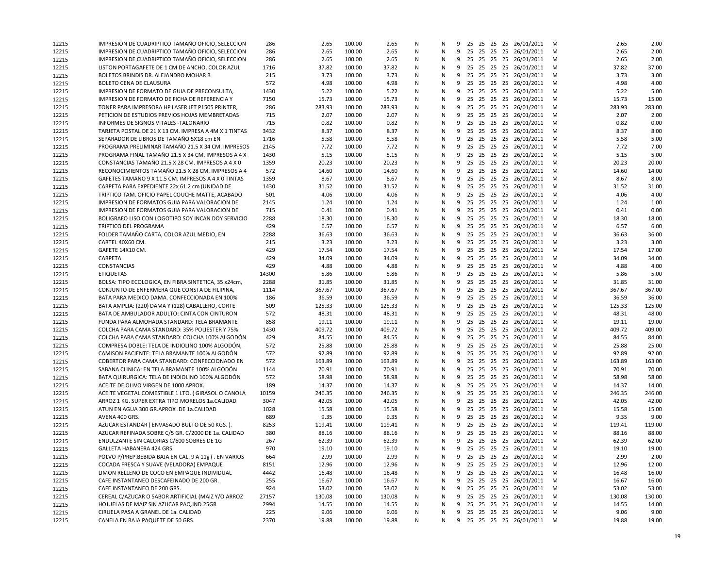| | | | | | | | | | | | | | | | | | |
|---|---|---|---|---|---|---|---|---|---|---|---|---|---|---|---|---|---|
| 12215 | IMPRESION DE CUADRIPTICO TAMAÑO OFICIO, SELECCION | 286 | 2.65 | 100.00 | 2.65 | N | N | 9 | 25 | 25 | 25 | 25 | 26/01/2011 | M | 2.65 | 2.00 |
| 12215 | IMPRESION DE CUADRIPTICO TAMAÑO OFICIO, SELECCION | 286 | 2.65 | 100.00 | 2.65 | N | N | 9 | 25 | 25 | 25 | 25 | 26/01/2011 | M | 2.65 | 2.00 |
| 12215 | IMPRESION DE CUADRIPTICO TAMAÑO OFICIO, SELECCION | 286 | 2.65 | 100.00 | 2.65 | N | N | 9 | 25 | 25 | 25 | 25 | 26/01/2011 | M | 2.65 | 2.00 |
| 12215 | LISTON PORTAGAFETE DE 1 CM DE ANCHO, COLOR AZUL | 1716 | 37.82 | 100.00 | 37.82 | N | N | 9 | 25 | 25 | 25 | 25 | 26/01/2011 | M | 37.82 | 37.00 |
| 12215 | BOLETOS BRINDIS DR. ALEJANDRO MOHAR B | 215 | 3.73 | 100.00 | 3.73 | N | N | 9 | 25 | 25 | 25 | 25 | 26/01/2011 | M | 3.73 | 3.00 |
| 12215 | BOLETO CENA DE CLAUSURA | 572 | 4.98 | 100.00 | 4.98 | N | N | 9 | 25 | 25 | 25 | 25 | 26/01/2011 | M | 4.98 | 4.00 |
| 12215 | IMPRESION DE FORMATO DE GUIA DE PRECONSULTA, | 1430 | 5.22 | 100.00 | 5.22 | N | N | 9 | 25 | 25 | 25 | 25 | 26/01/2011 | M | 5.22 | 5.00 |
| 12215 | IMPRESION DE FORMATO DE FICHA DE REFERENCIA Y | 7150 | 15.73 | 100.00 | 15.73 | N | N | 9 | 25 | 25 | 25 | 25 | 26/01/2011 | M | 15.73 | 15.00 |
| 12215 | TONER PARA IMPRESORA HP LASER JET P1505 PRINTER, | 286 | 283.93 | 100.00 | 283.93 | N | N | 9 | 25 | 25 | 25 | 25 | 26/01/2011 | M | 283.93 | 283.00 |
| 12215 | PETICION DE ESTUDIOS PREVIOS HOJAS MEMBRETADAS | 715 | 2.07 | 100.00 | 2.07 | N | N | 9 | 25 | 25 | 25 | 25 | 26/01/2011 | M | 2.07 | 2.00 |
| 12215 | INFORMES DE SIGNOS VITALES -TALONARIO | 715 | 0.82 | 100.00 | 0.82 | N | N | 9 | 25 | 25 | 25 | 25 | 26/01/2011 | M | 0.82 | 0.00 |
| 12215 | TARJETA POSTAL DE 21 X 13 CM. IMPRESA A 4M X 1 TINTAS | 3432 | 8.37 | 100.00 | 8.37 | N | N | 9 | 25 | 25 | 25 | 25 | 26/01/2011 | M | 8.37 | 8.00 |
| 12215 | SEPARADOR DE LIBROS DE TAMAÑO 5X18 cm EN | 1716 | 5.58 | 100.00 | 5.58 | N | N | 9 | 25 | 25 | 25 | 25 | 26/01/2011 | M | 5.58 | 5.00 |
| 12215 | PROGRAMA PRELIMINAR TAMAÑO 21.5 X 34 CM. IMPRESOS | 2145 | 7.72 | 100.00 | 7.72 | N | N | 9 | 25 | 25 | 25 | 25 | 26/01/2011 | M | 7.72 | 7.00 |
| 12215 | PROGRAMA FINAL TAMAÑO 21.5 X 34 CM. IMPRESOS A 4 X | 1430 | 5.15 | 100.00 | 5.15 | N | N | 9 | 25 | 25 | 25 | 25 | 26/01/2011 | M | 5.15 | 5.00 |
| 12215 | CONSTANCIAS TAMAÑO 21.5 X 28 CM. IMPRESOS A 4 X 0 | 1359 | 20.23 | 100.00 | 20.23 | N | N | 9 | 25 | 25 | 25 | 25 | 26/01/2011 | M | 20.23 | 20.00 |
| 12215 | RECONOCIMIENTOS TAMAÑO 21.5 X 28 CM. IMPRESOS A 4 | 572 | 14.60 | 100.00 | 14.60 | N | N | 9 | 25 | 25 | 25 | 25 | 26/01/2011 | M | 14.60 | 14.00 |
| 12215 | GAFETES TAMAÑO 9 X 11.5 CM. IMPRESOS A 4 X 0 TINTAS | 1359 | 8.67 | 100.00 | 8.67 | N | N | 9 | 25 | 25 | 25 | 25 | 26/01/2011 | M | 8.67 | 8.00 |
| 12215 | CARPETA PARA EXPEDIENTE 22x 61.2 cm (UNIDAD DE | 1430 | 31.52 | 100.00 | 31.52 | N | N | 9 | 25 | 25 | 25 | 25 | 26/01/2011 | M | 31.52 | 31.00 |
| 12215 | TRIPTICO TAM. OFICIO PAPEL COUCHE MATTE, ACABADO | 501 | 4.06 | 100.00 | 4.06 | N | N | 9 | 25 | 25 | 25 | 25 | 26/01/2011 | M | 4.06 | 4.00 |
| 12215 | IMPRESION DE FORMATOS GUIA PARA VALORACION DE | 2145 | 1.24 | 100.00 | 1.24 | N | N | 9 | 25 | 25 | 25 | 25 | 26/01/2011 | M | 1.24 | 1.00 |
| 12215 | IMPRESION DE FORMATOS GUIA PARA VALORACION DE | 715 | 0.41 | 100.00 | 0.41 | N | N | 9 | 25 | 25 | 25 | 25 | 26/01/2011 | M | 0.41 | 0.00 |
| 12215 | BOLIGRAFO LISO CON LOGOTIPO SOY INCAN DOY SERVICIO | 2288 | 18.30 | 100.00 | 18.30 | N | N | 9 | 25 | 25 | 25 | 25 | 26/01/2011 | M | 18.30 | 18.00 |
| 12215 | TRIPTICO DEL PROGRAMA | 429 | 6.57 | 100.00 | 6.57 | N | N | 9 | 25 | 25 | 25 | 25 | 26/01/2011 | M | 6.57 | 6.00 |
| 12215 | FOLDER TAMAÑO CARTA, COLOR AZUL MEDIO, EN | 2288 | 36.63 | 100.00 | 36.63 | N | N | 9 | 25 | 25 | 25 | 25 | 26/01/2011 | M | 36.63 | 36.00 |
| 12215 | CARTEL 40X60 CM. | 215 | 3.23 | 100.00 | 3.23 | N | N | 9 | 25 | 25 | 25 | 25 | 26/01/2011 | M | 3.23 | 3.00 |
| 12215 | GAFETE 14X10 CM. | 429 | 17.54 | 100.00 | 17.54 | N | N | 9 | 25 | 25 | 25 | 25 | 26/01/2011 | M | 17.54 | 17.00 |
| 12215 | CARPETA | 429 | 34.09 | 100.00 | 34.09 | N | N | 9 | 25 | 25 | 25 | 25 | 26/01/2011 | M | 34.09 | 34.00 |
| 12215 | CONSTANCIAS | 429 | 4.88 | 100.00 | 4.88 | N | N | 9 | 25 | 25 | 25 | 25 | 26/01/2011 | M | 4.88 | 4.00 |
| 12215 | ETIQUETAS | 14300 | 5.86 | 100.00 | 5.86 | N | N | 9 | 25 | 25 | 25 | 25 | 26/01/2011 | M | 5.86 | 5.00 |
| 12215 | BOLSA: TIPO ECOLOGICA, EN FIBRA SINTETICA, 35 x24cm, | 2288 | 31.85 | 100.00 | 31.85 | N | N | 9 | 25 | 25 | 25 | 25 | 26/01/2011 | M | 31.85 | 31.00 |
| 12215 | CONJUNTO DE ENFERMERA QUE CONSTA DE FILIPINA, | 1114 | 367.67 | 100.00 | 367.67 | N | N | 9 | 25 | 25 | 25 | 25 | 26/01/2011 | M | 367.67 | 367.00 |
| 12215 | BATA PARA MEDICO DAMA. CONFECCIONADA EN 100% | 186 | 36.59 | 100.00 | 36.59 | N | N | 9 | 25 | 25 | 25 | 25 | 26/01/2011 | M | 36.59 | 36.00 |
| 12215 | BATA AMPLIA: (220) DAMA Y (128) CABALLERO, CORTE | 509 | 125.33 | 100.00 | 125.33 | N | N | 9 | 25 | 25 | 25 | 25 | 26/01/2011 | M | 125.33 | 125.00 |
| 12215 | BATA DE AMBULADOR ADULTO: CINTA CON CINTURON | 572 | 48.31 | 100.00 | 48.31 | N | N | 9 | 25 | 25 | 25 | 25 | 26/01/2011 | M | 48.31 | 48.00 |
| 12215 | FUNDA PARA ALMOHADA STANDARD: TELA BRAMANTE | 858 | 19.11 | 100.00 | 19.11 | N | N | 9 | 25 | 25 | 25 | 25 | 26/01/2011 | M | 19.11 | 19.00 |
| 12215 | COLCHA PARA CAMA STANDARD: 35% POLIESTER Y 75% | 1430 | 409.72 | 100.00 | 409.72 | N | N | 9 | 25 | 25 | 25 | 25 | 26/01/2011 | M | 409.72 | 409.00 |
| 12215 | COLCHA PARA CAMA STANDARD: COLCHA 100% ALGODÓN | 429 | 84.55 | 100.00 | 84.55 | N | N | 9 | 25 | 25 | 25 | 25 | 26/01/2011 | M | 84.55 | 84.00 |
| 12215 | COMPRESA DOBLE: TELA DE INDIOLINO 100% ALGODÓN, | 572 | 25.88 | 100.00 | 25.88 | N | N | 9 | 25 | 25 | 25 | 25 | 26/01/2011 | M | 25.88 | 25.00 |
| 12215 | CAMISON PACIENTE: TELA BRAMANTE 100% ALGODÓN | 572 | 92.89 | 100.00 | 92.89 | N | N | 9 | 25 | 25 | 25 | 25 | 26/01/2011 | M | 92.89 | 92.00 |
| 12215 | COBERTOR PARA CAMA STANDARD: CONFECCIONADO EN | 572 | 163.89 | 100.00 | 163.89 | N | N | 9 | 25 | 25 | 25 | 25 | 26/01/2011 | M | 163.89 | 163.00 |
| 12215 | SABANA CLINICA: EN TELA BRAMANTE 100% ALGODÓN | 1144 | 70.91 | 100.00 | 70.91 | N | N | 9 | 25 | 25 | 25 | 25 | 26/01/2011 | M | 70.91 | 70.00 |
| 12215 | BATA QUIRURGICA: TELA DE INDIOLINO 100% ALGODÓN | 572 | 58.98 | 100.00 | 58.98 | N | N | 9 | 25 | 25 | 25 | 25 | 26/01/2011 | M | 58.98 | 58.00 |
| 12215 | ACEITE DE OLIVO VIRGEN DE 1000 APROX. | 189 | 14.37 | 100.00 | 14.37 | N | N | 9 | 25 | 25 | 25 | 25 | 26/01/2011 | M | 14.37 | 14.00 |
| 12215 | ACEITE VEGETAL COMESTIBLE 1 LTO. ( GIRASOL O CANOLA | 10159 | 246.35 | 100.00 | 246.35 | N | N | 9 | 25 | 25 | 25 | 25 | 26/01/2011 | M | 246.35 | 246.00 |
| 12215 | ARROZ 1 KG. SUPER EXTRA TIPO MORELOS 1a.CALIDAD | 3047 | 42.05 | 100.00 | 42.05 | N | N | 9 | 25 | 25 | 25 | 25 | 26/01/2011 | M | 42.05 | 42.00 |
| 12215 | ATUN EN AGUA 300 GR.APROX .DE 1a.CALIDAD | 1028 | 15.58 | 100.00 | 15.58 | N | N | 9 | 25 | 25 | 25 | 25 | 26/01/2011 | M | 15.58 | 15.00 |
| 12215 | AVENA 400 GRS. | 689 | 9.35 | 100.00 | 9.35 | N | N | 9 | 25 | 25 | 25 | 25 | 26/01/2011 | M | 9.35 | 9.00 |
| 12215 | AZUCAR ESTANDAR ( ENVASADO BULTO DE 50 KGS. ). | 8253 | 119.41 | 100.00 | 119.41 | N | N | 9 | 25 | 25 | 25 | 25 | 26/01/2011 | M | 119.41 | 119.00 |
| 12215 | AZUCAR REFINADA SOBRE C/5 GR. C/2000 DE 1a. CALIDAD | 380 | 88.16 | 100.00 | 88.16 | N | N | 9 | 25 | 25 | 25 | 25 | 26/01/2011 | M | 88.16 | 88.00 |
| 12215 | ENDULZANTE SIN CALORIAS C/600 SOBRES DE 1G | 267 | 62.39 | 100.00 | 62.39 | N | N | 9 | 25 | 25 | 25 | 25 | 26/01/2011 | M | 62.39 | 62.00 |
| 12215 | GALLETA HABANERA 424 GRS. | 970 | 19.10 | 100.00 | 19.10 | N | N | 9 | 25 | 25 | 25 | 25 | 26/01/2011 | M | 19.10 | 19.00 |
| 12215 | POLVO P/PREP.BEBIDA BAJA EN CAL. 9 A 11g ( . EN VARIOS | 664 | 2.99 | 100.00 | 2.99 | N | N | 9 | 25 | 25 | 25 | 25 | 26/01/2011 | M | 2.99 | 2.00 |
| 12215 | COCADA FRESCA Y SUAVE (VELADORA) EMPAQUE | 8151 | 12.96 | 100.00 | 12.96 | N | N | 9 | 25 | 25 | 25 | 25 | 26/01/2011 | M | 12.96 | 12.00 |
| 12215 | LIMON RELLENO DE COCO EN EMPAQUE INDIVIDUAL | 4442 | 16.48 | 100.00 | 16.48 | N | N | 9 | 25 | 25 | 25 | 25 | 26/01/2011 | M | 16.48 | 16.00 |
| 12215 | CAFE INSTANTANEO DESCAFEINADO DE 200 GR. | 255 | 16.67 | 100.00 | 16.67 | N | N | 9 | 25 | 25 | 25 | 25 | 26/01/2011 | M | 16.67 | 16.00 |
| 12215 | CAFE INSTANTANEO DE 200 GRS. | 924 | 53.02 | 100.00 | 53.02 | N | N | 9 | 25 | 25 | 25 | 25 | 26/01/2011 | M | 53.02 | 53.00 |
| 12215 | CEREAL C/AZUCAR O SABOR ARTIFICIAL (MAIZ Y/O ARROZ | 27157 | 130.08 | 100.00 | 130.08 | N | N | 9 | 25 | 25 | 25 | 25 | 26/01/2011 | M | 130.08 | 130.00 |
| 12215 | HOJUELAS DE MAIZ SIN AZUCAR PAQ.IND.25GR | 2994 | 14.55 | 100.00 | 14.55 | N | N | 9 | 25 | 25 | 25 | 25 | 26/01/2011 | M | 14.55 | 14.00 |
| 12215 | CIRUELA PASA A GRANEL DE 1a. CALIDAD | 225 | 9.06 | 100.00 | 9.06 | N | N | 9 | 25 | 25 | 25 | 25 | 26/01/2011 | M | 9.06 | 9.00 |
| 12215 | CANELA EN RAJA PAQUETE DE 50 GRS. | 2370 | 19.88 | 100.00 | 19.88 | N | N | 9 | 25 | 25 | 25 | 25 | 26/01/2011 | M | 19.88 | 19.00 |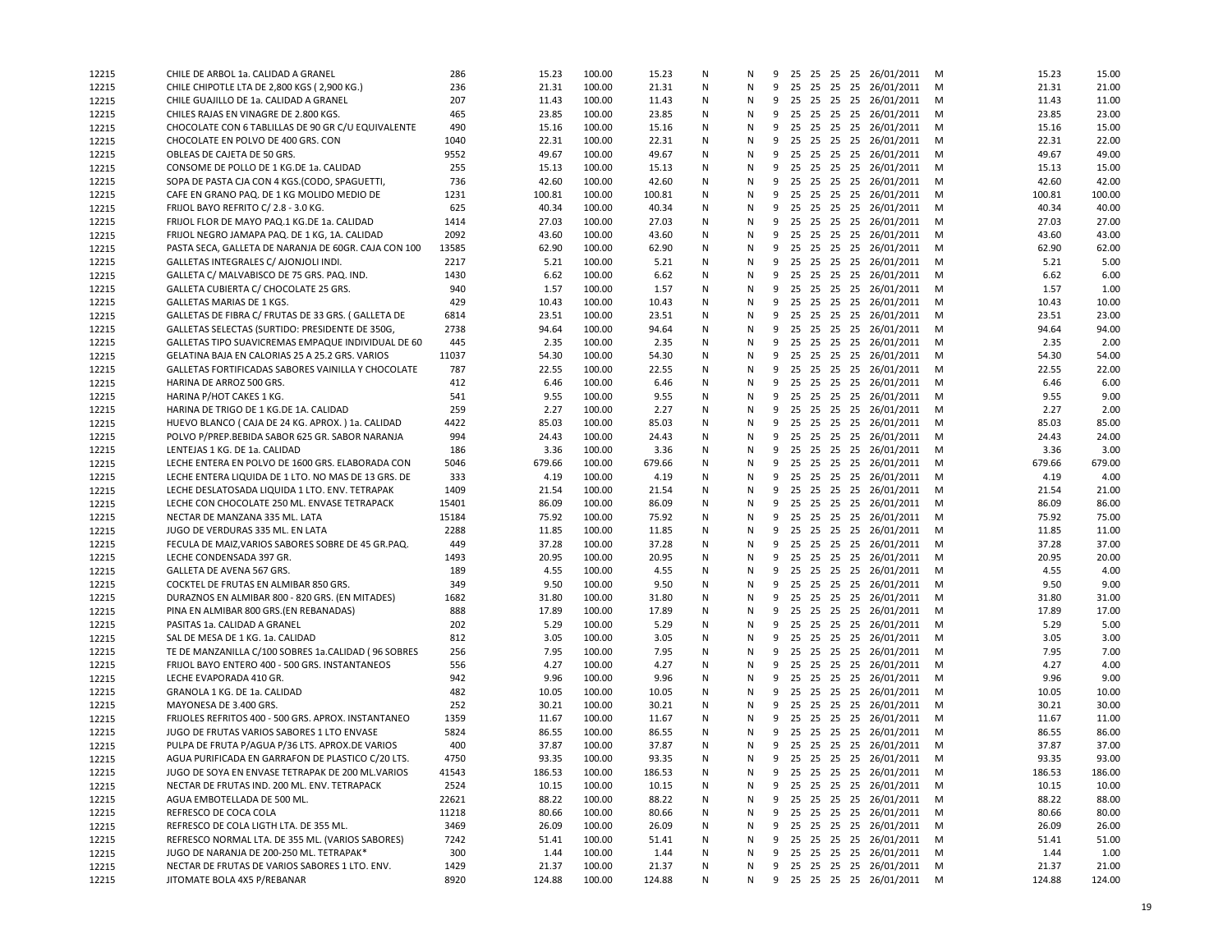| | | | | | | | | | | | | | | | | | |
|---|---|---|---|---|---|---|---|---|---|---|---|---|---|---|---|---|---|
| 12215 | CHILE DE ARBOL 1a. CALIDAD A GRANEL | 286 | 15.23 | 100.00 | 15.23 | N | N | 9 | 25 | 25 | 25 | 25 | 26/01/2011 | M | | 15.23 | 15.00 |
| 12215 | CHILE CHIPOTLE LTA DE 2,800 KGS ( 2,900 KG.) | 236 | 21.31 | 100.00 | 21.31 | N | N | 9 | 25 | 25 | 25 | 25 | 26/01/2011 | M | | 21.31 | 21.00 |
| 12215 | CHILE GUAJILLO DE 1a. CALIDAD A GRANEL | 207 | 11.43 | 100.00 | 11.43 | N | N | 9 | 25 | 25 | 25 | 25 | 26/01/2011 | M | | 11.43 | 11.00 |
| 12215 | CHILES RAJAS EN VINAGRE DE 2.800 KGS. | 465 | 23.85 | 100.00 | 23.85 | N | N | 9 | 25 | 25 | 25 | 25 | 26/01/2011 | M | | 23.85 | 23.00 |
| 12215 | CHOCOLATE CON 6 TABLILLAS DE 90 GR C/U EQUIVALENTE | 490 | 15.16 | 100.00 | 15.16 | N | N | 9 | 25 | 25 | 25 | 25 | 26/01/2011 | M | | 15.16 | 15.00 |
| 12215 | CHOCOLATE EN POLVO DE 400 GRS. CON | 1040 | 22.31 | 100.00 | 22.31 | N | N | 9 | 25 | 25 | 25 | 25 | 26/01/2011 | M | | 22.31 | 22.00 |
| 12215 | OBLEAS DE CAJETA DE 50 GRS. | 9552 | 49.67 | 100.00 | 49.67 | N | N | 9 | 25 | 25 | 25 | 25 | 26/01/2011 | M | | 49.67 | 49.00 |
| 12215 | CONSOME DE POLLO DE 1 KG.DE 1a. CALIDAD | 255 | 15.13 | 100.00 | 15.13 | N | N | 9 | 25 | 25 | 25 | 25 | 26/01/2011 | M | | 15.13 | 15.00 |
| 12215 | SOPA DE PASTA CJA CON 4 KGS.(CODO, SPAGUETTI, | 736 | 42.60 | 100.00 | 42.60 | N | N | 9 | 25 | 25 | 25 | 25 | 26/01/2011 | M | | 42.60 | 42.00 |
| 12215 | CAFE EN GRANO PAQ. DE 1 KG MOLIDO MEDIO DE | 1231 | 100.81 | 100.00 | 100.81 | N | N | 9 | 25 | 25 | 25 | 25 | 26/01/2011 | M | | 100.81 | 100.00 |
| 12215 | FRIJOL BAYO REFRITO C/ 2.8 - 3.0 KG. | 625 | 40.34 | 100.00 | 40.34 | N | N | 9 | 25 | 25 | 25 | 25 | 26/01/2011 | M | | 40.34 | 40.00 |
| 12215 | FRIJOL FLOR DE MAYO PAQ.1 KG.DE 1a. CALIDAD | 1414 | 27.03 | 100.00 | 27.03 | N | N | 9 | 25 | 25 | 25 | 25 | 26/01/2011 | M | | 27.03 | 27.00 |
| 12215 | FRIJOL NEGRO JAMAPA PAQ. DE 1 KG, 1A. CALIDAD | 2092 | 43.60 | 100.00 | 43.60 | N | N | 9 | 25 | 25 | 25 | 25 | 26/01/2011 | M | | 43.60 | 43.00 |
| 12215 | PASTA SECA, GALLETA DE NARANJA DE 60GR. CAJA CON 100 | 13585 | 62.90 | 100.00 | 62.90 | N | N | 9 | 25 | 25 | 25 | 25 | 26/01/2011 | M | | 62.90 | 62.00 |
| 12215 | GALLETAS INTEGRALES C/ AJONJOLI INDI. | 2217 | 5.21 | 100.00 | 5.21 | N | N | 9 | 25 | 25 | 25 | 25 | 26/01/2011 | M | | 5.21 | 5.00 |
| 12215 | GALLETA C/ MALVABISCO DE 75 GRS. PAQ. IND. | 1430 | 6.62 | 100.00 | 6.62 | N | N | 9 | 25 | 25 | 25 | 25 | 26/01/2011 | M | | 6.62 | 6.00 |
| 12215 | GALLETA CUBIERTA C/ CHOCOLATE 25 GRS. | 940 | 1.57 | 100.00 | 1.57 | N | N | 9 | 25 | 25 | 25 | 25 | 26/01/2011 | M | | 1.57 | 1.00 |
| 12215 | GALLETAS MARIAS DE 1 KGS. | 429 | 10.43 | 100.00 | 10.43 | N | N | 9 | 25 | 25 | 25 | 25 | 26/01/2011 | M | | 10.43 | 10.00 |
| 12215 | GALLETAS DE FIBRA C/ FRUTAS DE 33 GRS. ( GALLETA DE | 6814 | 23.51 | 100.00 | 23.51 | N | N | 9 | 25 | 25 | 25 | 25 | 26/01/2011 | M | | 23.51 | 23.00 |
| 12215 | GALLETAS SELECTAS (SURTIDO: PRESIDENTE DE 350G, | 2738 | 94.64 | 100.00 | 94.64 | N | N | 9 | 25 | 25 | 25 | 25 | 26/01/2011 | M | | 94.64 | 94.00 |
| 12215 | GALLETAS TIPO SUAVICREMAS EMPAQUE INDIVIDUAL DE 60 | 445 | 2.35 | 100.00 | 2.35 | N | N | 9 | 25 | 25 | 25 | 25 | 26/01/2011 | M | | 2.35 | 2.00 |
| 12215 | GELATINA BAJA EN CALORIAS 25 A 25.2 GRS. VARIOS | 11037 | 54.30 | 100.00 | 54.30 | N | N | 9 | 25 | 25 | 25 | 25 | 26/01/2011 | M | | 54.30 | 54.00 |
| 12215 | GALLETAS FORTIFICADAS SABORES VAINILLA Y CHOCOLATE | 787 | 22.55 | 100.00 | 22.55 | N | N | 9 | 25 | 25 | 25 | 25 | 26/01/2011 | M | | 22.55 | 22.00 |
| 12215 | HARINA DE ARROZ 500 GRS. | 412 | 6.46 | 100.00 | 6.46 | N | N | 9 | 25 | 25 | 25 | 25 | 26/01/2011 | M | | 6.46 | 6.00 |
| 12215 | HARINA P/HOT CAKES 1 KG. | 541 | 9.55 | 100.00 | 9.55 | N | N | 9 | 25 | 25 | 25 | 25 | 26/01/2011 | M | | 9.55 | 9.00 |
| 12215 | HARINA DE TRIGO DE 1 KG.DE 1A. CALIDAD | 259 | 2.27 | 100.00 | 2.27 | N | N | 9 | 25 | 25 | 25 | 25 | 26/01/2011 | M | | 2.27 | 2.00 |
| 12215 | HUEVO BLANCO ( CAJA DE 24 KG. APROX. ) 1a. CALIDAD | 4422 | 85.03 | 100.00 | 85.03 | N | N | 9 | 25 | 25 | 25 | 25 | 26/01/2011 | M | | 85.03 | 85.00 |
| 12215 | POLVO P/PREP.BEBIDA SABOR 625 GR. SABOR NARANJA | 994 | 24.43 | 100.00 | 24.43 | N | N | 9 | 25 | 25 | 25 | 25 | 26/01/2011 | M | | 24.43 | 24.00 |
| 12215 | LENTEJAS 1 KG. DE 1a. CALIDAD | 186 | 3.36 | 100.00 | 3.36 | N | N | 9 | 25 | 25 | 25 | 25 | 26/01/2011 | M | | 3.36 | 3.00 |
| 12215 | LECHE ENTERA EN POLVO DE 1600 GRS. ELABORADA CON | 5046 | 679.66 | 100.00 | 679.66 | N | N | 9 | 25 | 25 | 25 | 25 | 26/01/2011 | M | | 679.66 | 679.00 |
| 12215 | LECHE ENTERA LIQUIDA DE 1 LTO. NO MAS DE 13 GRS. DE | 333 | 4.19 | 100.00 | 4.19 | N | N | 9 | 25 | 25 | 25 | 25 | 26/01/2011 | M | | 4.19 | 4.00 |
| 12215 | LECHE DESLATOSADA LIQUIDA 1 LTO. ENV. TETRAPAK | 1409 | 21.54 | 100.00 | 21.54 | N | N | 9 | 25 | 25 | 25 | 25 | 26/01/2011 | M | | 21.54 | 21.00 |
| 12215 | LECHE CON CHOCOLATE 250 ML. ENVASE TETRAPACK | 15401 | 86.09 | 100.00 | 86.09 | N | N | 9 | 25 | 25 | 25 | 25 | 26/01/2011 | M | | 86.09 | 86.00 |
| 12215 | NECTAR DE MANZANA 335 ML. LATA | 15184 | 75.92 | 100.00 | 75.92 | N | N | 9 | 25 | 25 | 25 | 25 | 26/01/2011 | M | | 75.92 | 75.00 |
| 12215 | JUGO DE VERDURAS 335 ML. EN LATA | 2288 | 11.85 | 100.00 | 11.85 | N | N | 9 | 25 | 25 | 25 | 25 | 26/01/2011 | M | | 11.85 | 11.00 |
| 12215 | FECULA DE MAIZ,VARIOS SABORES SOBRE DE 45 GR.PAQ. | 449 | 37.28 | 100.00 | 37.28 | N | N | 9 | 25 | 25 | 25 | 25 | 26/01/2011 | M | | 37.28 | 37.00 |
| 12215 | LECHE CONDENSADA 397 GR. | 1493 | 20.95 | 100.00 | 20.95 | N | N | 9 | 25 | 25 | 25 | 25 | 26/01/2011 | M | | 20.95 | 20.00 |
| 12215 | GALLETA DE AVENA 567 GRS. | 189 | 4.55 | 100.00 | 4.55 | N | N | 9 | 25 | 25 | 25 | 25 | 26/01/2011 | M | | 4.55 | 4.00 |
| 12215 | COCKTEL DE FRUTAS EN ALMIBAR 850 GRS. | 349 | 9.50 | 100.00 | 9.50 | N | N | 9 | 25 | 25 | 25 | 25 | 26/01/2011 | M | | 9.50 | 9.00 |
| 12215 | DURAZNOS EN ALMIBAR 800 - 820 GRS. (EN MITADES) | 1682 | 31.80 | 100.00 | 31.80 | N | N | 9 | 25 | 25 | 25 | 25 | 26/01/2011 | M | | 31.80 | 31.00 |
| 12215 | PINA EN ALMIBAR 800 GRS.(EN REBANADAS) | 888 | 17.89 | 100.00 | 17.89 | N | N | 9 | 25 | 25 | 25 | 25 | 26/01/2011 | M | | 17.89 | 17.00 |
| 12215 | PASITAS 1a. CALIDAD A GRANEL | 202 | 5.29 | 100.00 | 5.29 | N | N | 9 | 25 | 25 | 25 | 25 | 26/01/2011 | M | | 5.29 | 5.00 |
| 12215 | SAL DE MESA DE 1 KG. 1a. CALIDAD | 812 | 3.05 | 100.00 | 3.05 | N | N | 9 | 25 | 25 | 25 | 25 | 26/01/2011 | M | | 3.05 | 3.00 |
| 12215 | TE DE MANZANILLA C/100 SOBRES 1a.CALIDAD ( 96 SOBRES | 256 | 7.95 | 100.00 | 7.95 | N | N | 9 | 25 | 25 | 25 | 25 | 26/01/2011 | M | | 7.95 | 7.00 |
| 12215 | FRIJOL BAYO ENTERO 400 - 500 GRS. INSTANTANEOS | 556 | 4.27 | 100.00 | 4.27 | N | N | 9 | 25 | 25 | 25 | 25 | 26/01/2011 | M | | 4.27 | 4.00 |
| 12215 | LECHE EVAPORADA 410 GR. | 942 | 9.96 | 100.00 | 9.96 | N | N | 9 | 25 | 25 | 25 | 25 | 26/01/2011 | M | | 9.96 | 9.00 |
| 12215 | GRANOLA 1 KG. DE 1a. CALIDAD | 482 | 10.05 | 100.00 | 10.05 | N | N | 9 | 25 | 25 | 25 | 25 | 26/01/2011 | M | | 10.05 | 10.00 |
| 12215 | MAYONESA DE 3.400 GRS. | 252 | 30.21 | 100.00 | 30.21 | N | N | 9 | 25 | 25 | 25 | 25 | 26/01/2011 | M | | 30.21 | 30.00 |
| 12215 | FRIJOLES REFRITOS 400 - 500 GRS. APROX. INSTANTANEO | 1359 | 11.67 | 100.00 | 11.67 | N | N | 9 | 25 | 25 | 25 | 25 | 26/01/2011 | M | | 11.67 | 11.00 |
| 12215 | JUGO DE FRUTAS VARIOS SABORES 1 LTO ENVASE | 5824 | 86.55 | 100.00 | 86.55 | N | N | 9 | 25 | 25 | 25 | 25 | 26/01/2011 | M | | 86.55 | 86.00 |
| 12215 | PULPA DE FRUTA P/AGUA P/36 LTS. APROX.DE VARIOS | 400 | 37.87 | 100.00 | 37.87 | N | N | 9 | 25 | 25 | 25 | 25 | 26/01/2011 | M | | 37.87 | 37.00 |
| 12215 | AGUA PURIFICADA EN GARRAFON DE PLASTICO C/20 LTS. | 4750 | 93.35 | 100.00 | 93.35 | N | N | 9 | 25 | 25 | 25 | 25 | 26/01/2011 | M | | 93.35 | 93.00 |
| 12215 | JUGO DE SOYA EN ENVASE TETRAPAK DE 200 ML.VARIOS | 41543 | 186.53 | 100.00 | 186.53 | N | N | 9 | 25 | 25 | 25 | 25 | 26/01/2011 | M | | 186.53 | 186.00 |
| 12215 | NECTAR DE FRUTAS IND. 200 ML. ENV. TETRAPACK | 2524 | 10.15 | 100.00 | 10.15 | N | N | 9 | 25 | 25 | 25 | 25 | 26/01/2011 | M | | 10.15 | 10.00 |
| 12215 | AGUA EMBOTELLADA DE 500 ML. | 22621 | 88.22 | 100.00 | 88.22 | N | N | 9 | 25 | 25 | 25 | 25 | 26/01/2011 | M | | 88.22 | 88.00 |
| 12215 | REFRESCO DE COCA COLA | 11218 | 80.66 | 100.00 | 80.66 | N | N | 9 | 25 | 25 | 25 | 25 | 26/01/2011 | M | | 80.66 | 80.00 |
| 12215 | REFRESCO DE COLA LIGTH LTA. DE 355 ML. | 3469 | 26.09 | 100.00 | 26.09 | N | N | 9 | 25 | 25 | 25 | 25 | 26/01/2011 | M | | 26.09 | 26.00 |
| 12215 | REFRESCO NORMAL LTA. DE 355 ML. (VARIOS SABORES) | 7242 | 51.41 | 100.00 | 51.41 | N | N | 9 | 25 | 25 | 25 | 25 | 26/01/2011 | M | | 51.41 | 51.00 |
| 12215 | JUGO DE NARANJA DE 200-250 ML. TETRAPAK* | 300 | 1.44 | 100.00 | 1.44 | N | N | 9 | 25 | 25 | 25 | 25 | 26/01/2011 | M | | 1.44 | 1.00 |
| 12215 | NECTAR DE FRUTAS DE VARIOS SABORES 1 LTO. ENV. | 1429 | 21.37 | 100.00 | 21.37 | N | N | 9 | 25 | 25 | 25 | 25 | 26/01/2011 | M | | 21.37 | 21.00 |
| 12215 | JITOMATE BOLA 4X5 P/REBANAR | 8920 | 124.88 | 100.00 | 124.88 | N | N | 9 | 25 | 25 | 25 | 25 | 26/01/2011 | M | | 124.88 | 124.00 |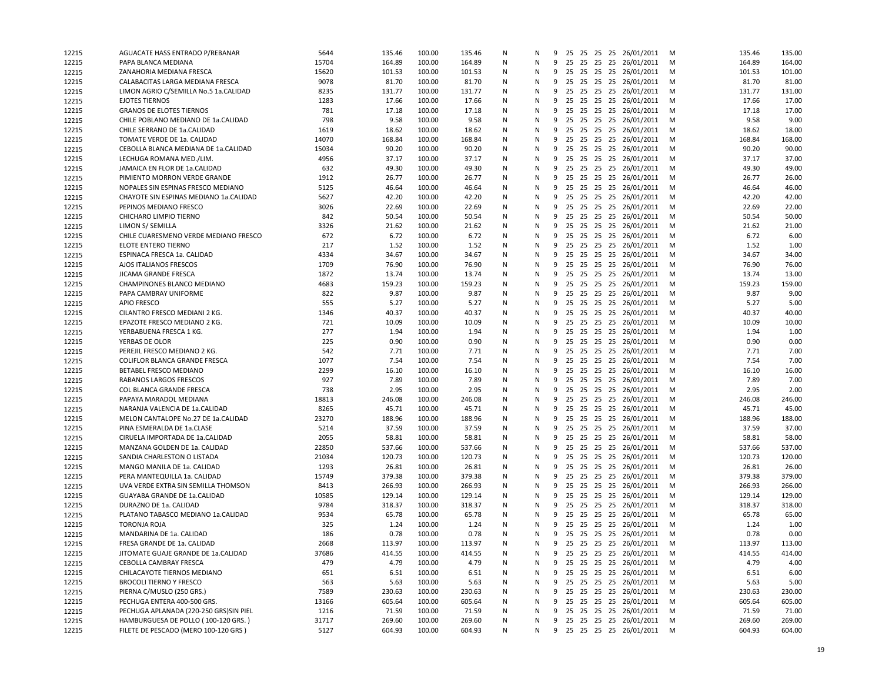| | | | | | | | | | | | | | | | | | |
|---|---|---|---|---|---|---|---|---|---|---|---|---|---|---|---|---|---|
| 12215 | AGUACATE HASS ENTRADO P/REBANAR | 5644 | 135.46 | 100.00 | 135.46 | N | N | 9 | 25 | 25 | 25 | 25 | 26/01/2011 | M | | 135.46 | 135.00 |
| 12215 | PAPA BLANCA MEDIANA | 15704 | 164.89 | 100.00 | 164.89 | N | N | 9 | 25 | 25 | 25 | 25 | 26/01/2011 | M | | 164.89 | 164.00 |
| 12215 | ZANAHORIA MEDIANA FRESCA | 15620 | 101.53 | 100.00 | 101.53 | N | N | 9 | 25 | 25 | 25 | 25 | 26/01/2011 | M | | 101.53 | 101.00 |
| 12215 | CALABACITAS LARGA MEDIANA FRESCA | 9078 | 81.70 | 100.00 | 81.70 | N | N | 9 | 25 | 25 | 25 | 25 | 26/01/2011 | M | | 81.70 | 81.00 |
| 12215 | LIMON AGRIO C/SEMILLA No.5 1a.CALIDAD | 8235 | 131.77 | 100.00 | 131.77 | N | N | 9 | 25 | 25 | 25 | 25 | 26/01/2011 | M | | 131.77 | 131.00 |
| 12215 | EJOTES TIERNOS | 1283 | 17.66 | 100.00 | 17.66 | N | N | 9 | 25 | 25 | 25 | 25 | 26/01/2011 | M | | 17.66 | 17.00 |
| 12215 | GRANOS DE ELOTES TIERNOS | 781 | 17.18 | 100.00 | 17.18 | N | N | 9 | 25 | 25 | 25 | 25 | 26/01/2011 | M | | 17.18 | 17.00 |
| 12215 | CHILE POBLANO MEDIANO DE 1a.CALIDAD | 798 | 9.58 | 100.00 | 9.58 | N | N | 9 | 25 | 25 | 25 | 25 | 26/01/2011 | M | | 9.58 | 9.00 |
| 12215 | CHILE SERRANO DE 1a.CALIDAD | 1619 | 18.62 | 100.00 | 18.62 | N | N | 9 | 25 | 25 | 25 | 25 | 26/01/2011 | M | | 18.62 | 18.00 |
| 12215 | TOMATE VERDE DE 1a. CALIDAD | 14070 | 168.84 | 100.00 | 168.84 | N | N | 9 | 25 | 25 | 25 | 25 | 26/01/2011 | M | | 168.84 | 168.00 |
| 12215 | CEBOLLA BLANCA MEDIANA DE 1a.CALIDAD | 15034 | 90.20 | 100.00 | 90.20 | N | N | 9 | 25 | 25 | 25 | 25 | 26/01/2011 | M | | 90.20 | 90.00 |
| 12215 | LECHUGA ROMANA MED./LIM. | 4956 | 37.17 | 100.00 | 37.17 | N | N | 9 | 25 | 25 | 25 | 25 | 26/01/2011 | M | | 37.17 | 37.00 |
| 12215 | JAMAICA EN FLOR DE 1a.CALIDAD | 632 | 49.30 | 100.00 | 49.30 | N | N | 9 | 25 | 25 | 25 | 25 | 26/01/2011 | M | | 49.30 | 49.00 |
| 12215 | PIMIENTO MORRON VERDE GRANDE | 1912 | 26.77 | 100.00 | 26.77 | N | N | 9 | 25 | 25 | 25 | 25 | 26/01/2011 | M | | 26.77 | 26.00 |
| 12215 | NOPALES SIN ESPINAS FRESCO MEDIANO | 5125 | 46.64 | 100.00 | 46.64 | N | N | 9 | 25 | 25 | 25 | 25 | 26/01/2011 | M | | 46.64 | 46.00 |
| 12215 | CHAYOTE SIN ESPINAS MEDIANO 1a.CALIDAD | 5627 | 42.20 | 100.00 | 42.20 | N | N | 9 | 25 | 25 | 25 | 25 | 26/01/2011 | M | | 42.20 | 42.00 |
| 12215 | PEPINOS MEDIANO FRESCO | 3026 | 22.69 | 100.00 | 22.69 | N | N | 9 | 25 | 25 | 25 | 25 | 26/01/2011 | M | | 22.69 | 22.00 |
| 12215 | CHICHARO LIMPIO TIERNO | 842 | 50.54 | 100.00 | 50.54 | N | N | 9 | 25 | 25 | 25 | 25 | 26/01/2011 | M | | 50.54 | 50.00 |
| 12215 | LIMON S/ SEMILLA | 3326 | 21.62 | 100.00 | 21.62 | N | N | 9 | 25 | 25 | 25 | 25 | 26/01/2011 | M | | 21.62 | 21.00 |
| 12215 | CHILE CUARESMENO VERDE MEDIANO FRESCO | 672 | 6.72 | 100.00 | 6.72 | N | N | 9 | 25 | 25 | 25 | 25 | 26/01/2011 | M | | 6.72 | 6.00 |
| 12215 | ELOTE ENTERO TIERNO | 217 | 1.52 | 100.00 | 1.52 | N | N | 9 | 25 | 25 | 25 | 25 | 26/01/2011 | M | | 1.52 | 1.00 |
| 12215 | ESPINACA FRESCA 1a. CALIDAD | 4334 | 34.67 | 100.00 | 34.67 | N | N | 9 | 25 | 25 | 25 | 25 | 26/01/2011 | M | | 34.67 | 34.00 |
| 12215 | AJOS ITALIANOS FRESCOS | 1709 | 76.90 | 100.00 | 76.90 | N | N | 9 | 25 | 25 | 25 | 25 | 26/01/2011 | M | | 76.90 | 76.00 |
| 12215 | JICAMA GRANDE FRESCA | 1872 | 13.74 | 100.00 | 13.74 | N | N | 9 | 25 | 25 | 25 | 25 | 26/01/2011 | M | | 13.74 | 13.00 |
| 12215 | CHAMPINONES BLANCO MEDIANO | 4683 | 159.23 | 100.00 | 159.23 | N | N | 9 | 25 | 25 | 25 | 25 | 26/01/2011 | M | | 159.23 | 159.00 |
| 12215 | PAPA CAMBRAY UNIFORME | 822 | 9.87 | 100.00 | 9.87 | N | N | 9 | 25 | 25 | 25 | 25 | 26/01/2011 | M | | 9.87 | 9.00 |
| 12215 | APIO FRESCO | 555 | 5.27 | 100.00 | 5.27 | N | N | 9 | 25 | 25 | 25 | 25 | 26/01/2011 | M | | 5.27 | 5.00 |
| 12215 | CILANTRO FRESCO MEDIANI 2 KG. | 1346 | 40.37 | 100.00 | 40.37 | N | N | 9 | 25 | 25 | 25 | 25 | 26/01/2011 | M | | 40.37 | 40.00 |
| 12215 | EPAZOTE FRESCO MEDIANO 2 KG. | 721 | 10.09 | 100.00 | 10.09 | N | N | 9 | 25 | 25 | 25 | 25 | 26/01/2011 | M | | 10.09 | 10.00 |
| 12215 | YERBABUENA FRESCA 1 KG. | 277 | 1.94 | 100.00 | 1.94 | N | N | 9 | 25 | 25 | 25 | 25 | 26/01/2011 | M | | 1.94 | 1.00 |
| 12215 | YERBAS DE OLOR | 225 | 0.90 | 100.00 | 0.90 | N | N | 9 | 25 | 25 | 25 | 25 | 26/01/2011 | M | | 0.90 | 0.00 |
| 12215 | PEREJIL FRESCO MEDIANO 2 KG. | 542 | 7.71 | 100.00 | 7.71 | N | N | 9 | 25 | 25 | 25 | 25 | 26/01/2011 | M | | 7.71 | 7.00 |
| 12215 | COLIFLOR BLANCA GRANDE FRESCA | 1077 | 7.54 | 100.00 | 7.54 | N | N | 9 | 25 | 25 | 25 | 25 | 26/01/2011 | M | | 7.54 | 7.00 |
| 12215 | BETABEL FRESCO MEDIANO | 2299 | 16.10 | 100.00 | 16.10 | N | N | 9 | 25 | 25 | 25 | 25 | 26/01/2011 | M | | 16.10 | 16.00 |
| 12215 | RABANOS LARGOS FRESCOS | 927 | 7.89 | 100.00 | 7.89 | N | N | 9 | 25 | 25 | 25 | 25 | 26/01/2011 | M | | 7.89 | 7.00 |
| 12215 | COL BLANCA GRANDE FRESCA | 738 | 2.95 | 100.00 | 2.95 | N | N | 9 | 25 | 25 | 25 | 25 | 26/01/2011 | M | | 2.95 | 2.00 |
| 12215 | PAPAYA MARADOL MEDIANA | 18813 | 246.08 | 100.00 | 246.08 | N | N | 9 | 25 | 25 | 25 | 25 | 26/01/2011 | M | | 246.08 | 246.00 |
| 12215 | NARANJA VALENCIA DE 1a.CALIDAD | 8265 | 45.71 | 100.00 | 45.71 | N | N | 9 | 25 | 25 | 25 | 25 | 26/01/2011 | M | | 45.71 | 45.00 |
| 12215 | MELON CANTALOPE No.27 DE 1a.CALIDAD | 23270 | 188.96 | 100.00 | 188.96 | N | N | 9 | 25 | 25 | 25 | 25 | 26/01/2011 | M | | 188.96 | 188.00 |
| 12215 | PINA ESMERALDA DE 1a.CLASE | 5214 | 37.59 | 100.00 | 37.59 | N | N | 9 | 25 | 25 | 25 | 25 | 26/01/2011 | M | | 37.59 | 37.00 |
| 12215 | CIRUELA IMPORTADA DE 1a.CALIDAD | 2055 | 58.81 | 100.00 | 58.81 | N | N | 9 | 25 | 25 | 25 | 25 | 26/01/2011 | M | | 58.81 | 58.00 |
| 12215 | MANZANA GOLDEN DE 1a. CALIDAD | 22850 | 537.66 | 100.00 | 537.66 | N | N | 9 | 25 | 25 | 25 | 25 | 26/01/2011 | M | | 537.66 | 537.00 |
| 12215 | SANDIA CHARLESTON O LISTADA | 21034 | 120.73 | 100.00 | 120.73 | N | N | 9 | 25 | 25 | 25 | 25 | 26/01/2011 | M | | 120.73 | 120.00 |
| 12215 | MANGO MANILA DE 1a. CALIDAD | 1293 | 26.81 | 100.00 | 26.81 | N | N | 9 | 25 | 25 | 25 | 25 | 26/01/2011 | M | | 26.81 | 26.00 |
| 12215 | PERA MANTEQUILLA 1a. CALIDAD | 15749 | 379.38 | 100.00 | 379.38 | N | N | 9 | 25 | 25 | 25 | 25 | 26/01/2011 | M | | 379.38 | 379.00 |
| 12215 | UVA VERDE EXTRA SIN SEMILLA THOMSON | 8413 | 266.93 | 100.00 | 266.93 | N | N | 9 | 25 | 25 | 25 | 25 | 26/01/2011 | M | | 266.93 | 266.00 |
| 12215 | GUAYABA GRANDE DE 1a.CALIDAD | 10585 | 129.14 | 100.00 | 129.14 | N | N | 9 | 25 | 25 | 25 | 25 | 26/01/2011 | M | | 129.14 | 129.00 |
| 12215 | DURAZNO DE 1a. CALIDAD | 9784 | 318.37 | 100.00 | 318.37 | N | N | 9 | 25 | 25 | 25 | 25 | 26/01/2011 | M | | 318.37 | 318.00 |
| 12215 | PLATANO TABASCO MEDIANO 1a.CALIDAD | 9534 | 65.78 | 100.00 | 65.78 | N | N | 9 | 25 | 25 | 25 | 25 | 26/01/2011 | M | | 65.78 | 65.00 |
| 12215 | TORONJA ROJA | 325 | 1.24 | 100.00 | 1.24 | N | N | 9 | 25 | 25 | 25 | 25 | 26/01/2011 | M | | 1.24 | 1.00 |
| 12215 | MANDARINA DE 1a. CALIDAD | 186 | 0.78 | 100.00 | 0.78 | N | N | 9 | 25 | 25 | 25 | 25 | 26/01/2011 | M | | 0.78 | 0.00 |
| 12215 | FRESA GRANDE DE 1a. CALIDAD | 2668 | 113.97 | 100.00 | 113.97 | N | N | 9 | 25 | 25 | 25 | 25 | 26/01/2011 | M | | 113.97 | 113.00 |
| 12215 | JITOMATE GUAJE GRANDE DE 1a.CALIDAD | 37686 | 414.55 | 100.00 | 414.55 | N | N | 9 | 25 | 25 | 25 | 25 | 26/01/2011 | M | | 414.55 | 414.00 |
| 12215 | CEBOLLA CAMBRAY FRESCA | 479 | 4.79 | 100.00 | 4.79 | N | N | 9 | 25 | 25 | 25 | 25 | 26/01/2011 | M | | 4.79 | 4.00 |
| 12215 | CHILACAYOTE TIERNOS MEDIANO | 651 | 6.51 | 100.00 | 6.51 | N | N | 9 | 25 | 25 | 25 | 25 | 26/01/2011 | M | | 6.51 | 6.00 |
| 12215 | BROCOLI TIERNO Y FRESCO | 563 | 5.63 | 100.00 | 5.63 | N | N | 9 | 25 | 25 | 25 | 25 | 26/01/2011 | M | | 5.63 | 5.00 |
| 12215 | PIERNA C/MUSLO (250 GRS.) | 7589 | 230.63 | 100.00 | 230.63 | N | N | 9 | 25 | 25 | 25 | 25 | 26/01/2011 | M | | 230.63 | 230.00 |
| 12215 | PECHUGA ENTERA 400-500 GRS. | 13166 | 605.64 | 100.00 | 605.64 | N | N | 9 | 25 | 25 | 25 | 25 | 26/01/2011 | M | | 605.64 | 605.00 |
| 12215 | PECHUGA APLANADA (220-250 GRS)SIN PIEL | 1216 | 71.59 | 100.00 | 71.59 | N | N | 9 | 25 | 25 | 25 | 25 | 26/01/2011 | M | | 71.59 | 71.00 |
| 12215 | HAMBURGUESA DE POLLO ( 100-120 GRS. ) | 31717 | 269.60 | 100.00 | 269.60 | N | N | 9 | 25 | 25 | 25 | 25 | 26/01/2011 | M | | 269.60 | 269.00 |
| 12215 | FILETE DE PESCADO (MERO 100-120 GRS ) | 5127 | 604.93 | 100.00 | 604.93 | N | N | 9 | 25 | 25 | 25 | 25 | 26/01/2011 | M | | 604.93 | 604.00 |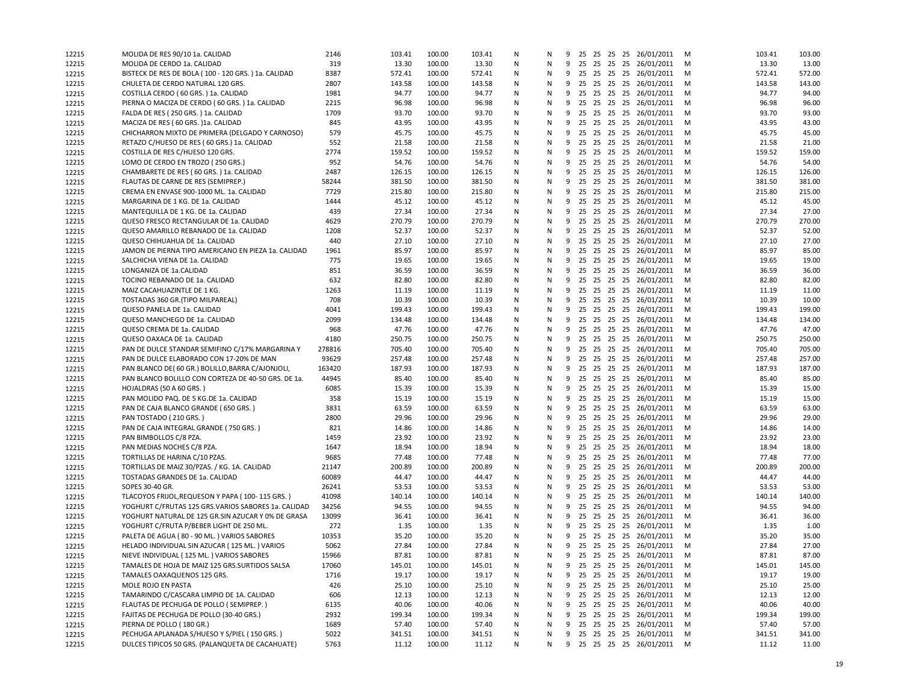| | | | | | | | | | | | | | | | | | |
|---|---|---|---|---|---|---|---|---|---|---|---|---|---|---|---|---|---|
| 12215 | MOLIDA DE RES 90/10 1a. CALIDAD | 2146 | 103.41 | 100.00 | 103.41 | N | N | 9 | 25 | 25 | 25 | 25 | 26/01/2011 | M | | 103.41 | 103.00 |
| 12215 | MOLIDA DE CERDO 1a. CALIDAD | 319 | 13.30 | 100.00 | 13.30 | N | N | 9 | 25 | 25 | 25 | 25 | 26/01/2011 | M | | 13.30 | 13.00 |
| 12215 | BISTECK DE RES DE BOLA ( 100 - 120 GRS. ) 1a. CALIDAD | 8387 | 572.41 | 100.00 | 572.41 | N | N | 9 | 25 | 25 | 25 | 25 | 26/01/2011 | M | | 572.41 | 572.00 |
| 12215 | CHULETA DE CERDO NATURAL 120 GRS. | 2807 | 143.58 | 100.00 | 143.58 | N | N | 9 | 25 | 25 | 25 | 25 | 26/01/2011 | M | | 143.58 | 143.00 |
| 12215 | COSTILLA CERDO ( 60 GRS. ) 1a. CALIDAD | 1981 | 94.77 | 100.00 | 94.77 | N | N | 9 | 25 | 25 | 25 | 25 | 26/01/2011 | M | | 94.77 | 94.00 |
| 12215 | PIERNA O MACIZA DE CERDO ( 60 GRS. ) 1a. CALIDAD | 2215 | 96.98 | 100.00 | 96.98 | N | N | 9 | 25 | 25 | 25 | 25 | 26/01/2011 | M | | 96.98 | 96.00 |
| 12215 | FALDA DE RES ( 250 GRS. ) 1a. CALIDAD | 1709 | 93.70 | 100.00 | 93.70 | N | N | 9 | 25 | 25 | 25 | 25 | 26/01/2011 | M | | 93.70 | 93.00 |
| 12215 | MACIZA DE RES ( 60 GRS. )1a. CALIDAD | 845 | 43.95 | 100.00 | 43.95 | N | N | 9 | 25 | 25 | 25 | 25 | 26/01/2011 | M | | 43.95 | 43.00 |
| 12215 | CHICHARRON MIXTO DE PRIMERA (DELGADO Y CARNOSO) | 579 | 45.75 | 100.00 | 45.75 | N | N | 9 | 25 | 25 | 25 | 25 | 26/01/2011 | M | | 45.75 | 45.00 |
| 12215 | RETAZO C/HUESO DE RES ( 60 GRS.) 1a. CALIDAD | 552 | 21.58 | 100.00 | 21.58 | N | N | 9 | 25 | 25 | 25 | 25 | 26/01/2011 | M | | 21.58 | 21.00 |
| 12215 | COSTILLA DE RES C/HUESO 120 GRS. | 2774 | 159.52 | 100.00 | 159.52 | N | N | 9 | 25 | 25 | 25 | 25 | 26/01/2011 | M | | 159.52 | 159.00 |
| 12215 | LOMO DE CERDO EN TROZO ( 250 GRS.) | 952 | 54.76 | 100.00 | 54.76 | N | N | 9 | 25 | 25 | 25 | 25 | 26/01/2011 | M | | 54.76 | 54.00 |
| 12215 | CHAMBARETE DE RES ( 60 GRS. ) 1a. CALIDAD | 2487 | 126.15 | 100.00 | 126.15 | N | N | 9 | 25 | 25 | 25 | 25 | 26/01/2011 | M | | 126.15 | 126.00 |
| 12215 | FLAUTAS DE CARNE DE RES (SEMIPREP.) | 58244 | 381.50 | 100.00 | 381.50 | N | N | 9 | 25 | 25 | 25 | 25 | 26/01/2011 | M | | 381.50 | 381.00 |
| 12215 | CREMA EN ENVASE 900-1000 ML. 1a. CALIDAD | 7729 | 215.80 | 100.00 | 215.80 | N | N | 9 | 25 | 25 | 25 | 25 | 26/01/2011 | M | | 215.80 | 215.00 |
| 12215 | MARGARINA DE 1 KG. DE 1a. CALIDAD | 1444 | 45.12 | 100.00 | 45.12 | N | N | 9 | 25 | 25 | 25 | 25 | 26/01/2011 | M | | 45.12 | 45.00 |
| 12215 | MANTEQUILLA DE 1 KG. DE 1a. CALIDAD | 439 | 27.34 | 100.00 | 27.34 | N | N | 9 | 25 | 25 | 25 | 25 | 26/01/2011 | M | | 27.34 | 27.00 |
| 12215 | QUESO FRESCO RECTANGULAR DE 1a. CALIDAD | 4629 | 270.79 | 100.00 | 270.79 | N | N | 9 | 25 | 25 | 25 | 25 | 26/01/2011 | M | | 270.79 | 270.00 |
| 12215 | QUESO AMARILLO REBANADO DE 1a. CALIDAD | 1208 | 52.37 | 100.00 | 52.37 | N | N | 9 | 25 | 25 | 25 | 25 | 26/01/2011 | M | | 52.37 | 52.00 |
| 12215 | QUESO CHIHUAHUA DE 1a. CALIDAD | 440 | 27.10 | 100.00 | 27.10 | N | N | 9 | 25 | 25 | 25 | 25 | 26/01/2011 | M | | 27.10 | 27.00 |
| 12215 | JAMON DE PIERNA TIPO AMERICANO EN PIEZA 1a. CALIDAD | 1961 | 85.97 | 100.00 | 85.97 | N | N | 9 | 25 | 25 | 25 | 25 | 26/01/2011 | M | | 85.97 | 85.00 |
| 12215 | SALCHICHA VIENA DE 1a. CALIDAD | 775 | 19.65 | 100.00 | 19.65 | N | N | 9 | 25 | 25 | 25 | 25 | 26/01/2011 | M | | 19.65 | 19.00 |
| 12215 | LONGANIZA DE 1a.CALIDAD | 851 | 36.59 | 100.00 | 36.59 | N | N | 9 | 25 | 25 | 25 | 25 | 26/01/2011 | M | | 36.59 | 36.00 |
| 12215 | TOCINO REBANADO DE 1a. CALIDAD | 632 | 82.80 | 100.00 | 82.80 | N | N | 9 | 25 | 25 | 25 | 25 | 26/01/2011 | M | | 82.80 | 82.00 |
| 12215 | MAIZ CACAHUAZINTLE DE 1 KG. | 1263 | 11.19 | 100.00 | 11.19 | N | N | 9 | 25 | 25 | 25 | 25 | 26/01/2011 | M | | 11.19 | 11.00 |
| 12215 | TOSTADAS 360 GR.(TIPO MILPAREAL) | 708 | 10.39 | 100.00 | 10.39 | N | N | 9 | 25 | 25 | 25 | 25 | 26/01/2011 | M | | 10.39 | 10.00 |
| 12215 | QUESO PANELA DE 1a. CALIDAD | 4041 | 199.43 | 100.00 | 199.43 | N | N | 9 | 25 | 25 | 25 | 25 | 26/01/2011 | M | | 199.43 | 199.00 |
| 12215 | QUESO MANCHEGO DE 1a. CALIDAD | 2099 | 134.48 | 100.00 | 134.48 | N | N | 9 | 25 | 25 | 25 | 25 | 26/01/2011 | M | | 134.48 | 134.00 |
| 12215 | QUESO CREMA DE 1a. CALIDAD | 968 | 47.76 | 100.00 | 47.76 | N | N | 9 | 25 | 25 | 25 | 25 | 26/01/2011 | M | | 47.76 | 47.00 |
| 12215 | QUESO OAXACA DE 1a. CALIDAD | 4180 | 250.75 | 100.00 | 250.75 | N | N | 9 | 25 | 25 | 25 | 25 | 26/01/2011 | M | | 250.75 | 250.00 |
| 12215 | PAN DE DULCE STANDAR SEMIFINO C/17% MARGARINA Y | 278816 | 705.40 | 100.00 | 705.40 | N | N | 9 | 25 | 25 | 25 | 25 | 26/01/2011 | M | | 705.40 | 705.00 |
| 12215 | PAN DE DULCE ELABORADO CON 17-20% DE MAN | 93629 | 257.48 | 100.00 | 257.48 | N | N | 9 | 25 | 25 | 25 | 25 | 26/01/2011 | M | | 257.48 | 257.00 |
| 12215 | PAN BLANCO DE( 60 GR.) BOLILLO,BARRA C/AJONJOLI, | 163420 | 187.93 | 100.00 | 187.93 | N | N | 9 | 25 | 25 | 25 | 25 | 26/01/2011 | M | | 187.93 | 187.00 |
| 12215 | PAN BLANCO BOLILLO CON CORTEZA DE 40-50 GRS. DE 1a. | 44945 | 85.40 | 100.00 | 85.40 | N | N | 9 | 25 | 25 | 25 | 25 | 26/01/2011 | M | | 85.40 | 85.00 |
| 12215 | HOJALDRAS (50 A 60 GRS. ) | 6085 | 15.39 | 100.00 | 15.39 | N | N | 9 | 25 | 25 | 25 | 25 | 26/01/2011 | M | | 15.39 | 15.00 |
| 12215 | PAN MOLIDO PAQ. DE 5 KG.DE 1a. CALIDAD | 358 | 15.19 | 100.00 | 15.19 | N | N | 9 | 25 | 25 | 25 | 25 | 26/01/2011 | M | | 15.19 | 15.00 |
| 12215 | PAN DE CAJA BLANCO GRANDE ( 650 GRS. ) | 3831 | 63.59 | 100.00 | 63.59 | N | N | 9 | 25 | 25 | 25 | 25 | 26/01/2011 | M | | 63.59 | 63.00 |
| 12215 | PAN TOSTADO ( 210 GRS. ) | 2800 | 29.96 | 100.00 | 29.96 | N | N | 9 | 25 | 25 | 25 | 25 | 26/01/2011 | M | | 29.96 | 29.00 |
| 12215 | PAN DE CAJA INTEGRAL GRANDE ( 750 GRS. ) | 821 | 14.86 | 100.00 | 14.86 | N | N | 9 | 25 | 25 | 25 | 25 | 26/01/2011 | M | | 14.86 | 14.00 |
| 12215 | PAN BIMBOLLOS C/8 PZA. | 1459 | 23.92 | 100.00 | 23.92 | N | N | 9 | 25 | 25 | 25 | 25 | 26/01/2011 | M | | 23.92 | 23.00 |
| 12215 | PAN MEDIAS NOCHES C/8 PZA. | 1647 | 18.94 | 100.00 | 18.94 | N | N | 9 | 25 | 25 | 25 | 25 | 26/01/2011 | M | | 18.94 | 18.00 |
| 12215 | TORTILLAS DE HARINA C/10 PZAS. | 9685 | 77.48 | 100.00 | 77.48 | N | N | 9 | 25 | 25 | 25 | 25 | 26/01/2011 | M | | 77.48 | 77.00 |
| 12215 | TORTILLAS DE MAIZ 30/PZAS. / KG. 1A. CALIDAD | 21147 | 200.89 | 100.00 | 200.89 | N | N | 9 | 25 | 25 | 25 | 25 | 26/01/2011 | M | | 200.89 | 200.00 |
| 12215 | TOSTADAS GRANDES DE 1a. CALIDAD | 60089 | 44.47 | 100.00 | 44.47 | N | N | 9 | 25 | 25 | 25 | 25 | 26/01/2011 | M | | 44.47 | 44.00 |
| 12215 | SOPES 30-40 GR. | 26241 | 53.53 | 100.00 | 53.53 | N | N | 9 | 25 | 25 | 25 | 25 | 26/01/2011 | M | | 53.53 | 53.00 |
| 12215 | TLACOYOS FRIJOL,REQUESON Y PAPA ( 100- 115 GRS. ) | 41098 | 140.14 | 100.00 | 140.14 | N | N | 9 | 25 | 25 | 25 | 25 | 26/01/2011 | M | | 140.14 | 140.00 |
| 12215 | YOGHURT C/FRUTAS 125 GRS.VARIOS SABORES 1a. CALIDAD | 34256 | 94.55 | 100.00 | 94.55 | N | N | 9 | 25 | 25 | 25 | 25 | 26/01/2011 | M | | 94.55 | 94.00 |
| 12215 | YOGHURT NATURAL DE 125 GR.SIN AZUCAR Y 0% DE GRASA | 13099 | 36.41 | 100.00 | 36.41 | N | N | 9 | 25 | 25 | 25 | 25 | 26/01/2011 | M | | 36.41 | 36.00 |
| 12215 | YOGHURT C/FRUTA P/BEBER LIGHT DE 250 ML. | 272 | 1.35 | 100.00 | 1.35 | N | N | 9 | 25 | 25 | 25 | 25 | 26/01/2011 | M | | 1.35 | 1.00 |
| 12215 | PALETA DE AGUA ( 80 - 90 ML. ) VARIOS SABORES | 10353 | 35.20 | 100.00 | 35.20 | N | N | 9 | 25 | 25 | 25 | 25 | 26/01/2011 | M | | 35.20 | 35.00 |
| 12215 | HELADO INDIVIDUAL SIN AZUCAR ( 125 ML. ) VARIOS | 5062 | 27.84 | 100.00 | 27.84 | N | N | 9 | 25 | 25 | 25 | 25 | 26/01/2011 | M | | 27.84 | 27.00 |
| 12215 | NIEVE INDIVIDUAL ( 125 ML. ) VARIOS SABORES | 15966 | 87.81 | 100.00 | 87.81 | N | N | 9 | 25 | 25 | 25 | 25 | 26/01/2011 | M | | 87.81 | 87.00 |
| 12215 | TAMALES DE HOJA DE MAIZ 125 GRS.SURTIDOS SALSA | 17060 | 145.01 | 100.00 | 145.01 | N | N | 9 | 25 | 25 | 25 | 25 | 26/01/2011 | M | | 145.01 | 145.00 |
| 12215 | TAMALES OAXAQUENOS 125 GRS. | 1716 | 19.17 | 100.00 | 19.17 | N | N | 9 | 25 | 25 | 25 | 25 | 26/01/2011 | M | | 19.17 | 19.00 |
| 12215 | MOLE ROJO EN PASTA | 426 | 25.10 | 100.00 | 25.10 | N | N | 9 | 25 | 25 | 25 | 25 | 26/01/2011 | M | | 25.10 | 25.00 |
| 12215 | TAMARINDO C/CASCARA LIMPIO DE 1A. CALIDAD | 606 | 12.13 | 100.00 | 12.13 | N | N | 9 | 25 | 25 | 25 | 25 | 26/01/2011 | M | | 12.13 | 12.00 |
| 12215 | FLAUTAS DE PECHUGA DE POLLO ( SEMIPREP. ) | 6135 | 40.06 | 100.00 | 40.06 | N | N | 9 | 25 | 25 | 25 | 25 | 26/01/2011 | M | | 40.06 | 40.00 |
| 12215 | FAJITAS DE PECHUGA DE POLLO (30-40 GRS.) | 2932 | 199.34 | 100.00 | 199.34 | N | N | 9 | 25 | 25 | 25 | 25 | 26/01/2011 | M | | 199.34 | 199.00 |
| 12215 | PIERNA DE POLLO ( 180 GR.) | 1689 | 57.40 | 100.00 | 57.40 | N | N | 9 | 25 | 25 | 25 | 25 | 26/01/2011 | M | | 57.40 | 57.00 |
| 12215 | PECHUGA APLANADA S/HUESO Y S/PIEL ( 150 GRS. ) | 5022 | 341.51 | 100.00 | 341.51 | N | N | 9 | 25 | 25 | 25 | 25 | 26/01/2011 | M | | 341.51 | 341.00 |
| 12215 | DULCES TIPICOS 50 GRS. (PALANQUETA DE CACAHUATE) | 5763 | 11.12 | 100.00 | 11.12 | N | N | 9 | 25 | 25 | 25 | 25 | 26/01/2011 | M | | 11.12 | 11.00 |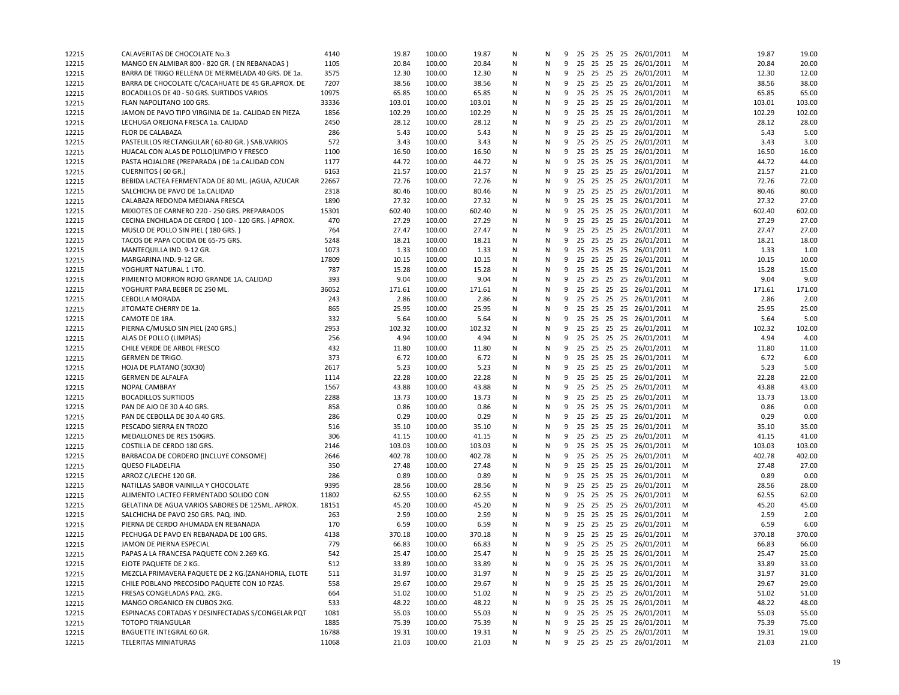| | | | | | | | | | | | | | | | | | |
|---|---|---|---|---|---|---|---|---|---|---|---|---|---|---|---|---|---|
| 12215 | CALAVERITAS DE CHOCOLATE No.3 | 4140 | 19.87 | 100.00 | 19.87 | N | N | 9 | 25 | 25 | 25 | 25 | 26/01/2011 | M | | 19.87 | 19.00 |
| 12215 | MANGO EN ALMIBAR 800 - 820 GR. ( EN REBANADAS ) | 1105 | 20.84 | 100.00 | 20.84 | N | N | 9 | 25 | 25 | 25 | 25 | 26/01/2011 | M | | 20.84 | 20.00 |
| 12215 | BARRA DE TRIGO RELLENA DE MERMELADA 40 GRS. DE 1a. | 3575 | 12.30 | 100.00 | 12.30 | N | N | 9 | 25 | 25 | 25 | 25 | 26/01/2011 | M | | 12.30 | 12.00 |
| 12215 | BARRA DE CHOCOLATE C/CACAHUATE DE 45 GR.APROX. DE | 7207 | 38.56 | 100.00 | 38.56 | N | N | 9 | 25 | 25 | 25 | 25 | 26/01/2011 | M | | 38.56 | 38.00 |
| 12215 | BOCADILLOS DE 40 - 50 GRS. SURTIDOS VARIOS | 10975 | 65.85 | 100.00 | 65.85 | N | N | 9 | 25 | 25 | 25 | 25 | 26/01/2011 | M | | 65.85 | 65.00 |
| 12215 | FLAN NAPOLITANO 100 GRS. | 33336 | 103.01 | 100.00 | 103.01 | N | N | 9 | 25 | 25 | 25 | 25 | 26/01/2011 | M | | 103.01 | 103.00 |
| 12215 | JAMON DE PAVO TIPO VIRGINIA DE 1a. CALIDAD EN PIEZA | 1856 | 102.29 | 100.00 | 102.29 | N | N | 9 | 25 | 25 | 25 | 25 | 26/01/2011 | M | | 102.29 | 102.00 |
| 12215 | LECHUGA OREJONA FRESCA 1a. CALIDAD | 2450 | 28.12 | 100.00 | 28.12 | N | N | 9 | 25 | 25 | 25 | 25 | 26/01/2011 | M | | 28.12 | 28.00 |
| 12215 | FLOR DE CALABAZA | 286 | 5.43 | 100.00 | 5.43 | N | N | 9 | 25 | 25 | 25 | 25 | 26/01/2011 | M | | 5.43 | 5.00 |
| 12215 | PASTELILLOS RECTANGULAR ( 60-80 GR. ) SAB.VARIOS | 572 | 3.43 | 100.00 | 3.43 | N | N | 9 | 25 | 25 | 25 | 25 | 26/01/2011 | M | | 3.43 | 3.00 |
| 12215 | HUACAL CON ALAS DE POLLO(LIMPIO Y FRESCO | 1100 | 16.50 | 100.00 | 16.50 | N | N | 9 | 25 | 25 | 25 | 25 | 26/01/2011 | M | | 16.50 | 16.00 |
| 12215 | PASTA HOJALDRE (PREPARADA ) DE 1a.CALIDAD CON | 1177 | 44.72 | 100.00 | 44.72 | N | N | 9 | 25 | 25 | 25 | 25 | 26/01/2011 | M | | 44.72 | 44.00 |
| 12215 | CUERNITOS ( 60 GR.) | 6163 | 21.57 | 100.00 | 21.57 | N | N | 9 | 25 | 25 | 25 | 25 | 26/01/2011 | M | | 21.57 | 21.00 |
| 12215 | BEBIDA LACTEA FERMENTADA DE 80 ML. (AGUA, AZUCAR | 22667 | 72.76 | 100.00 | 72.76 | N | N | 9 | 25 | 25 | 25 | 25 | 26/01/2011 | M | | 72.76 | 72.00 |
| 12215 | SALCHICHA DE PAVO DE 1a.CALIDAD | 2318 | 80.46 | 100.00 | 80.46 | N | N | 9 | 25 | 25 | 25 | 25 | 26/01/2011 | M | | 80.46 | 80.00 |
| 12215 | CALABAZA REDONDA MEDIANA FRESCA | 1890 | 27.32 | 100.00 | 27.32 | N | N | 9 | 25 | 25 | 25 | 25 | 26/01/2011 | M | | 27.32 | 27.00 |
| 12215 | MIXIOTES DE CARNERO 220 - 250 GRS. PREPARADOS | 15301 | 602.40 | 100.00 | 602.40 | N | N | 9 | 25 | 25 | 25 | 25 | 26/01/2011 | M | | 602.40 | 602.00 |
| 12215 | CECINA ENCHILADA DE CERDO ( 100 - 120 GRS. ) APROX. | 470 | 27.29 | 100.00 | 27.29 | N | N | 9 | 25 | 25 | 25 | 25 | 26/01/2011 | M | | 27.29 | 27.00 |
| 12215 | MUSLO DE POLLO SIN PIEL ( 180 GRS. ) | 764 | 27.47 | 100.00 | 27.47 | N | N | 9 | 25 | 25 | 25 | 25 | 26/01/2011 | M | | 27.47 | 27.00 |
| 12215 | TACOS DE PAPA COCIDA DE 65-75 GRS. | 5248 | 18.21 | 100.00 | 18.21 | N | N | 9 | 25 | 25 | 25 | 25 | 26/01/2011 | M | | 18.21 | 18.00 |
| 12215 | MANTEQUILLA IND. 9-12 GR. | 1073 | 1.33 | 100.00 | 1.33 | N | N | 9 | 25 | 25 | 25 | 25 | 26/01/2011 | M | | 1.33 | 1.00 |
| 12215 | MARGARINA IND. 9-12 GR. | 17809 | 10.15 | 100.00 | 10.15 | N | N | 9 | 25 | 25 | 25 | 25 | 26/01/2011 | M | | 10.15 | 10.00 |
| 12215 | YOGHURT NATURAL 1 LTO. | 787 | 15.28 | 100.00 | 15.28 | N | N | 9 | 25 | 25 | 25 | 25 | 26/01/2011 | M | | 15.28 | 15.00 |
| 12215 | PIMIENTO MORRON ROJO GRANDE 1A. CALIDAD | 393 | 9.04 | 100.00 | 9.04 | N | N | 9 | 25 | 25 | 25 | 25 | 26/01/2011 | M | | 9.04 | 9.00 |
| 12215 | YOGHURT PARA BEBER DE 250 ML. | 36052 | 171.61 | 100.00 | 171.61 | N | N | 9 | 25 | 25 | 25 | 25 | 26/01/2011 | M | | 171.61 | 171.00 |
| 12215 | CEBOLLA MORADA | 243 | 2.86 | 100.00 | 2.86 | N | N | 9 | 25 | 25 | 25 | 25 | 26/01/2011 | M | | 2.86 | 2.00 |
| 12215 | JITOMATE CHERRY DE 1a. | 865 | 25.95 | 100.00 | 25.95 | N | N | 9 | 25 | 25 | 25 | 25 | 26/01/2011 | M | | 25.95 | 25.00 |
| 12215 | CAMOTE DE 1RA. | 332 | 5.64 | 100.00 | 5.64 | N | N | 9 | 25 | 25 | 25 | 25 | 26/01/2011 | M | | 5.64 | 5.00 |
| 12215 | PIERNA C/MUSLO SIN PIEL (240 GRS.) | 2953 | 102.32 | 100.00 | 102.32 | N | N | 9 | 25 | 25 | 25 | 25 | 26/01/2011 | M | | 102.32 | 102.00 |
| 12215 | ALAS DE POLLO (LIMPIAS) | 256 | 4.94 | 100.00 | 4.94 | N | N | 9 | 25 | 25 | 25 | 25 | 26/01/2011 | M | | 4.94 | 4.00 |
| 12215 | CHILE VERDE DE ARBOL FRESCO | 432 | 11.80 | 100.00 | 11.80 | N | N | 9 | 25 | 25 | 25 | 25 | 26/01/2011 | M | | 11.80 | 11.00 |
| 12215 | GERMEN DE TRIGO. | 373 | 6.72 | 100.00 | 6.72 | N | N | 9 | 25 | 25 | 25 | 25 | 26/01/2011 | M | | 6.72 | 6.00 |
| 12215 | HOJA DE PLATANO (30X30) | 2617 | 5.23 | 100.00 | 5.23 | N | N | 9 | 25 | 25 | 25 | 25 | 26/01/2011 | M | | 5.23 | 5.00 |
| 12215 | GERMEN DE ALFALFA | 1114 | 22.28 | 100.00 | 22.28 | N | N | 9 | 25 | 25 | 25 | 25 | 26/01/2011 | M | | 22.28 | 22.00 |
| 12215 | NOPAL CAMBRAY | 1567 | 43.88 | 100.00 | 43.88 | N | N | 9 | 25 | 25 | 25 | 25 | 26/01/2011 | M | | 43.88 | 43.00 |
| 12215 | BOCADILLOS SURTIDOS | 2288 | 13.73 | 100.00 | 13.73 | N | N | 9 | 25 | 25 | 25 | 25 | 26/01/2011 | M | | 13.73 | 13.00 |
| 12215 | PAN DE AJO DE 30 A 40 GRS. | 858 | 0.86 | 100.00 | 0.86 | N | N | 9 | 25 | 25 | 25 | 25 | 26/01/2011 | M | | 0.86 | 0.00 |
| 12215 | PAN DE CEBOLLA DE 30 A 40 GRS. | 286 | 0.29 | 100.00 | 0.29 | N | N | 9 | 25 | 25 | 25 | 25 | 26/01/2011 | M | | 0.29 | 0.00 |
| 12215 | PESCADO SIERRA EN TROZO | 516 | 35.10 | 100.00 | 35.10 | N | N | 9 | 25 | 25 | 25 | 25 | 26/01/2011 | M | | 35.10 | 35.00 |
| 12215 | MEDALLONES DE RES 150GRS. | 306 | 41.15 | 100.00 | 41.15 | N | N | 9 | 25 | 25 | 25 | 25 | 26/01/2011 | M | | 41.15 | 41.00 |
| 12215 | COSTILLA DE CERDO 180 GRS. | 2146 | 103.03 | 100.00 | 103.03 | N | N | 9 | 25 | 25 | 25 | 25 | 26/01/2011 | M | | 103.03 | 103.00 |
| 12215 | BARBACOA DE CORDERO (INCLUYE CONSOME) | 2646 | 402.78 | 100.00 | 402.78 | N | N | 9 | 25 | 25 | 25 | 25 | 26/01/2011 | M | | 402.78 | 402.00 |
| 12215 | QUESO FILADELFIA | 350 | 27.48 | 100.00 | 27.48 | N | N | 9 | 25 | 25 | 25 | 25 | 26/01/2011 | M | | 27.48 | 27.00 |
| 12215 | ARROZ C/LECHE 120 GR. | 286 | 0.89 | 100.00 | 0.89 | N | N | 9 | 25 | 25 | 25 | 25 | 26/01/2011 | M | | 0.89 | 0.00 |
| 12215 | NATILLAS SABOR VAINILLA Y CHOCOLATE | 9395 | 28.56 | 100.00 | 28.56 | N | N | 9 | 25 | 25 | 25 | 25 | 26/01/2011 | M | | 28.56 | 28.00 |
| 12215 | ALIMENTO LACTEO FERMENTADO SOLIDO CON | 11802 | 62.55 | 100.00 | 62.55 | N | N | 9 | 25 | 25 | 25 | 25 | 26/01/2011 | M | | 62.55 | 62.00 |
| 12215 | GELATINA DE AGUA VARIOS SABORES DE 125ML. APROX. | 18151 | 45.20 | 100.00 | 45.20 | N | N | 9 | 25 | 25 | 25 | 25 | 26/01/2011 | M | | 45.20 | 45.00 |
| 12215 | SALCHICHA DE PAVO 250 GRS. PAQ. IND. | 263 | 2.59 | 100.00 | 2.59 | N | N | 9 | 25 | 25 | 25 | 25 | 26/01/2011 | M | | 2.59 | 2.00 |
| 12215 | PIERNA DE CERDO AHUMADA EN REBANADA | 170 | 6.59 | 100.00 | 6.59 | N | N | 9 | 25 | 25 | 25 | 25 | 26/01/2011 | M | | 6.59 | 6.00 |
| 12215 | PECHUGA DE PAVO EN REBANADA DE 100 GRS. | 4138 | 370.18 | 100.00 | 370.18 | N | N | 9 | 25 | 25 | 25 | 25 | 26/01/2011 | M | | 370.18 | 370.00 |
| 12215 | JAMON DE PIERNA ESPECIAL | 779 | 66.83 | 100.00 | 66.83 | N | N | 9 | 25 | 25 | 25 | 25 | 26/01/2011 | M | | 66.83 | 66.00 |
| 12215 | PAPAS A LA FRANCESA PAQUETE CON 2.269 KG. | 542 | 25.47 | 100.00 | 25.47 | N | N | 9 | 25 | 25 | 25 | 25 | 26/01/2011 | M | | 25.47 | 25.00 |
| 12215 | EJOTE PAQUETE DE 2 KG. | 512 | 33.89 | 100.00 | 33.89 | N | N | 9 | 25 | 25 | 25 | 25 | 26/01/2011 | M | | 33.89 | 33.00 |
| 12215 | MEZCLA PRIMAVERA PAQUETE DE 2 KG.(ZANAHORIA, ELOTE | 511 | 31.97 | 100.00 | 31.97 | N | N | 9 | 25 | 25 | 25 | 25 | 26/01/2011 | M | | 31.97 | 31.00 |
| 12215 | CHILE POBLANO PRECOSIDO PAQUETE CON 10 PZAS. | 558 | 29.67 | 100.00 | 29.67 | N | N | 9 | 25 | 25 | 25 | 25 | 26/01/2011 | M | | 29.67 | 29.00 |
| 12215 | FRESAS CONGELADAS PAQ. 2KG. | 664 | 51.02 | 100.00 | 51.02 | N | N | 9 | 25 | 25 | 25 | 25 | 26/01/2011 | M | | 51.02 | 51.00 |
| 12215 | MANGO ORGANICO EN CUBOS 2KG. | 533 | 48.22 | 100.00 | 48.22 | N | N | 9 | 25 | 25 | 25 | 25 | 26/01/2011 | M | | 48.22 | 48.00 |
| 12215 | ESPINACAS CORTADAS Y DESINFECTADAS S/CONGELAR PQT | 1081 | 55.03 | 100.00 | 55.03 | N | N | 9 | 25 | 25 | 25 | 25 | 26/01/2011 | M | | 55.03 | 55.00 |
| 12215 | TOTOPO TRIANGULAR | 1885 | 75.39 | 100.00 | 75.39 | N | N | 9 | 25 | 25 | 25 | 25 | 26/01/2011 | M | | 75.39 | 75.00 |
| 12215 | BAGUETTE INTEGRAL 60 GR. | 16788 | 19.31 | 100.00 | 19.31 | N | N | 9 | 25 | 25 | 25 | 25 | 26/01/2011 | M | | 19.31 | 19.00 |
| 12215 | TELERITAS MINIATURAS | 11068 | 21.03 | 100.00 | 21.03 | N | N | 9 | 25 | 25 | 25 | 25 | 26/01/2011 | M | | 21.03 | 21.00 |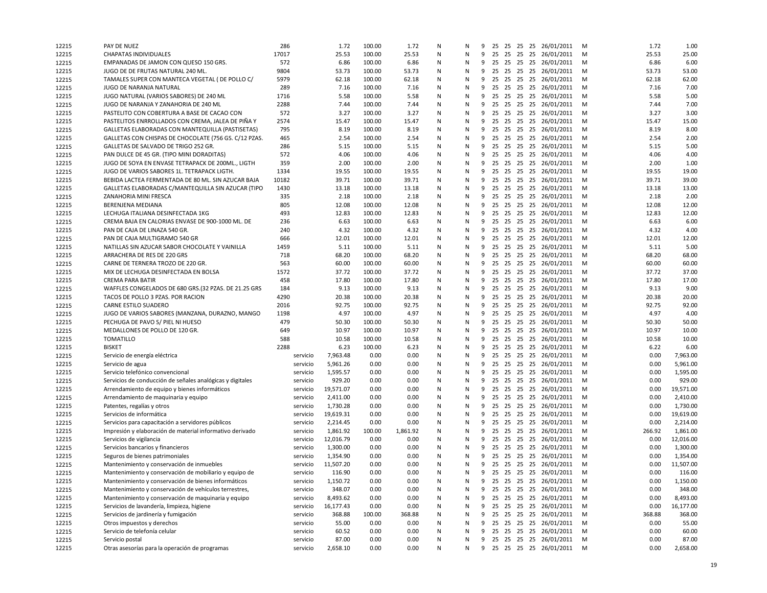| | | | | | | | | | | | | | | | | | | |
|---|---|---|---|---|---|---|---|---|---|---|---|---|---|---|---|---|---|---|
| 12215 | PAY DE NUEZ | 286 | | 1.72 | 100.00 | 1.72 | N | N | 9 | 25 | 25 | 25 | 25 | 26/01/2011 | M | | 1.72 | 1.00 |
| 12215 | CHAPATAS INDIVIDUALES | 17017 | | 25.53 | 100.00 | 25.53 | N | N | 9 | 25 | 25 | 25 | 25 | 26/01/2011 | M | | 25.53 | 25.00 |
| 12215 | EMPANADAS DE JAMON CON QUESO 150 GRS. | 572 | | 6.86 | 100.00 | 6.86 | N | N | 9 | 25 | 25 | 25 | 25 | 26/01/2011 | M | | 6.86 | 6.00 |
| 12215 | JUGO DE DE FRUTAS NATURAL 240 ML. | 9804 | | 53.73 | 100.00 | 53.73 | N | N | 9 | 25 | 25 | 25 | 25 | 26/01/2011 | M | | 53.73 | 53.00 |
| 12215 | TAMALES SUPER CON MANTECA VEGETAL ( DE POLLO C/ | 5979 | | 62.18 | 100.00 | 62.18 | N | N | 9 | 25 | 25 | 25 | 25 | 26/01/2011 | M | | 62.18 | 62.00 |
| 12215 | JUGO DE NARANJA NATURAL | 289 | | 7.16 | 100.00 | 7.16 | N | N | 9 | 25 | 25 | 25 | 25 | 26/01/2011 | M | | 7.16 | 7.00 |
| 12215 | JUGO NATURAL (VARIOS SABORES) DE 240 ML | 1716 | | 5.58 | 100.00 | 5.58 | N | N | 9 | 25 | 25 | 25 | 25 | 26/01/2011 | M | | 5.58 | 5.00 |
| 12215 | JUGO DE NARANJA Y ZANAHORIA DE 240 ML | 2288 | | 7.44 | 100.00 | 7.44 | N | N | 9 | 25 | 25 | 25 | 25 | 26/01/2011 | M | | 7.44 | 7.00 |
| 12215 | PASTELITO CON COBERTURA A BASE DE CACAO CON | 572 | | 3.27 | 100.00 | 3.27 | N | N | 9 | 25 | 25 | 25 | 25 | 26/01/2011 | M | | 3.27 | 3.00 |
| 12215 | PASTELITOS ENRROLLADOS CON CREMA, JALEA DE PIÑA Y | 2574 | | 15.47 | 100.00 | 15.47 | N | N | 9 | 25 | 25 | 25 | 25 | 26/01/2011 | M | | 15.47 | 15.00 |
| 12215 | GALLETAS ELABORADAS CON MANTEQUILLA (PASTISETAS) | 795 | | 8.19 | 100.00 | 8.19 | N | N | 9 | 25 | 25 | 25 | 25 | 26/01/2011 | M | | 8.19 | 8.00 |
| 12215 | GALLETAS CON CHISPAS DE CHOCOLATE (756 GS. C/12 PZAS. | 465 | | 2.54 | 100.00 | 2.54 | N | N | 9 | 25 | 25 | 25 | 25 | 26/01/2011 | M | | 2.54 | 2.00 |
| 12215 | GALLETAS DE SALVADO DE TRIGO 252 GR. | 286 | | 5.15 | 100.00 | 5.15 | N | N | 9 | 25 | 25 | 25 | 25 | 26/01/2011 | M | | 5.15 | 5.00 |
| 12215 | PAN DULCE DE 45 GR. (TIPO MINI DORADITAS) | 572 | | 4.06 | 100.00 | 4.06 | N | N | 9 | 25 | 25 | 25 | 25 | 26/01/2011 | M | | 4.06 | 4.00 |
| 12215 | JUGO DE SOYA EN ENVASE TETRAPACK DE 200ML., LIGTH | 359 | | 2.00 | 100.00 | 2.00 | N | N | 9 | 25 | 25 | 25 | 25 | 26/01/2011 | M | | 2.00 | 1.00 |
| 12215 | JUGO DE VARIOS SABORES 1L. TETRAPACK LIGTH. | 1334 | | 19.55 | 100.00 | 19.55 | N | N | 9 | 25 | 25 | 25 | 25 | 26/01/2011 | M | | 19.55 | 19.00 |
| 12215 | BEBIDA LACTEA FERMENTADA DE 80 ML. SIN AZUCAR BAJA | 10182 | | 39.71 | 100.00 | 39.71 | N | N | 9 | 25 | 25 | 25 | 25 | 26/01/2011 | M | | 39.71 | 39.00 |
| 12215 | GALLETAS ELABORADAS C/MANTEQUILLA SIN AZUCAR (TIPO | 1430 | | 13.18 | 100.00 | 13.18 | N | N | 9 | 25 | 25 | 25 | 25 | 26/01/2011 | M | | 13.18 | 13.00 |
| 12215 | ZANAHORIA MINI FRESCA | 335 | | 2.18 | 100.00 | 2.18 | N | N | 9 | 25 | 25 | 25 | 25 | 26/01/2011 | M | | 2.18 | 2.00 |
| 12215 | BERENJENA MEDIANA | 805 | | 12.08 | 100.00 | 12.08 | N | N | 9 | 25 | 25 | 25 | 25 | 26/01/2011 | M | | 12.08 | 12.00 |
| 12215 | LECHUGA ITALIANA DESINFECTADA 1KG | 493 | | 12.83 | 100.00 | 12.83 | N | N | 9 | 25 | 25 | 25 | 25 | 26/01/2011 | M | | 12.83 | 12.00 |
| 12215 | CREMA BAJA EN CALORIAS ENVASE DE 900-1000 ML. DE | 236 | | 6.63 | 100.00 | 6.63 | N | N | 9 | 25 | 25 | 25 | 25 | 26/01/2011 | M | | 6.63 | 6.00 |
| 12215 | PAN DE CAJA DE LINAZA 540 GR. | 240 | | 4.32 | 100.00 | 4.32 | N | N | 9 | 25 | 25 | 25 | 25 | 26/01/2011 | M | | 4.32 | 4.00 |
| 12215 | PAN DE CAJA MULTIGRAMO 540 GR | 666 | | 12.01 | 100.00 | 12.01 | N | N | 9 | 25 | 25 | 25 | 25 | 26/01/2011 | M | | 12.01 | 12.00 |
| 12215 | NATILLAS SIN AZUCAR SABOR CHOCOLATE Y VAINILLA | 1459 | | 5.11 | 100.00 | 5.11 | N | N | 9 | 25 | 25 | 25 | 25 | 26/01/2011 | M | | 5.11 | 5.00 |
| 12215 | ARRACHERA DE RES DE 220 GRS | 718 | | 68.20 | 100.00 | 68.20 | N | N | 9 | 25 | 25 | 25 | 25 | 26/01/2011 | M | | 68.20 | 68.00 |
| 12215 | CARNE DE TERNERA TROZO DE 220 GR. | 563 | | 60.00 | 100.00 | 60.00 | N | N | 9 | 25 | 25 | 25 | 25 | 26/01/2011 | M | | 60.00 | 60.00 |
| 12215 | MIX DE LECHUGA DESINFECTADA EN BOLSA | 1572 | | 37.72 | 100.00 | 37.72 | N | N | 9 | 25 | 25 | 25 | 25 | 26/01/2011 | M | | 37.72 | 37.00 |
| 12215 | CREMA PARA BATIR | 458 | | 17.80 | 100.00 | 17.80 | N | N | 9 | 25 | 25 | 25 | 25 | 26/01/2011 | M | | 17.80 | 17.00 |
| 12215 | WAFFLES CONGELADOS DE 680 GRS.(32 PZAS. DE 21.25 GRS | 184 | | 9.13 | 100.00 | 9.13 | N | N | 9 | 25 | 25 | 25 | 25 | 26/01/2011 | M | | 9.13 | 9.00 |
| 12215 | TACOS DE POLLO 3 PZAS. POR RACION | 4290 | | 20.38 | 100.00 | 20.38 | N | N | 9 | 25 | 25 | 25 | 25 | 26/01/2011 | M | | 20.38 | 20.00 |
| 12215 | CARNE ESTILO SUADERO | 2016 | | 92.75 | 100.00 | 92.75 | N | N | 9 | 25 | 25 | 25 | 25 | 26/01/2011 | M | | 92.75 | 92.00 |
| 12215 | JUGO DE VARIOS SABORES (MANZANA, DURAZNO, MANGO | 1198 | | 4.97 | 100.00 | 4.97 | N | N | 9 | 25 | 25 | 25 | 25 | 26/01/2011 | M | | 4.97 | 4.00 |
| 12215 | PECHUGA DE PAVO S/ PIEL NI HUESO | 479 | | 50.30 | 100.00 | 50.30 | N | N | 9 | 25 | 25 | 25 | 25 | 26/01/2011 | M | | 50.30 | 50.00 |
| 12215 | MEDALLONES DE POLLO DE 120 GR. | 649 | | 10.97 | 100.00 | 10.97 | N | N | 9 | 25 | 25 | 25 | 25 | 26/01/2011 | M | | 10.97 | 10.00 |
| 12215 | TOMATILLO | 588 | | 10.58 | 100.00 | 10.58 | N | N | 9 | 25 | 25 | 25 | 25 | 26/01/2011 | M | | 10.58 | 10.00 |
| 12215 | BISKET | 2288 | | 6.23 | 100.00 | 6.23 | N | N | 9 | 25 | 25 | 25 | 25 | 26/01/2011 | M | | 6.22 | 6.00 |
| 12215 | Servicio de energía eléctrica | | servicio | 7,963.48 | 0.00 | 0.00 | N | N | 9 | 25 | 25 | 25 | 25 | 26/01/2011 | M | | 0.00 | 7,963.00 |
| 12215 | Servicio de agua | | servicio | 5,961.26 | 0.00 | 0.00 | N | N | 9 | 25 | 25 | 25 | 25 | 26/01/2011 | M | | 0.00 | 5,961.00 |
| 12215 | Servicio telefónico convencional | | servicio | 1,595.57 | 0.00 | 0.00 | N | N | 9 | 25 | 25 | 25 | 25 | 26/01/2011 | M | | 0.00 | 1,595.00 |
| 12215 | Servicios de conducción de señales analógicas y digitales | | servicio | 929.20 | 0.00 | 0.00 | N | N | 9 | 25 | 25 | 25 | 25 | 26/01/2011 | M | | 0.00 | 929.00 |
| 12215 | Arrendamiento de equipo y bienes informáticos | | servicio | 19,571.07 | 0.00 | 0.00 | N | N | 9 | 25 | 25 | 25 | 25 | 26/01/2011 | M | | 0.00 | 19,571.00 |
| 12215 | Arrendamiento de maquinaria y equipo | | servicio | 2,411.00 | 0.00 | 0.00 | N | N | 9 | 25 | 25 | 25 | 25 | 26/01/2011 | M | | 0.00 | 2,410.00 |
| 12215 | Patentes, regalías y otros | | servicio | 1,730.28 | 0.00 | 0.00 | N | N | 9 | 25 | 25 | 25 | 25 | 26/01/2011 | M | | 0.00 | 1,730.00 |
| 12215 | Servicios de informática | | servicio | 19,619.31 | 0.00 | 0.00 | N | N | 9 | 25 | 25 | 25 | 25 | 26/01/2011 | M | | 0.00 | 19,619.00 |
| 12215 | Servicios para capacitación a servidores públicos | | servicio | 2,214.45 | 0.00 | 0.00 | N | N | 9 | 25 | 25 | 25 | 25 | 26/01/2011 | M | | 0.00 | 2,214.00 |
| 12215 | Impresión y elaboración de material informativo derivado | | servicio | 1,861.92 | 100.00 | 1,861.92 | N | N | 9 | 25 | 25 | 25 | 25 | 26/01/2011 | M | | 266.92 | 1,861.00 |
| 12215 | Servicios de vigilancia | | servicio | 12,016.79 | 0.00 | 0.00 | N | N | 9 | 25 | 25 | 25 | 25 | 26/01/2011 | M | | 0.00 | 12,016.00 |
| 12215 | Servicios bancarios y financieros | | servicio | 1,300.00 | 0.00 | 0.00 | N | N | 9 | 25 | 25 | 25 | 25 | 26/01/2011 | M | | 0.00 | 1,300.00 |
| 12215 | Seguros de bienes patrimoniales | | servicio | 1,354.90 | 0.00 | 0.00 | N | N | 9 | 25 | 25 | 25 | 25 | 26/01/2011 | M | | 0.00 | 1,354.00 |
| 12215 | Mantenimiento y conservación de inmuebles | | servicio | 11,507.20 | 0.00 | 0.00 | N | N | 9 | 25 | 25 | 25 | 25 | 26/01/2011 | M | | 0.00 | 11,507.00 |
| 12215 | Mantenimiento y conservación de mobiliario y equipo de | | servicio | 116.90 | 0.00 | 0.00 | N | N | 9 | 25 | 25 | 25 | 25 | 26/01/2011 | M | | 0.00 | 116.00 |
| 12215 | Mantenimiento y conservación de bienes informáticos | | servicio | 1,150.72 | 0.00 | 0.00 | N | N | 9 | 25 | 25 | 25 | 25 | 26/01/2011 | M | | 0.00 | 1,150.00 |
| 12215 | Mantenimiento y conservación de vehículos terrestres, | | servicio | 348.07 | 0.00 | 0.00 | N | N | 9 | 25 | 25 | 25 | 25 | 26/01/2011 | M | | 0.00 | 348.00 |
| 12215 | Mantenimiento y conservación de maquinaria y equipo | | servicio | 8,493.62 | 0.00 | 0.00 | N | N | 9 | 25 | 25 | 25 | 25 | 26/01/2011 | M | | 0.00 | 8,493.00 |
| 12215 | Servicios de lavandería, limpieza, higiene | | servicio | 16,177.43 | 0.00 | 0.00 | N | N | 9 | 25 | 25 | 25 | 25 | 26/01/2011 | M | | 0.00 | 16,177.00 |
| 12215 | Servicios de jardinería y fumigación | | servicio | 368.88 | 100.00 | 368.88 | N | N | 9 | 25 | 25 | 25 | 25 | 26/01/2011 | M | | 368.88 | 368.00 |
| 12215 | Otros impuestos y derechos | | servicio | 55.00 | 0.00 | 0.00 | N | N | 9 | 25 | 25 | 25 | 25 | 26/01/2011 | M | | 0.00 | 55.00 |
| 12215 | Servicio de telefonía celular | | servicio | 60.52 | 0.00 | 0.00 | N | N | 9 | 25 | 25 | 25 | 25 | 26/01/2011 | M | | 0.00 | 60.00 |
| 12215 | Servicio postal | | servicio | 87.00 | 0.00 | 0.00 | N | N | 9 | 25 | 25 | 25 | 25 | 26/01/2011 | M | | 0.00 | 87.00 |
| 12215 | Otras asesorías para la operación de programas | | servicio | 2,658.10 | 0.00 | 0.00 | N | N | 9 | 25 | 25 | 25 | 25 | 26/01/2011 | M | | 0.00 | 2,658.00 |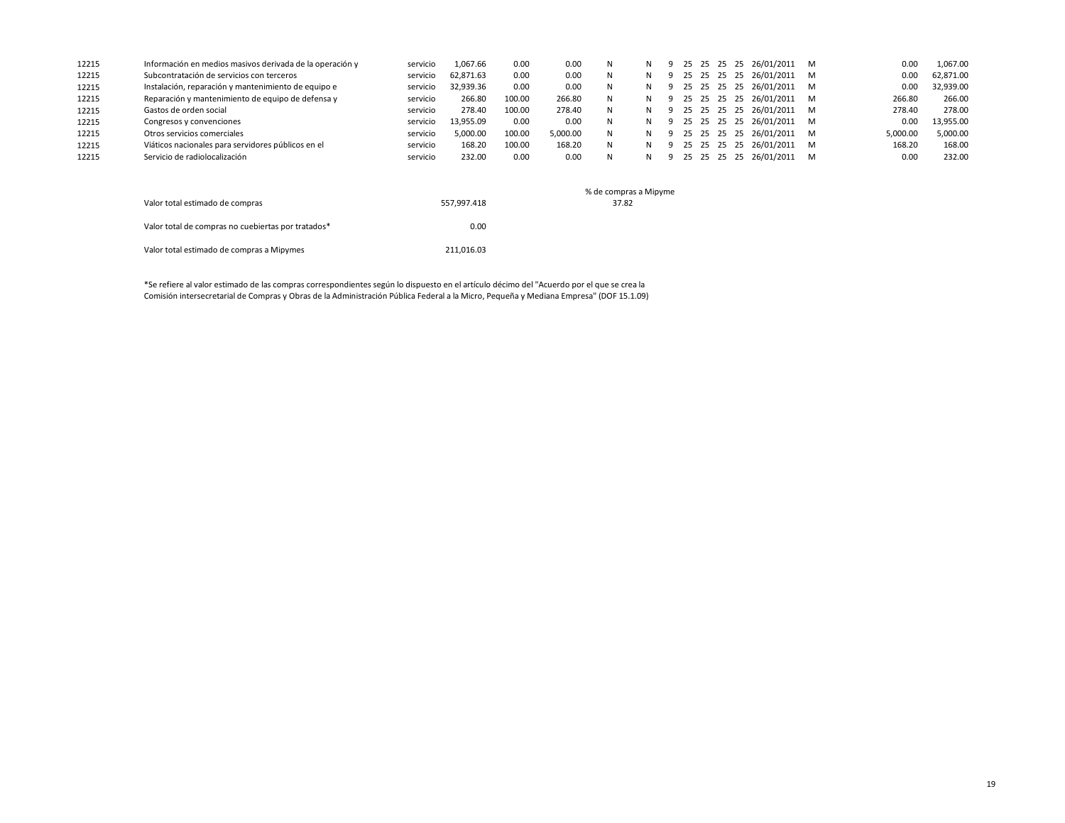| | | | | | | | | | | | | | | | | | |
|---|---|---|---|---|---|---|---|---|---|---|---|---|---|---|---|---|---|
| 12215 | Información en medios masivos derivada de la operación y | servicio | 1,067.66 | 0.00 | 0.00 | N | N | 9 | 25 | 25 | 25 | 25 | 26/01/2011 | M | | 0.00 | 1,067.00 |
| 12215 | Subcontratación de servicios con terceros | servicio | 62,871.63 | 0.00 | 0.00 | N | N | 9 | 25 | 25 | 25 | 25 | 26/01/2011 | M | | 0.00 | 62,871.00 |
| 12215 | Instalación, reparación y mantenimiento de equipo e | servicio | 32,939.36 | 0.00 | 0.00 | N | N | 9 | 25 | 25 | 25 | 25 | 26/01/2011 | M | | 0.00 | 32,939.00 |
| 12215 | Reparación y mantenimiento de equipo de defensa y | servicio | 266.80 | 100.00 | 266.80 | N | N | 9 | 25 | 25 | 25 | 25 | 26/01/2011 | M | | 266.80 | 266.00 |
| 12215 | Gastos de orden social | servicio | 278.40 | 100.00 | 278.40 | N | N | 9 | 25 | 25 | 25 | 25 | 26/01/2011 | M | | 278.40 | 278.00 |
| 12215 | Congresos y convenciones | servicio | 13,955.09 | 0.00 | 0.00 | N | N | 9 | 25 | 25 | 25 | 25 | 26/01/2011 | M | | 0.00 | 13,955.00 |
| 12215 | Otros servicios comerciales | servicio | 5,000.00 | 100.00 | 5,000.00 | N | N | 9 | 25 | 25 | 25 | 25 | 26/01/2011 | M | | 5,000.00 | 5,000.00 |
| 12215 | Viáticos nacionales para servidores públicos en el | servicio | 168.20 | 100.00 | 168.20 | N | N | 9 | 25 | 25 | 25 | 25 | 26/01/2011 | M | | 168.20 | 168.00 |
| 12215 | Servicio de radiolocalización | servicio | 232.00 | 0.00 | 0.00 | N | N | 9 | 25 | 25 | 25 | 25 | 26/01/2011 | M | | 0.00 | 232.00 |

| | | |
|---|---|---|
| | | % de compras a Mipyme |
| Valor total estimado de compras | 557,997.418 | 37.82 |
| Valor total de compras no cuebiertas por tratados* | 0.00 | |
| Valor total estimado de compras a Mipymes | 211,016.03 | |

*Se refiere al valor estimado de las compras correspondientes según lo dispuesto en el artículo décimo del "Acuerdo por el que se crea la Comisión intersecretarial de Compras y Obras de la Administración Pública Federal a la Micro, Pequeña y Mediana Empresa" (DOF 15.1.09)